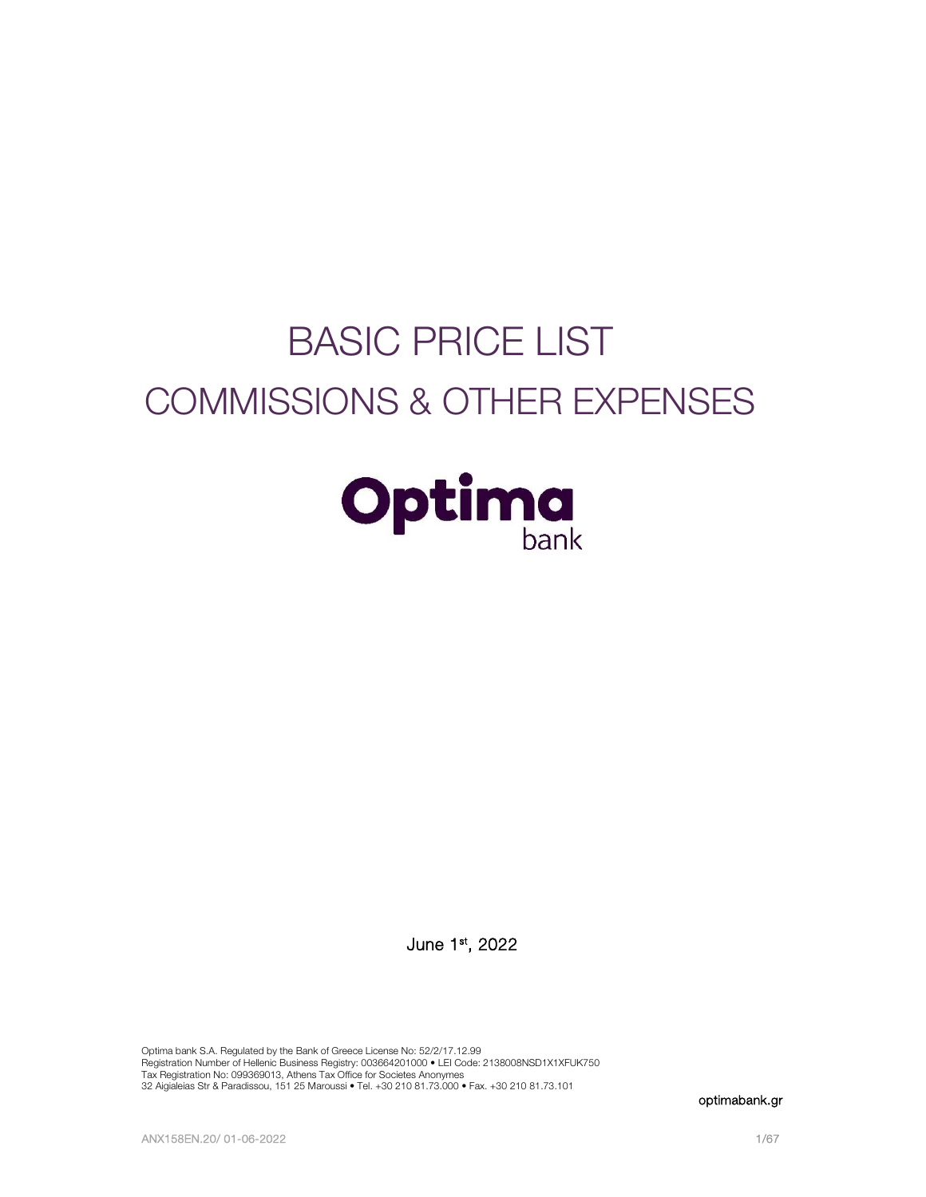# BASIC PRICE LIST

# COMMISSIONS & OTHER EXPENSES

Optima bank

June 1st, 2022

Optima bank S.A. Regulated by the Bank of Greece License No: 52/2/17.12.99
Registration Number of Hellenic Business Registry: 003664201000 • LEI Code: 2138008NSD1X1XFUK750
Tax Registration No: 099369013, Athens Tax Office for Societes Anonymes
32 Aigialeias Str & Paradissou, 151 25 Maroussi • Tel. +30 210 81.73.000 • Fax. +30 210 81.73.101

optimabank.gr

ANX158EN.20/ 01-06-2022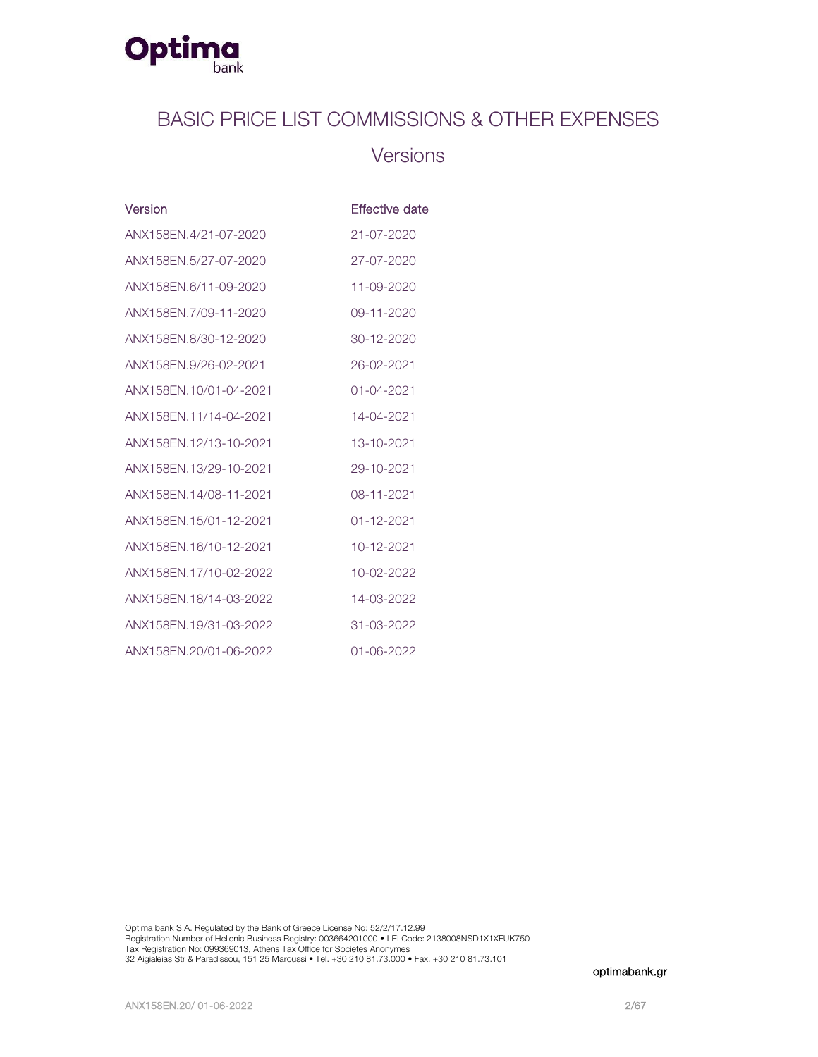# BASIC PRICE LIST COMMISSIONS & OTHER EXPENSES

## Versions

| Version | Effective date |
| --- | --- |
| ANX158EN.4/21-07-2020 | 21-07-2020 |
| ANX158EN.5/27-07-2020 | 27-07-2020 |
| ANX158EN.6/11-09-2020 | 11-09-2020 |
| ANX158EN.7/09-11-2020 | 09-11-2020 |
| ANX158EN.8/30-12-2020 | 30-12-2020 |
| ANX158EN.9/26-02-2021 | 26-02-2021 |
| ANX158EN.10/01-04-2021 | 01-04-2021 |
| ANX158EN.11/14-04-2021 | 14-04-2021 |
| ANX158EN.12/13-10-2021 | 13-10-2021 |
| ANX158EN.13/29-10-2021 | 29-10-2021 |
| ANX158EN.14/08-11-2021 | 08-11-2021 |
| ANX158EN.15/01-12-2021 | 01-12-2021 |
| ANX158EN.16/10-12-2021 | 10-12-2021 |
| ANX158EN.17/10-02-2022 | 10-02-2022 |
| ANX158EN.18/14-03-2022 | 14-03-2022 |
| ANX158EN.19/31-03-2022 | 31-03-2022 |
| ANX158EN.20/01-06-2022 | 01-06-2022 |

Optima bank S.A. Regulated by the Bank of Greece License No: 52/2/17.12.99
Registration Number of Hellenic Business Registry: 003664201000 • LEI Code: 2138008NSD1X1XFUK750
Tax Registration No: 099369013, Athens Tax Office for Societes Anonymes
32 Aigialeias Str & Paradissou, 151 25 Maroussi • Tel. +30 210 81.73.000 • Fax. +30 210 81.73.101

optimabank.gr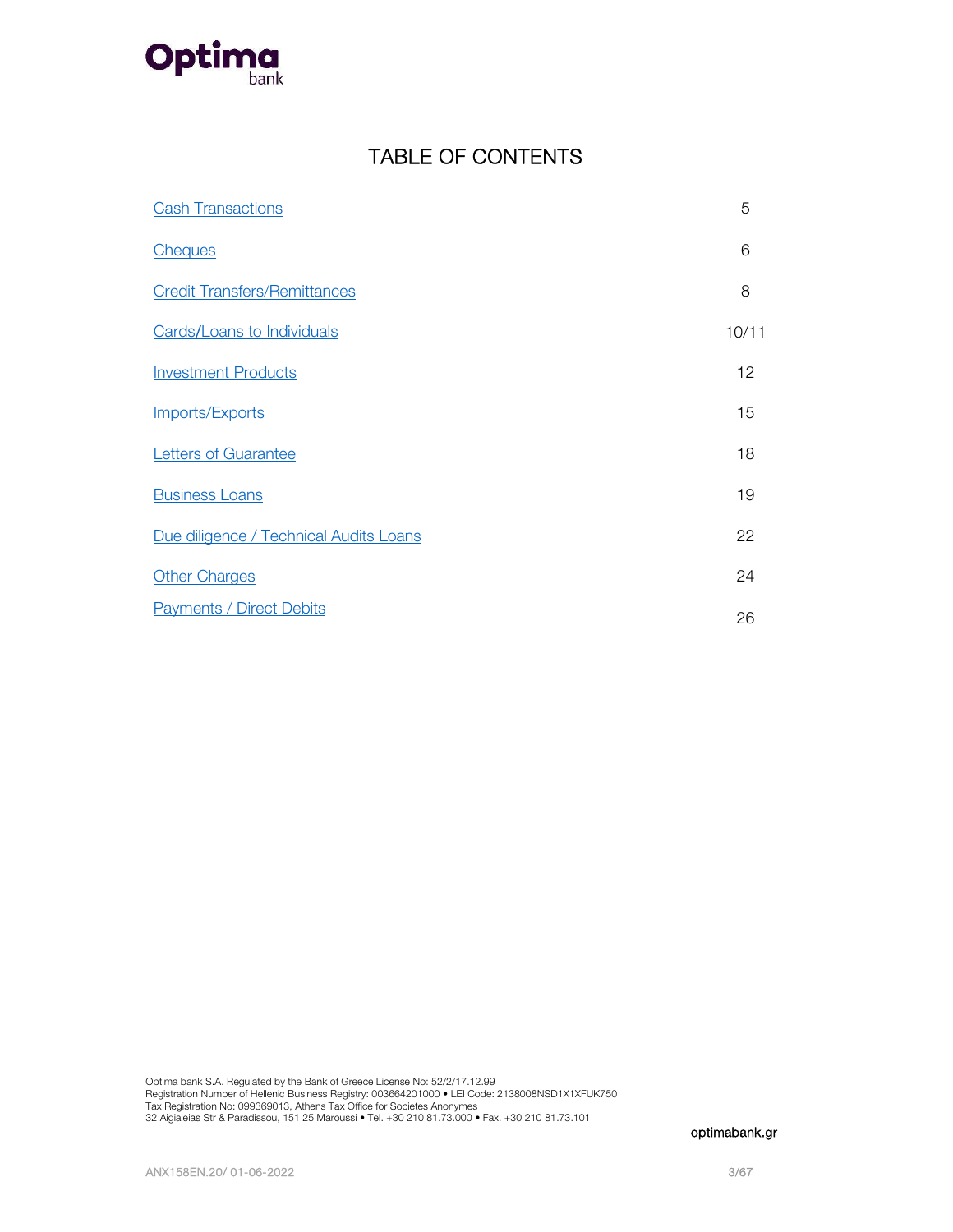# TABLE OF CONTENTS

| | |
|---|---|
| Cash Transactions | 5 |
| Cheques | 6 |
| Credit Transfers/Remittances | 8 |
| Cards/Loans to Individuals | 10/11 |
| Investment Products | 12 |
| Imports/Exports | 15 |
| Letters of Guarantee | 18 |
| Business Loans | 19 |
| Due diligence / Technical Audits Loans | 22 |
| Other Charges | 24 |
| Payments / Direct Debits | 26 |

Optima bank S.A. Regulated by the Bank of Greece License No: 52/2/17.12.99
Registration Number of Hellenic Business Registry: 003664201000 • LEI Code: 2138008NSD1X1XFUK750
Tax Registration No: 099369013, Athens Tax Office for Societes Anonymes
32 Aigialeias Str & Paradissou, 151 25 Maroussi • Tel. +30 210 81.73.000 • Fax. +30 210 81.73.101

optimabank.gr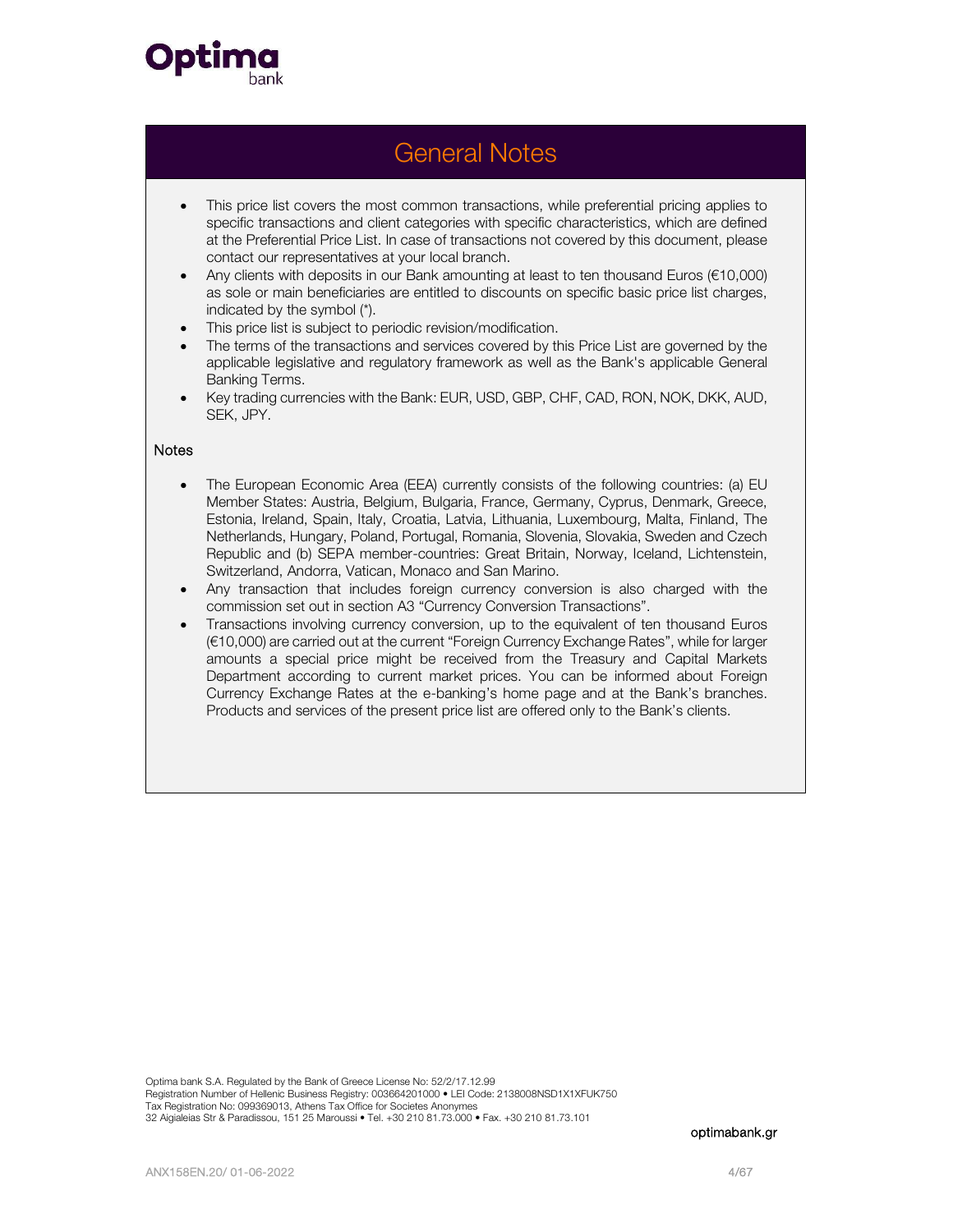# General Notes

- This price list covers the most common transactions, while preferential pricing applies to specific transactions and client categories with specific characteristics, which are defined at the Preferential Price List. In case of transactions not covered by this document, please contact our representatives at your local branch.
- Any clients with deposits in our Bank amounting at least to ten thousand Euros (€10,000) as sole or main beneficiaries are entitled to discounts on specific basic price list charges, indicated by the symbol (*).
- This price list is subject to periodic revision/modification.
- The terms of the transactions and services covered by this Price List are governed by the applicable legislative and regulatory framework as well as the Bank's applicable General Banking Terms.
- Key trading currencies with the Bank: EUR, USD, GBP, CHF, CAD, RON, NOK, DKK, AUD, SEK, JPY.

## Notes

- The European Economic Area (EEA) currently consists of the following countries: (a) EU Member States: Austria, Belgium, Bulgaria, France, Germany, Cyprus, Denmark, Greece, Estonia, Ireland, Spain, Italy, Croatia, Latvia, Lithuania, Luxembourg, Malta, Finland, The Netherlands, Hungary, Poland, Portugal, Romania, Slovenia, Slovakia, Sweden and Czech Republic and (b) SEPA member-countries: Great Britain, Norway, Iceland, Lichtenstein, Switzerland, Andorra, Vatican, Monaco and San Marino.
- Any transaction that includes foreign currency conversion is also charged with the commission set out in section A3 "Currency Conversion Transactions".
- Transactions involving currency conversion, up to the equivalent of ten thousand Euros (€10,000) are carried out at the current "Foreign Currency Exchange Rates", while for larger amounts a special price might be received from the Treasury and Capital Markets Department according to current market prices. You can be informed about Foreign Currency Exchange Rates at the e-banking's home page and at the Bank's branches. Products and services of the present price list are offered only to the Bank's clients.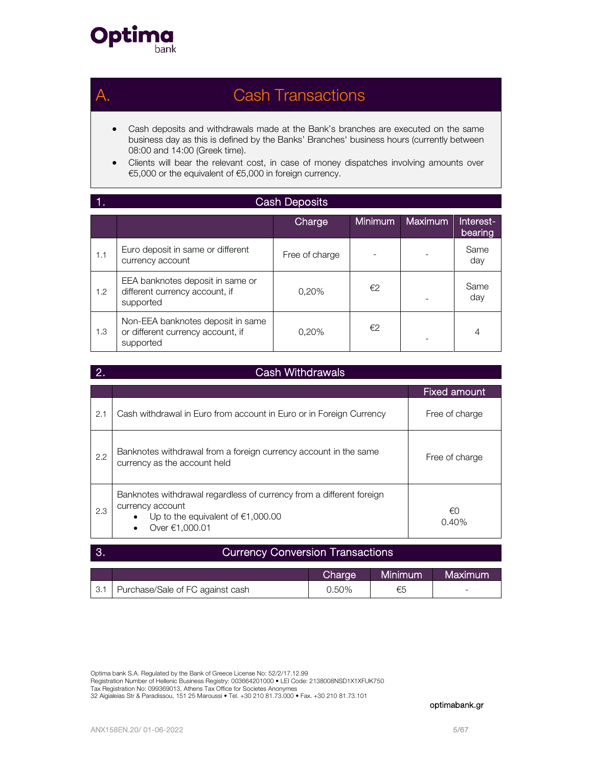# A. Cash Transactions

- Cash deposits and withdrawals made at the Bank's branches are executed on the same business day as this is defined by the Banks' Branches' business hours (currently between 08:00 and 14:00 (Greek time).
- Clients will bear the relevant cost, in case of money dispatches involving amounts over €5,000 or the equivalent of €5,000 in foreign currency.

## 1. Cash Deposits

| | | Charge | Minimum | Maximum | Interest-bearing |
|---|---|---|---|---|---|
| 1.1 | Euro deposit in same or different currency account | Free of charge | - | - | Same day |
| 1.2 | EEA banknotes deposit in same or different currency account, if supported | 0,20% | €2 | - | Same day |
| 1.3 | Non-EEA banknotes deposit in same or different currency account, if supported | 0,20% | €2 | - | 4 |

## 2. Cash Withdrawals

| | | Fixed amount |
|---|---|---|
| 2.1 | Cash withdrawal in Euro from account in Euro or in Foreign Currency | Free of charge |
| 2.2 | Banknotes withdrawal from a foreign currency account in the same currency as the account held | Free of charge |
| 2.3 | Banknotes withdrawal regardless of currency from a different foreign currency account<br>• Up to the equivalent of €1,000.00<br>• Over €1,000.01 | €0<br>0.40% |

## 3. Currency Conversion Transactions

| | | Charge | Minimum | Maximum |
|---|---|---|---|---|
| 3.1 | Purchase/Sale of FC against cash | 0.50% | €5 | - |

Optima bank S.A. Regulated by the Bank of Greece License No: 52/2/17.12.99
Registration Number of Hellenic Business Registry: 003664201000 • LEI Code: 2138008NSD1X1XFUK750
Tax Registration No: 099369013, Athens Tax Office for Societes Anonymes
32 Aigialeias Str & Paradissou, 151 25 Maroussi • Tel. +30 210 81.73.000 • Fax. +30 210 81.73.101

optimabank.gr

ANX158EN.20/ 01-06-2022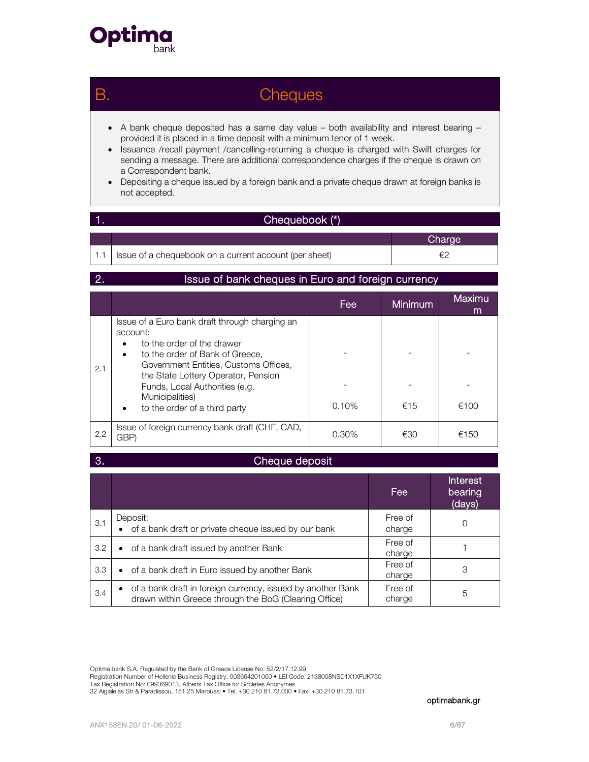# B. Cheques

- A bank cheque deposited has a same day value – both availability and interest bearing – provided it is placed in a time deposit with a minimum tenor of 1 week.
- Issuance /recall payment /cancelling-returning a cheque is charged with Swift charges for sending a message. There are additional correspondence charges if the cheque is drawn on a Correspondent bank.
- Depositing a cheque issued by a foreign bank and a private cheque drawn at foreign banks is not accepted.

## 1. Chequebook (*)

| | | Charge |
|---|---|---|
| 1.1 | Issue of a chequebook on a current account (per sheet) | €2 |

## 2. Issue of bank cheques in Euro and foreign currency

| | | Fee | Minimum | Maximum |
|---|---|---|---|---|
| 2.1 | Issue of a Euro bank draft through charging an account: | | | |
| | • to the order of the drawer | - | - | - |
| | • to the order of Bank of Greece, Government Entities, Customs Offices, the State Lottery Operator, Pension Funds, Local Authorities (e.g. Municipalities) | - | - | - |
| | • to the order of a third party | 0.10% | €15 | €100 |
| 2.2 | Issue of foreign currency bank draft (CHF, CAD, GBP) | 0.30% | €30 | €150 |

## 3. Cheque deposit

| | | Fee | Interest bearing (days) |
|---|---|---|---|
| 3.1 | Deposit:<br>• of a bank draft or private cheque issued by our bank | Free of charge | 0 |
| 3.2 | • of a bank draft issued by another Bank | Free of charge | 1 |
| 3.3 | • of a bank draft in Euro issued by another Bank | Free of charge | 3 |
| 3.4 | • of a bank draft in foreign currency, issued by another Bank drawn within Greece through the BoG (Clearing Office) | Free of charge | 5 |

Optima bank S.A. Regulated by the Bank of Greece License No: 52/2/17.12.99
Registration Number of Hellenic Business Registry: 003664201000 • LEI Code: 2138008NSD1X1XFUK750
Tax Registration No: 099369013, Athens Tax Office for Societes Anonymes
32 Aigialeias Str & Paradissou, 151 25 Maroussi • Tel. +30 210 81.73.000 • Fax. +30 210 81.73.101

optimabank.gr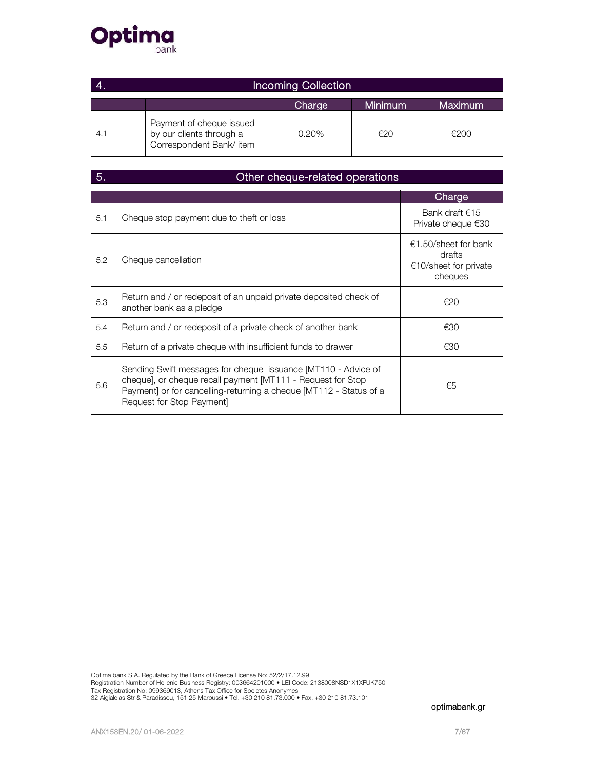## 4. Incoming Collection

| | | Charge | Minimum | Maximum |
|---|---|---|---|---|
| 4.1 | Payment of cheque issued by our clients through a Correspondent Bank/ item | 0.20% | €20 | €200 |

## 5. Other cheque-related operations

| | | Charge |
|---|---|---|
| 5.1 | Cheque stop payment due to theft or loss | Bank draft €15<br>Private cheque €30 |
| 5.2 | Cheque cancellation | €1.50/sheet for bank drafts<br>€10/sheet for private cheques |
| 5.3 | Return and / or redeposit of an unpaid private deposited check of another bank as a pledge | €20 |
| 5.4 | Return and / or redeposit of a private check of another bank | €30 |
| 5.5 | Return of a private cheque with insufficient funds to drawer | €30 |
| 5.6 | Sending Swift messages for cheque issuance [MT110 - Advice of cheque], or cheque recall payment [MT111 - Request for Stop Payment] or for cancelling-returning a cheque [MT112 - Status of a Request for Stop Payment] | €5 |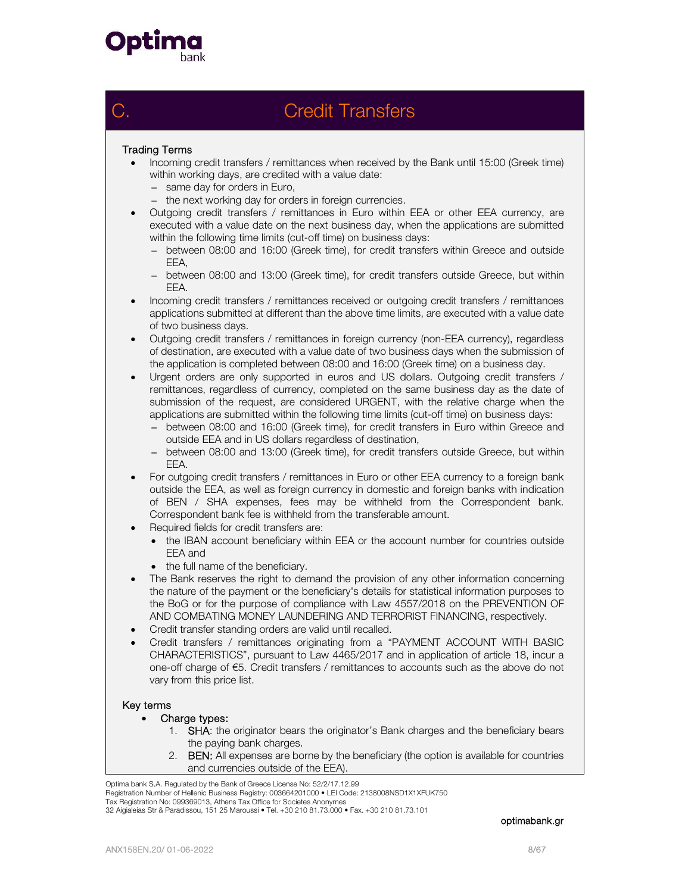# C. Credit Transfers

### Trading Terms

- Incoming credit transfers / remittances when received by the Bank until 15:00 (Greek time) within working days, are credited with a value date:
  - same day for orders in Euro,
  - the next working day for orders in foreign currencies.
- Outgoing credit transfers / remittances in Euro within EEA or other EEA currency, are executed with a value date on the next business day, when the applications are submitted within the following time limits (cut-off time) on business days:
  - between 08:00 and 16:00 (Greek time), for credit transfers within Greece and outside EEA,
  - between 08:00 and 13:00 (Greek time), for credit transfers outside Greece, but within EEA.
- Incoming credit transfers / remittances received or outgoing credit transfers / remittances applications submitted at different than the above time limits, are executed with a value date of two business days.
- Outgoing credit transfers / remittances in foreign currency (non-EEA currency), regardless of destination, are executed with a value date of two business days when the submission of the application is completed between 08:00 and 16:00 (Greek time) on a business day.
- Urgent orders are only supported in euros and US dollars. Outgoing credit transfers / remittances, regardless of currency, completed on the same business day as the date of submission of the request, are considered URGENT, with the relative charge when the applications are submitted within the following time limits (cut-off time) on business days:
  - between 08:00 and 16:00 (Greek time), for credit transfers in Euro within Greece and outside EEA and in US dollars regardless of destination,
  - between 08:00 and 13:00 (Greek time), for credit transfers outside Greece, but within EEA.
- For outgoing credit transfers / remittances in Euro or other EEA currency to a foreign bank outside the EEA, as well as foreign currency in domestic and foreign banks with indication of BEN / SHA expenses, fees may be withheld from the Correspondent bank. Correspondent bank fee is withheld from the transferable amount.
- Required fields for credit transfers are:
  - the IBAN account beneficiary within EEA or the account number for countries outside EEA and
  - the full name of the beneficiary.
- The Bank reserves the right to demand the provision of any other information concerning the nature of the payment or the beneficiary's details for statistical information purposes to the BoG or for the purpose of compliance with Law 4557/2018 on the PREVENTION OF AND COMBATING MONEY LAUNDERING AND TERRORIST FINANCING, respectively.
- Credit transfer standing orders are valid until recalled.
- Credit transfers / remittances originating from a "PAYMENT ACCOUNT WITH BASIC CHARACTERISTICS", pursuant to Law 4465/2017 and in application of article 18, incur a one-off charge of €5. Credit transfers / remittances to accounts such as the above do not vary from this price list.

### Key terms

- Charge types:
  1. **SHA**: the originator bears the originator's Bank charges and the beneficiary bears the paying bank charges.
  2. **BEN:** All expenses are borne by the beneficiary (the option is available for countries and currencies outside of the EEA).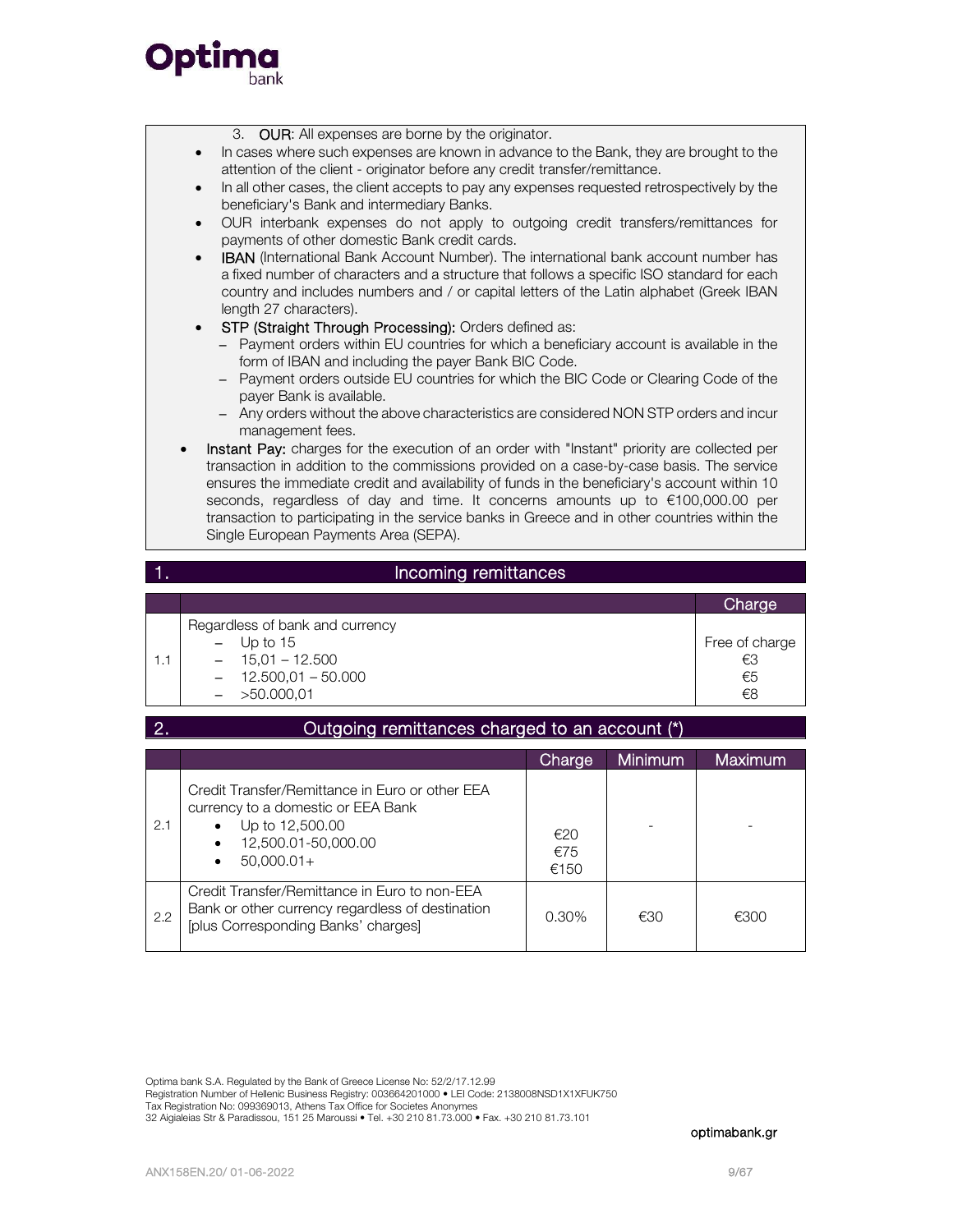3. **OUR**: All expenses are borne by the originator.

- In cases where such expenses are known in advance to the Bank, they are brought to the attention of the client - originator before any credit transfer/remittance.
- In all other cases, the client accepts to pay any expenses requested retrospectively by the beneficiary's Bank and intermediary Banks.
- OUR interbank expenses do not apply to outgoing credit transfers/remittances for payments of other domestic Bank credit cards.
- **IBAN** (International Bank Account Number). The international bank account number has a fixed number of characters and a structure that follows a specific ISO standard for each country and includes numbers and / or capital letters of the Latin alphabet (Greek IBAN length 27 characters).
- **STP (Straight Through Processing):** Orders defined as:
  - Payment orders within EU countries for which a beneficiary account is available in the form of IBAN and including the payer Bank BIC Code.
  - Payment orders outside EU countries for which the BIC Code or Clearing Code of the payer Bank is available.
  - Any orders without the above characteristics are considered NON STP orders and incur management fees.
- **Instant Pay:** charges for the execution of an order with "Instant" priority are collected per transaction in addition to the commissions provided on a case-by-case basis. The service ensures the immediate credit and availability of funds in the beneficiary's account within 10 seconds, regardless of day and time. It concerns amounts up to €100,000.00 per transaction to participating in the service banks in Greece and in other countries within the Single European Payments Area (SEPA).

## 1. Incoming remittances

| | | Charge |
|---|---|---|
| 1.1 | Regardless of bank and currency<br>– Up to 15<br>– 15,01 – 12.500<br>– 12.500,01 – 50.000<br>– >50.000,01 | <br>Free of charge<br>€3<br>€5<br>€8 |

## 2. Outgoing remittances charged to an account (*)

| | | Charge | Minimum | Maximum |
|---|---|---|---|---|
| 2.1 | Credit Transfer/Remittance in Euro or other EEA currency to a domestic or EEA Bank<br>• Up to 12,500.00<br>• 12,500.01-50,000.00<br>• 50,000.01+ | €20<br>€75<br>€150 | - | - |
| 2.2 | Credit Transfer/Remittance in Euro to non-EEA Bank or other currency regardless of destination [plus Corresponding Banks' charges] | 0.30% | €30 | €300 |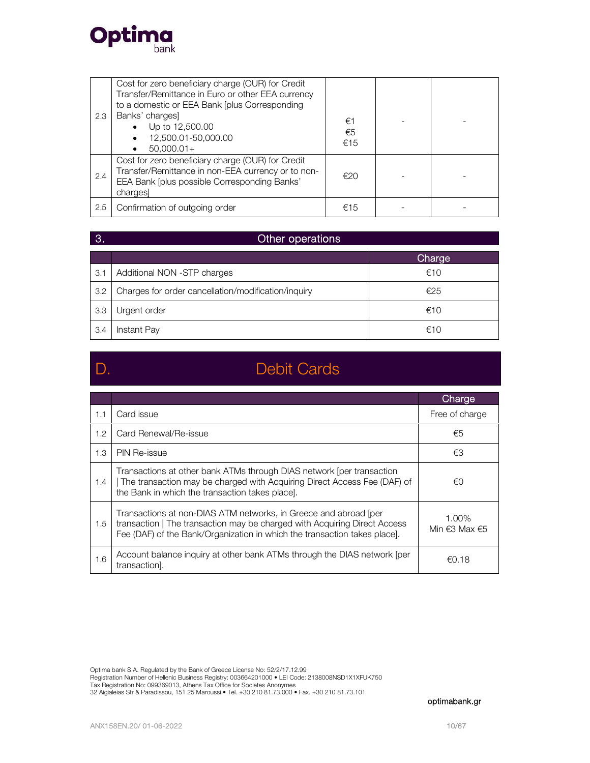| | | | | |
|---|---|---|---|---|
| 2.3 | Cost for zero beneficiary charge (OUR) for Credit Transfer/Remittance in Euro or other EEA currency to a domestic or EEA Bank [plus Corresponding Banks' charges]<br>• Up to 12,500.00<br>• 12,500.01-50,000.00<br>• 50,000.01+ | €1<br>€5<br>€15 | - | - |
| 2.4 | Cost for zero beneficiary charge (OUR) for Credit Transfer/Remittance in non-EEA currency or to non-EEA Bank [plus possible Corresponding Banks' charges] | €20 | - | - |
| 2.5 | Confirmation of outgoing order | €15 | - | - |

## 3. Other operations

| | | Charge |
|---|---|---|
| 3.1 | Additional NON -STP charges | €10 |
| 3.2 | Charges for order cancellation/modification/inquiry | €25 |
| 3.3 | Urgent order | €10 |
| 3.4 | Instant Pay | €10 |

# D. Debit Cards

| | | Charge |
|---|---|---|
| 1.1 | Card issue | Free of charge |
| 1.2 | Card Renewal/Re-issue | €5 |
| 1.3 | PIN Re-issue | €3 |
| 1.4 | Transactions at other bank ATMs through DIAS network [per transaction \| The transaction may be charged with Acquiring Direct Access Fee (DAF) of the Bank in which the transaction takes place]. | €0 |
| 1.5 | Transactions at non-DIAS ATM networks, in Greece and abroad [per transaction \| The transaction may be charged with Acquiring Direct Access Fee (DAF) of the Bank/Organization in which the transaction takes place]. | 1.00%<br>Min €3 Max €5 |
| 1.6 | Account balance inquiry at other bank ATMs through the DIAS network [per transaction]. | €0.18 |

Optima bank S.A. Regulated by the Bank of Greece License No: 52/2/17.12.99
Registration Number of Hellenic Business Registry: 003664201000 • LEI Code: 2138008NSD1X1XFUK750
Tax Registration No: 099369013, Athens Tax Office for Societes Anonymes
32 Aigialeias Str & Paradissou, 151 25 Maroussi • Tel. +30 210 81.73.000 • Fax. +30 210 81.73.101

optimabank.gr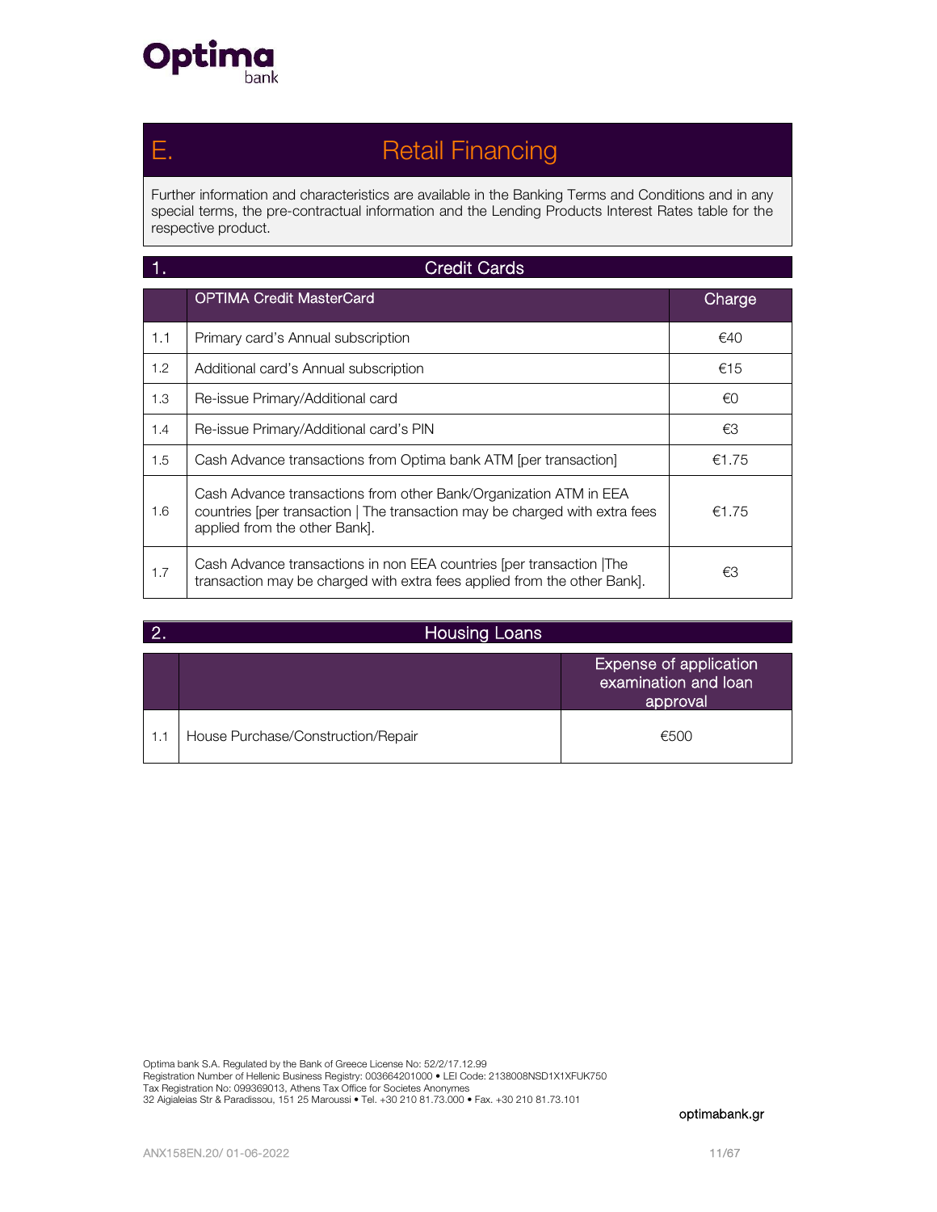# E. Retail Financing

Further information and characteristics are available in the Banking Terms and Conditions and in any special terms, the pre-contractual information and the Lending Products Interest Rates table for the respective product.

## 1. Credit Cards

| | OPTIMA Credit MasterCard | Charge |
|---|---|---|
| 1.1 | Primary card's Annual subscription | €40 |
| 1.2 | Additional card's Annual subscription | €15 |
| 1.3 | Re-issue Primary/Additional card | €0 |
| 1.4 | Re-issue Primary/Additional card's PIN | €3 |
| 1.5 | Cash Advance transactions from Optima bank ATM [per transaction] | €1.75 |
| 1.6 | Cash Advance transactions from other Bank/Organization ATM in EEA countries [per transaction \| The transaction may be charged with extra fees applied from the other Bank]. | €1.75 |
| 1.7 | Cash Advance transactions in non EEA countries [per transaction \|The transaction may be charged with extra fees applied from the other Bank]. | €3 |

## 2. Housing Loans

| | | Expense of application examination and loan approval |
|---|---|---|
| 1.1 | House Purchase/Construction/Repair | €500 |

Optima bank S.A. Regulated by the Bank of Greece License No: 52/2/17.12.99
Registration Number of Hellenic Business Registry: 003664201000 • LEI Code: 2138008NSD1X1XFUK750
Tax Registration No: 099369013, Athens Tax Office for Societes Anonymes
32 Aigialeias Str & Paradissou, 151 25 Maroussi • Tel. +30 210 81.73.000 • Fax. +30 210 81.73.101

optimabank.gr

ANX158EN.20/ 01-06-2022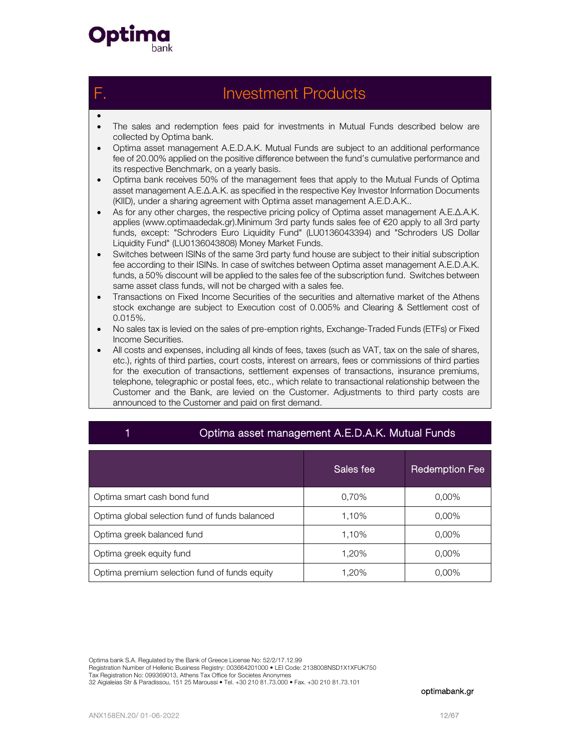# F. Investment Products

- The sales and redemption fees paid for investments in Mutual Funds described below are collected by Optima bank.
- Optima asset management A.E.D.A.K. Mutual Funds are subject to an additional performance fee of 20.00% applied on the positive difference between the fund's cumulative performance and its respective Benchmark, on a yearly basis.
- Optima bank receives 50% of the management fees that apply to the Mutual Funds of Optima asset management A.E.Δ.A.K. as specified in the respective Key Investor Information Documents (KIID), under a sharing agreement with Optima asset management A.E.D.A.K..
- As for any other charges, the respective pricing policy of Optima asset management A.E.Δ.A.K. applies (www.optimaadedak.gr).Minimum 3rd party funds sales fee of €20 apply to all 3rd party funds, except: "Schroders Euro Liquidity Fund" (LU0136043394) and "Schroders US Dollar Liquidity Fund" (LU0136043808) Money Market Funds.
- Switches between ISINs of the same 3rd party fund house are subject to their initial subscription fee according to their ISINs. In case of switches between Optima asset management A.E.D.A.K. funds, a 50% discount will be applied to the sales fee of the subscription fund. Switches between same asset class funds, will not be charged with a sales fee.
- Transactions on Fixed Income Securities of the securities and alternative market of the Athens stock exchange are subject to Execution cost of 0.005% and Clearing & Settlement cost of 0.015%.
- No sales tax is levied on the sales of pre-emption rights, Exchange-Traded Funds (ETFs) or Fixed Income Securities.
- All costs and expenses, including all kinds of fees, taxes (such as VAT, tax on the sale of shares, etc.), rights of third parties, court costs, interest on arrears, fees or commissions of third parties for the execution of transactions, settlement expenses of transactions, insurance premiums, telephone, telegraphic or postal fees, etc., which relate to transactional relationship between the Customer and the Bank, are levied on the Customer. Adjustments to third party costs are announced to the Customer and paid on first demand.

## 1 Optima asset management A.E.D.A.K. Mutual Funds

| | Sales fee | Redemption Fee |
|---|---|---|
| Optima smart cash bond fund | 0,70% | 0,00% |
| Optima global selection fund of funds balanced | 1,10% | 0,00% |
| Optima greek balanced fund | 1,10% | 0,00% |
| Optima greek equity fund | 1,20% | 0,00% |
| Optima premium selection fund of funds equity | 1,20% | 0,00% |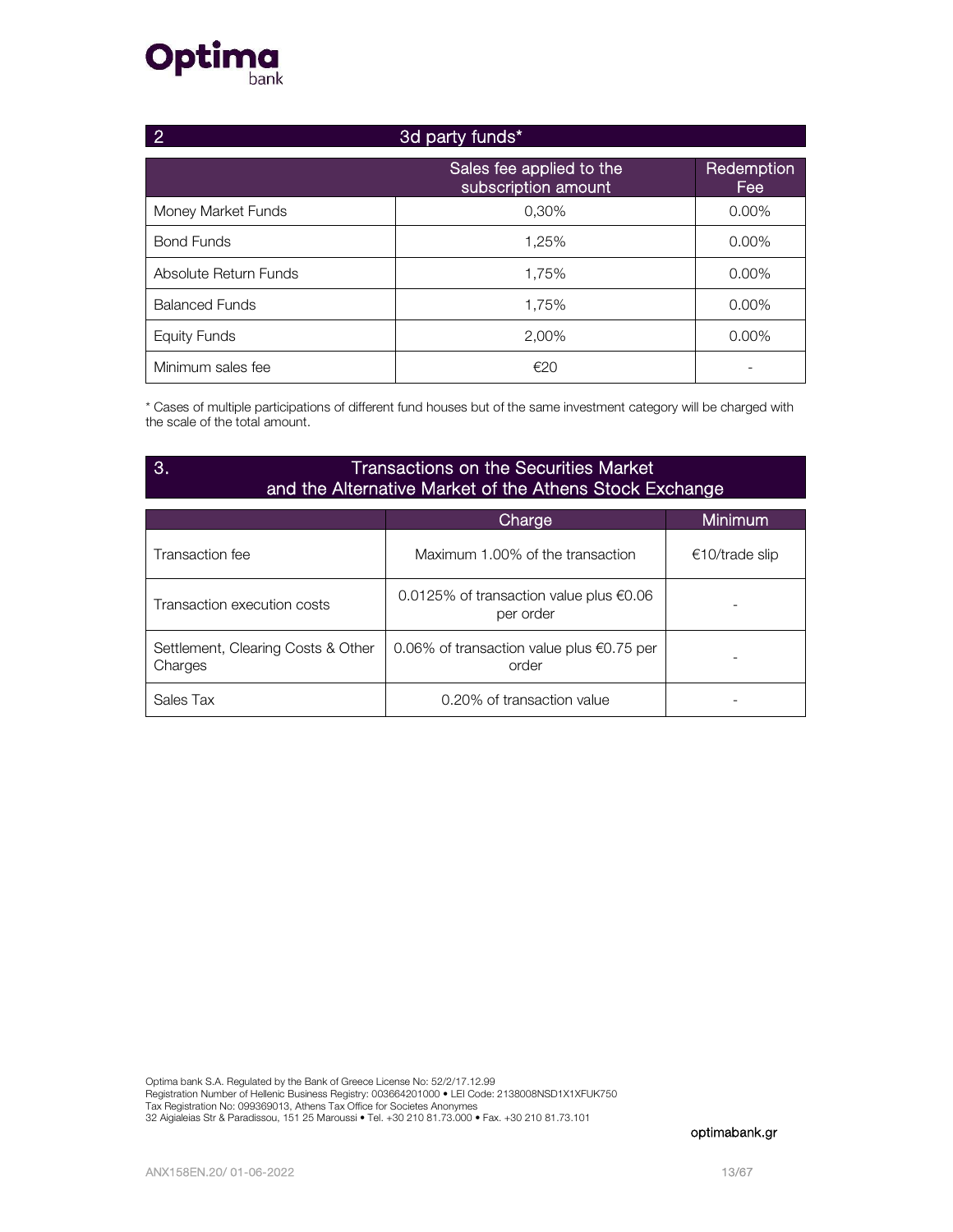## 2 3d party funds*

| | Sales fee applied to the subscription amount | Redemption Fee |
|---|---|---|
| Money Market Funds | 0,30% | 0.00% |
| Bond Funds | 1,25% | 0.00% |
| Absolute Return Funds | 1,75% | 0.00% |
| Balanced Funds | 1,75% | 0.00% |
| Equity Funds | 2,00% | 0.00% |
| Minimum sales fee | €20 | - |

* Cases of multiple participations of different fund houses but of the same investment category will be charged with the scale of the total amount.

## 3. Transactions on the Securities Market and the Alternative Market of the Athens Stock Exchange

| | Charge | Minimum |
|---|---|---|
| Transaction fee | Maximum 1.00% of the transaction | €10/trade slip |
| Transaction execution costs | 0.0125% of transaction value plus €0.06 per order | - |
| Settlement, Clearing Costs & Other Charges | 0.06% of transaction value plus €0.75 per order | - |
| Sales Tax | 0.20% of transaction value | - |

Optima bank S.A. Regulated by the Bank of Greece License No: 52/2/17.12.99
Registration Number of Hellenic Business Registry: 003664201000 • LEI Code: 2138008NSD1X1XFUK750
Tax Registration No: 099369013, Athens Tax Office for Societes Anonymes
32 Aigialeias Str & Paradissou, 151 25 Maroussi • Tel. +30 210 81.73.000 • Fax. +30 210 81.73.101

optimabank.gr

ANX158EN.20/ 01-06-2022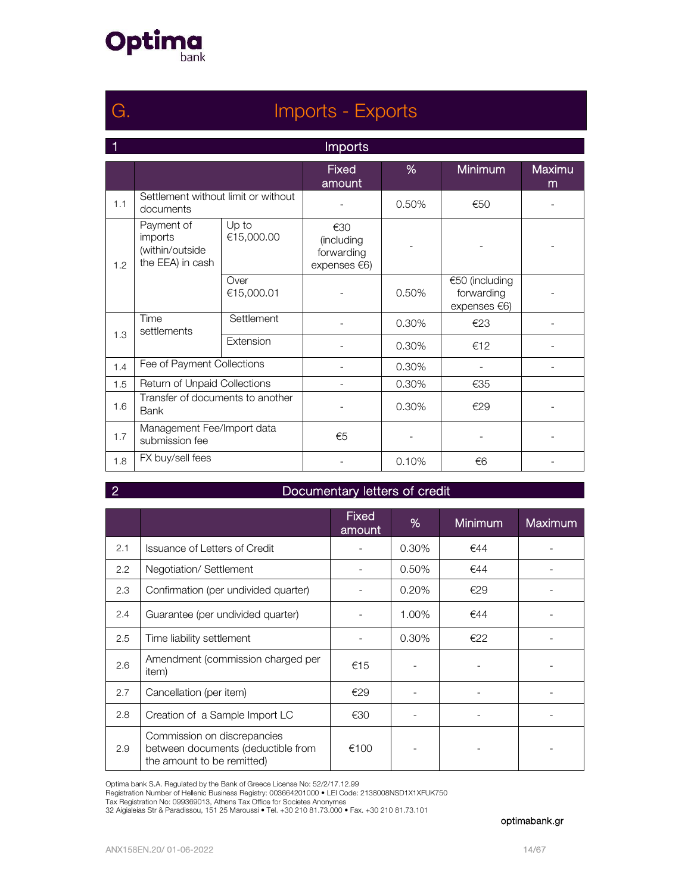# G. Imports - Exports

## 1 Imports

| | | | Fixed amount | % | Minimum | Maximum |
|---|---|---|---|---|---|---|
| 1.1 | Settlement without limit or without documents | | - | 0.50% | €50 | - |
| 1.2 | Payment of imports (within/outside the EEA) in cash | Up to €15,000.00 | €30 (including forwarding expenses €6) | - | - | - |
| | | Over €15,000.01 | - | 0.50% | €50 (including forwarding expenses €6) | - |
| 1.3 | Time settlements | Settlement | - | 0.30% | €23 | - |
| | | Extension | - | 0.30% | €12 | - |
| 1.4 | Fee of Payment Collections | | - | 0.30% | - | - |
| 1.5 | Return of Unpaid Collections | | - | 0.30% | €35 | |
| 1.6 | Transfer of documents to another Bank | | - | 0.30% | €29 | - |
| 1.7 | Management Fee/Import data submission fee | | €5 | - | - | - |
| 1.8 | FX buy/sell fees | | - | 0.10% | €6 | - |

## 2 Documentary letters of credit

| | | Fixed amount | % | Minimum | Maximum |
|---|---|---|---|---|---|
| 2.1 | Issuance of Letters of Credit | - | 0.30% | €44 | - |
| 2.2 | Negotiation/ Settlement | - | 0.50% | €44 | - |
| 2.3 | Confirmation (per undivided quarter) | - | 0.20% | €29 | - |
| 2.4 | Guarantee (per undivided quarter) | - | 1.00% | €44 | - |
| 2.5 | Time liability settlement | - | 0.30% | €22 | - |
| 2.6 | Amendment (commission charged per item) | €15 | - | - | - |
| 2.7 | Cancellation (per item) | €29 | - | - | - |
| 2.8 | Creation of a Sample Import LC | €30 | - | - | - |
| 2.9 | Commission on discrepancies between documents (deductible from the amount to be remitted) | €100 | - | - | - |

Optima bank S.A. Regulated by the Bank of Greece License No: 52/2/17.12.99
Registration Number of Hellenic Business Registry: 003664201000 • LEI Code: 2138008NSD1X1XFUK750
Tax Registration No: 099369013, Athens Tax Office for Societes Anonymes
32 Aigialeias Str & Paradissou, 151 25 Maroussi • Tel. +30 210 81.73.000 • Fax. +30 210 81.73.101

optimabank.gr

ANX158EN.20/ 01-06-2022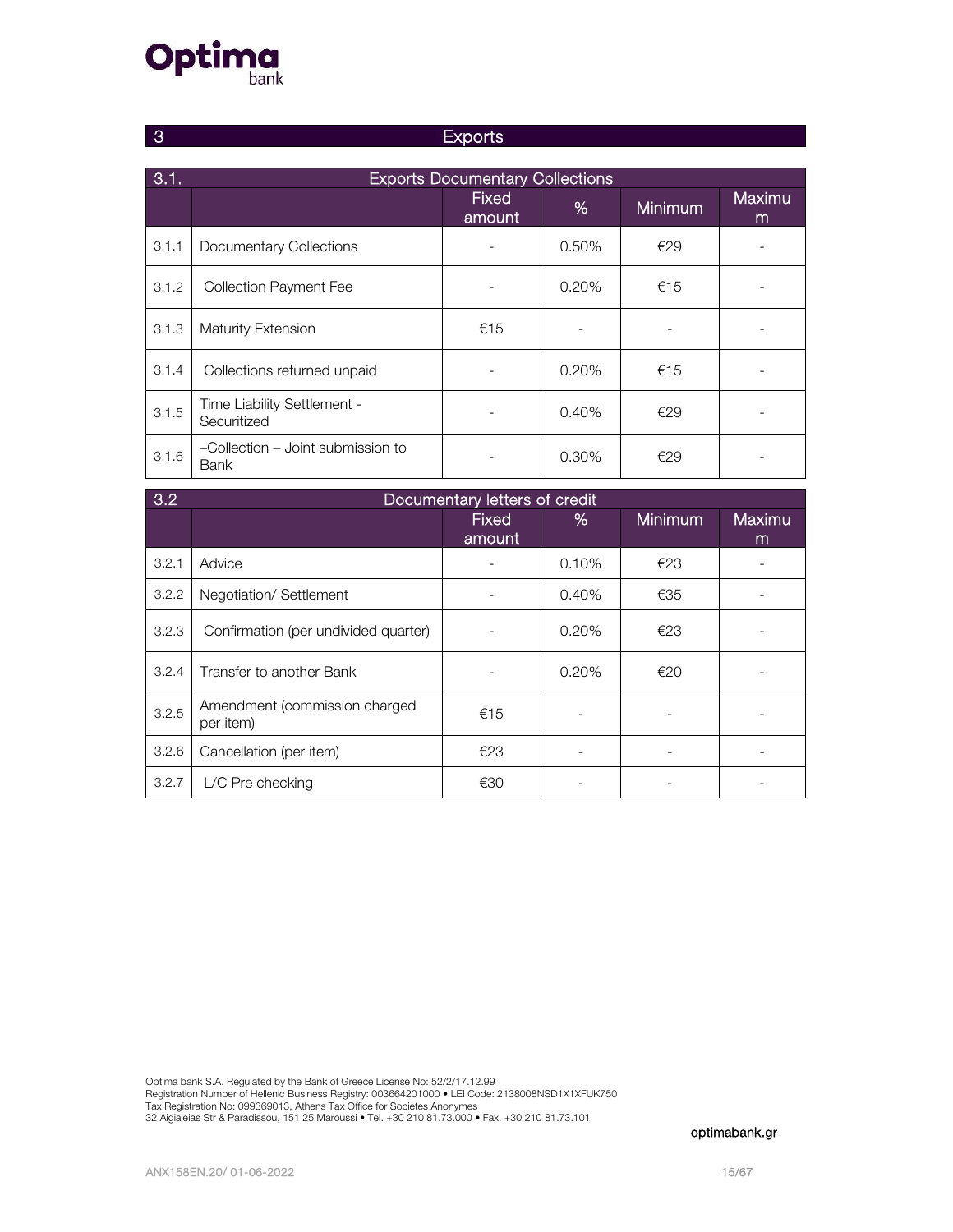## 3 Exports

| 3.1. | Exports Documentary Collections | | | | |
|---|---|---|---|---|---|
| | | Fixed amount | % | Minimum | Maximum |
| 3.1.1 | Documentary Collections | - | 0.50% | €29 | - |
| 3.1.2 | Collection Payment Fee | - | 0.20% | €15 | - |
| 3.1.3 | Maturity Extension | €15 | - | - | - |
| 3.1.4 | Collections returned unpaid | - | 0.20% | €15 | - |
| 3.1.5 | Time Liability Settlement - Securitized | - | 0.40% | €29 | - |
| 3.1.6 | –Collection – Joint submission to Bank | - | 0.30% | €29 | - |

| 3.2 | Documentary letters of credit | | | | |
|---|---|---|---|---|---|
| | | Fixed amount | % | Minimum | Maximum |
| 3.2.1 | Advice | - | 0.10% | €23 | - |
| 3.2.2 | Negotiation/ Settlement | - | 0.40% | €35 | - |
| 3.2.3 | Confirmation (per undivided quarter) | - | 0.20% | €23 | - |
| 3.2.4 | Transfer to another Bank | - | 0.20% | €20 | - |
| 3.2.5 | Amendment (commission charged per item) | €15 | - | - | - |
| 3.2.6 | Cancellation (per item) | €23 | - | - | - |
| 3.2.7 | L/C Pre checking | €30 | - | - | - |

Optima bank S.A. Regulated by the Bank of Greece License No: 52/2/17.12.99
Registration Number of Hellenic Business Registry: 003664201000 • LEI Code: 2138008NSD1X1XFUK750
Tax Registration No: 099369013, Athens Tax Office for Societes Anonymes
32 Aigialeias Str & Paradissou, 151 25 Maroussi • Tel. +30 210 81.73.000 • Fax. +30 210 81.73.101

optimabank.gr

ANX158EN.20/ 01-06-2022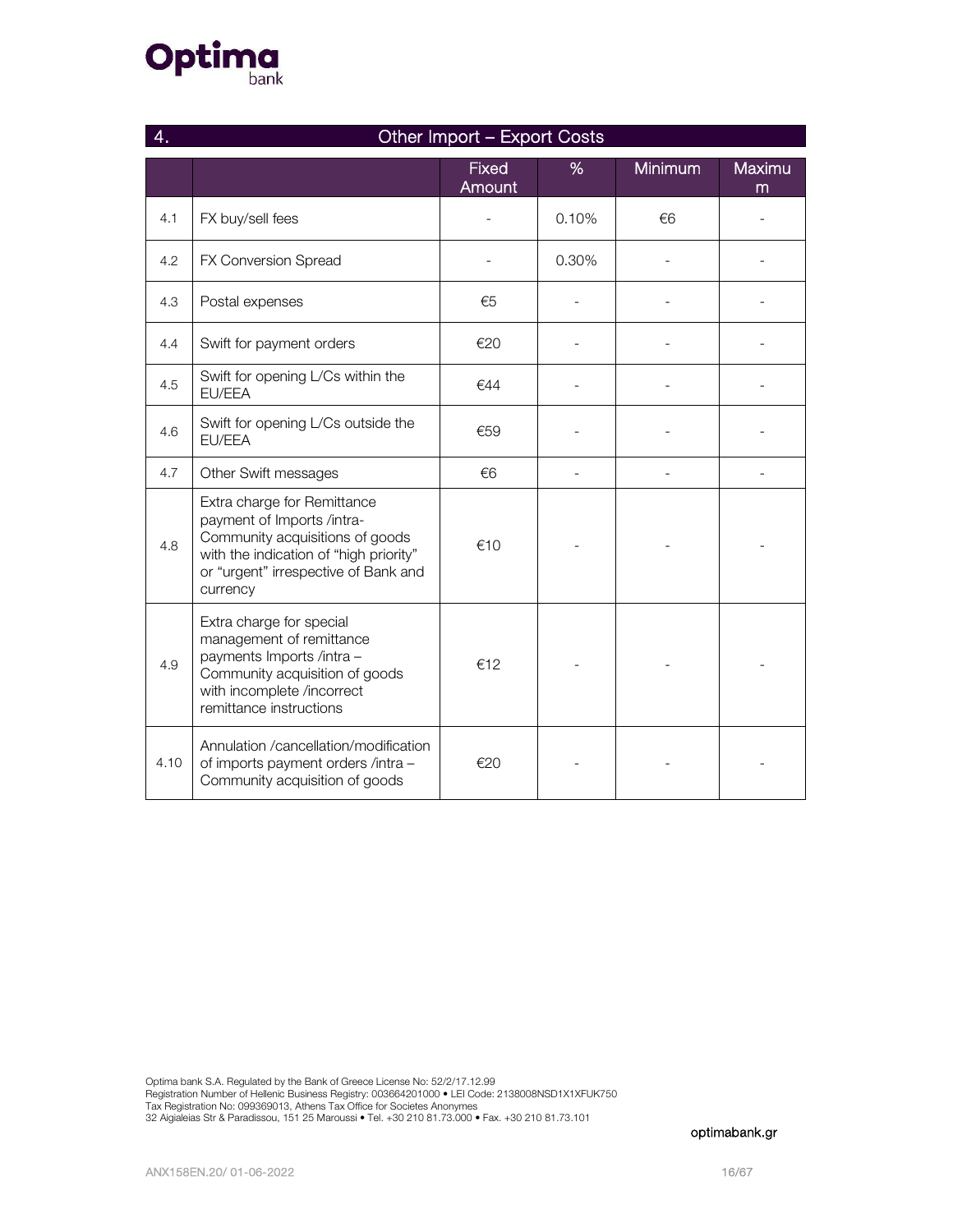## 4. Other Import – Export Costs

| | | Fixed Amount | % | Minimum | Maximum |
|---|---|---|---|---|---|
| 4.1 | FX buy/sell fees | - | 0.10% | €6 | - |
| 4.2 | FX Conversion Spread | - | 0.30% | - | - |
| 4.3 | Postal expenses | €5 | - | - | - |
| 4.4 | Swift for payment orders | €20 | - | - | - |
| 4.5 | Swift for opening L/Cs within the EU/EEA | €44 | - | - | - |
| 4.6 | Swift for opening L/Cs outside the EU/EEA | €59 | - | - | - |
| 4.7 | Other Swift messages | €6 | - | - | - |
| 4.8 | Extra charge for Remittance payment of Imports /intra-Community acquisitions of goods with the indication of "high priority" or "urgent" irrespective of Bank and currency | €10 | - | - | - |
| 4.9 | Extra charge for special management of remittance payments Imports /intra – Community acquisition of goods with incomplete /incorrect remittance instructions | €12 | - | - | - |
| 4.10 | Annulation /cancellation/modification of imports payment orders /intra – Community acquisition of goods | €20 | - | - | - |

Optima bank S.A. Regulated by the Bank of Greece License No: 52/2/17.12.99
Registration Number of Hellenic Business Registry: 003664201000 • LEI Code: 2138008NSD1X1XFUK750
Tax Registration No: 099369013, Athens Tax Office for Societes Anonymes
32 Aigialeias Str & Paradissou, 151 25 Maroussi • Tel. +30 210 81.73.000 • Fax. +30 210 81.73.101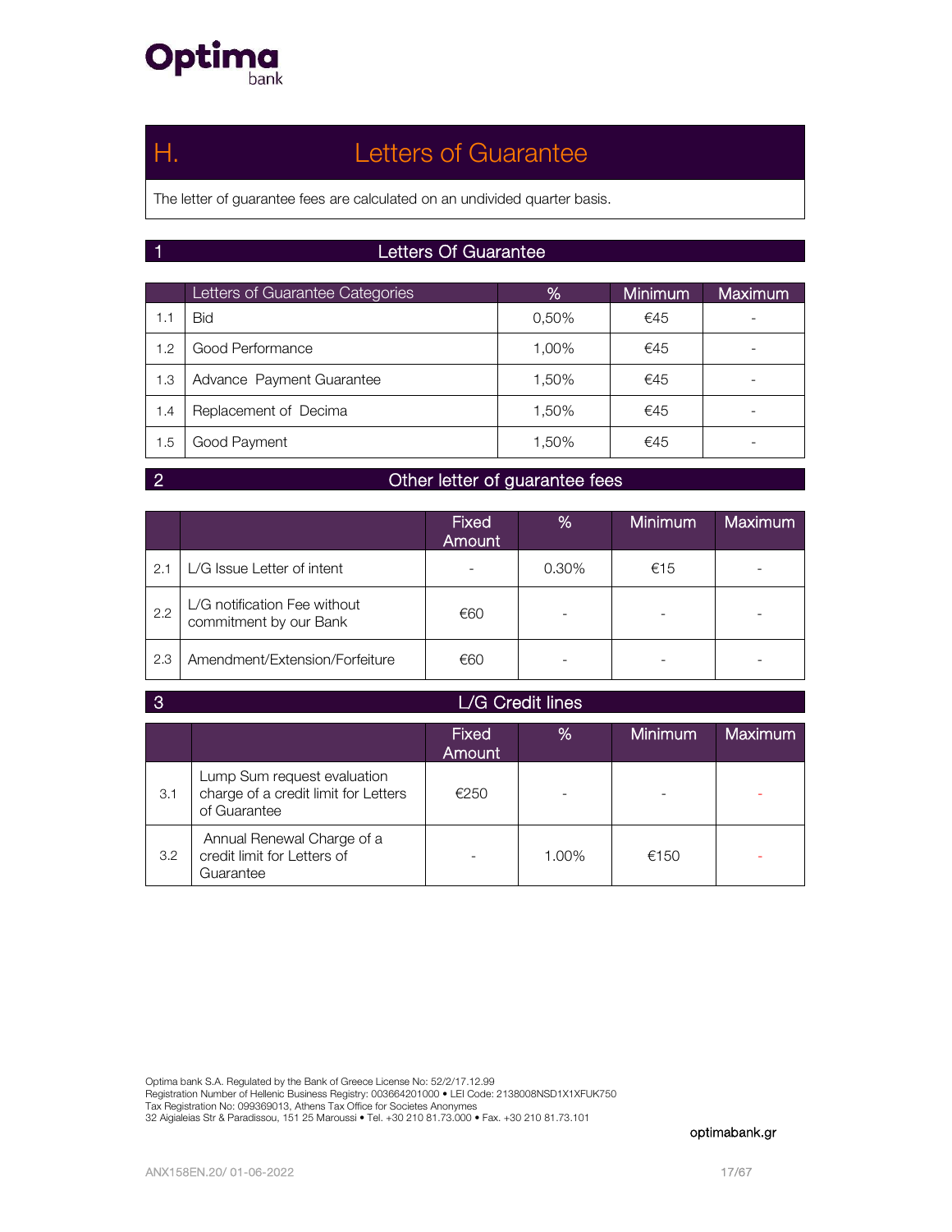## H. Letters of Guarantee

The letter of guarantee fees are calculated on an undivided quarter basis.

### 1 Letters Of Guarantee

| | Letters of Guarantee Categories | % | Minimum | Maximum |
|---|---|---|---|---|
| 1.1 | Bid | 0,50% | €45 | - |
| 1.2 | Good Performance | 1,00% | €45 | - |
| 1.3 | Advance Payment Guarantee | 1,50% | €45 | - |
| 1.4 | Replacement of Decima | 1,50% | €45 | - |
| 1.5 | Good Payment | 1,50% | €45 | - |

### 2 Other letter of guarantee fees

| | | Fixed Amount | % | Minimum | Maximum |
|---|---|---|---|---|---|
| 2.1 | L/G Issue Letter of intent | - | 0.30% | €15 | - |
| 2.2 | L/G notification Fee without commitment by our Bank | €60 | - | - | - |
| 2.3 | Amendment/Extension/Forfeiture | €60 | - | - | - |

### 3 L/G Credit lines

| | | Fixed Amount | % | Minimum | Maximum |
|---|---|---|---|---|---|
| 3.1 | Lump Sum request evaluation charge of a credit limit for Letters of Guarantee | €250 | - | - | - |
| 3.2 | Annual Renewal Charge of a credit limit for Letters of Guarantee | - | 1.00% | €150 | - |

Optima bank S.A. Regulated by the Bank of Greece License No: 52/2/17.12.99
Registration Number of Hellenic Business Registry: 003664201000 • LEI Code: 2138008NSD1X1XFUK750
Tax Registration No: 099369013, Athens Tax Office for Societes Anonymes
32 Aigialeias Str & Paradissou, 151 25 Maroussi • Tel. +30 210 81.73.000 • Fax. +30 210 81.73.101

optimabank.gr

ANX158EN.20/ 01-06-2022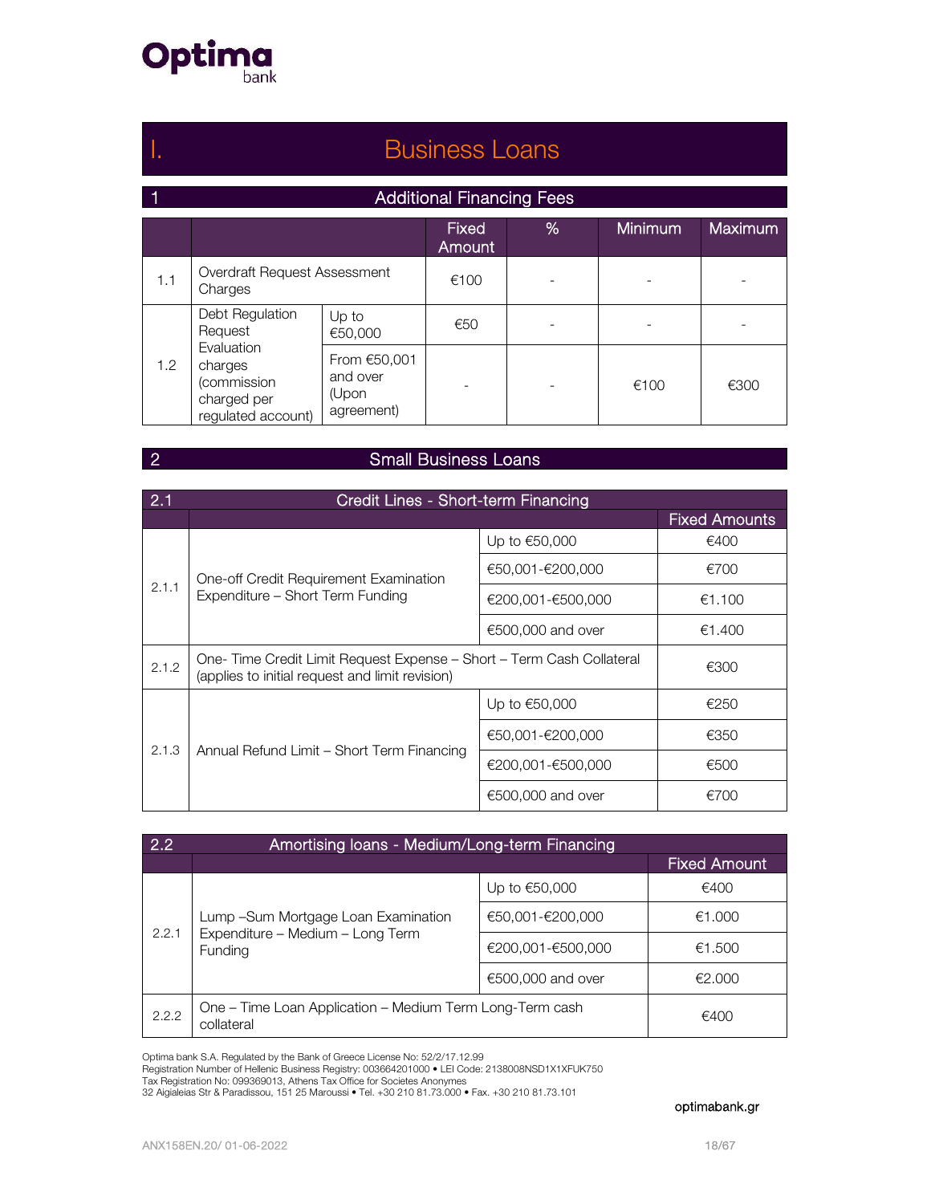# I. Business Loans

## 1 Additional Financing Fees

| | | | Fixed Amount | % | Minimum | Maximum |
|---|---|---|---|---|---|---|
| 1.1 | Overdraft Request Assessment Charges | | €100 | - | - | - |
| 1.2 | Debt Regulation Request Evaluation charges (commission charged per regulated account) | Up to €50,000 | €50 | - | - | - |
| | | From €50,001 and over (Upon agreement) | - | - | €100 | €300 |

## 2 Small Business Loans

| 2.1 | Credit Lines - Short-term Financing | | |
|---|---|---|---|
| | | | Fixed Amounts |
| 2.1.1 | One-off Credit Requirement Examination Expenditure – Short Term Funding | Up to €50,000 | €400 |
| | | €50,001-€200,000 | €700 |
| | | €200,001-€500,000 | €1.100 |
| | | €500,000 and over | €1.400 |
| 2.1.2 | One- Time Credit Limit Request Expense – Short – Term Cash Collateral (applies to initial request and limit revision) | | €300 |
| 2.1.3 | Annual Refund Limit – Short Term Financing | Up to €50,000 | €250 |
| | | €50,001-€200,000 | €350 |
| | | €200,001-€500,000 | €500 |
| | | €500,000 and over | €700 |

| 2.2 | Amortising loans - Medium/Long-term Financing | | |
|---|---|---|---|
| | | | Fixed Amount |
| 2.2.1 | Lump –Sum Mortgage Loan Examination Expenditure – Medium – Long Term Funding | Up to €50,000 | €400 |
| | | €50,001-€200,000 | €1.000 |
| | | €200,001-€500,000 | €1.500 |
| | | €500,000 and over | €2.000 |
| 2.2.2 | One – Time Loan Application – Medium Term Long-Term cash collateral | | €400 |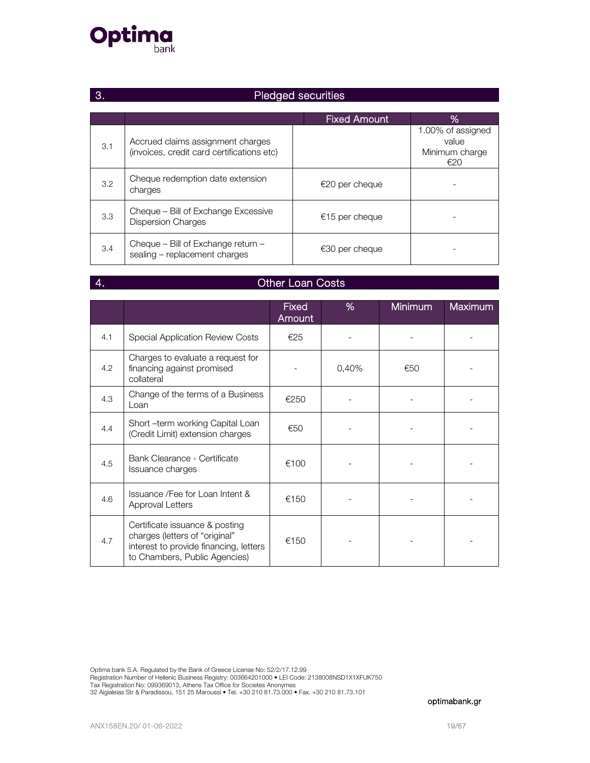## 3. Pledged securities

| | | Fixed Amount | % |
|---|---|---|---|
| 3.1 | Accrued claims assignment charges (invoices, credit card certifications etc) | | 1.00% of assigned value Minimum charge €20 |
| 3.2 | Cheque redemption date extension charges | €20 per cheque | - |
| 3.3 | Cheque – Bill of Exchange Excessive Dispersion Charges | €15 per cheque | - |
| 3.4 | Cheque – Bill of Exchange return – sealing – replacement charges | €30 per cheque | - |

## 4. Other Loan Costs

| | | Fixed Amount | % | Minimum | Maximum |
|---|---|---|---|---|---|
| 4.1 | Special Application Review Costs | €25 | - | - | - |
| 4.2 | Charges to evaluate a request for financing against promised collateral | - | 0,40% | €50 | - |
| 4.3 | Change of the terms of a Business Loan | €250 | - | - | - |
| 4.4 | Short –term working Capital Loan (Credit Limit) extension charges | €50 | - | - | - |
| 4.5 | Bank Clearance - Certificate Issuance charges | €100 | - | - | - |
| 4.6 | Issuance /Fee for Loan Intent & Approval Letters | €150 | - | - | - |
| 4.7 | Certificate issuance & posting charges (letters of "original" interest to provide financing, letters to Chambers, Public Agencies) | €150 | - | - | - |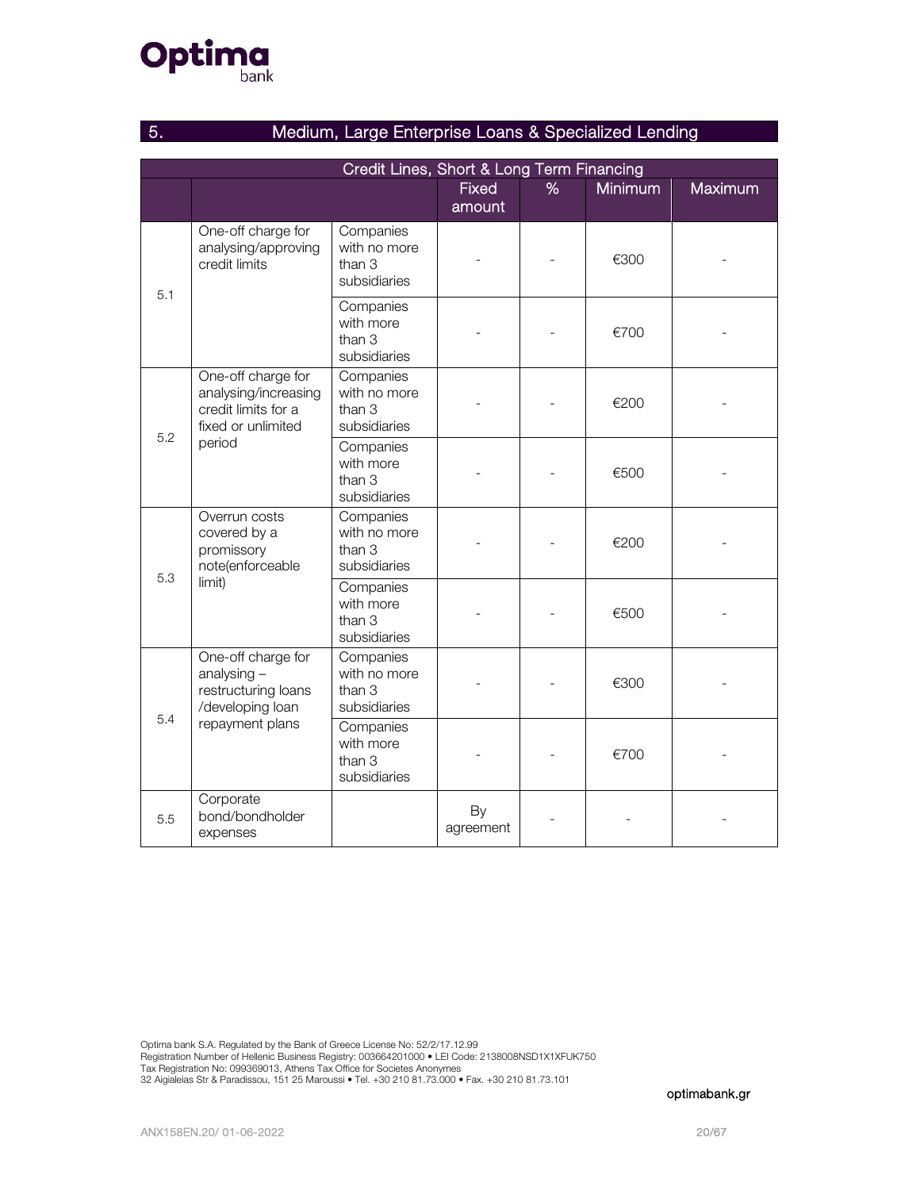## 5. Medium, Large Enterprise Loans & Specialized Lending

| Credit Lines, Short & Long Term Financing | | | | | | |
|---|---|---|---|---|---|---|
| | | | Fixed amount | % | Minimum | Maximum |
| 5.1 | One-off charge for analysing/approving credit limits | Companies with no more than 3 subsidiaries | - | - | €300 | - |
| | | Companies with more than 3 subsidiaries | - | - | €700 | - |
| 5.2 | One-off charge for analysing/increasing credit limits for a fixed or unlimited period | Companies with no more than 3 subsidiaries | - | - | €200 | - |
| | | Companies with more than 3 subsidiaries | - | - | €500 | - |
| 5.3 | Overrun costs covered by a promissory note(enforceable limit) | Companies with no more than 3 subsidiaries | - | - | €200 | - |
| | | Companies with more than 3 subsidiaries | - | - | €500 | - |
| 5.4 | One-off charge for analysing – restructuring loans /developing loan repayment plans | Companies with no more than 3 subsidiaries | - | - | €300 | - |
| | | Companies with more than 3 subsidiaries | - | - | €700 | - |
| 5.5 | Corporate bond/bondholder expenses | | By agreement | - | - | - |

Optima bank S.A. Regulated by the Bank of Greece License No: 52/2/17.12.99
Registration Number of Hellenic Business Registry: 003664201000 • LEI Code: 2138008NSD1X1XFUK750
Tax Registration No: 099369013, Athens Tax Office for Societes Anonymes
32 Aigialeias Str & Paradissou, 151 25 Maroussi • Tel. +30 210 81.73.000 • Fax. +30 210 81.73.101

optimabank.gr

ANX158EN.20/ 01-06-2022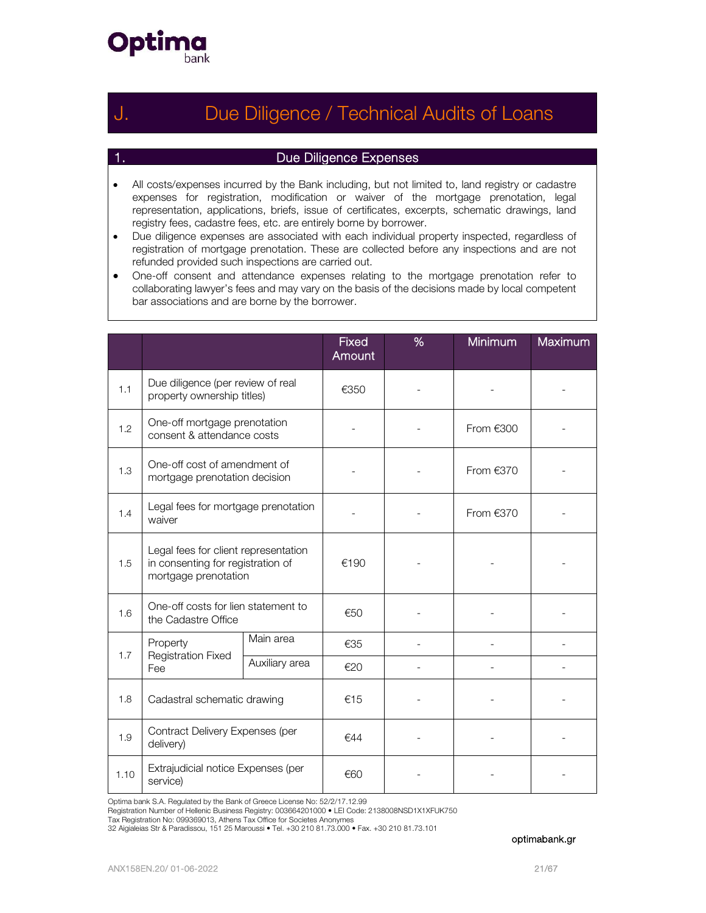# J. Due Diligence / Technical Audits of Loans

## 1. Due Diligence Expenses

- All costs/expenses incurred by the Bank including, but not limited to, land registry or cadastre expenses for registration, modification or waiver of the mortgage prenotation, legal representation, applications, briefs, issue of certificates, excerpts, schematic drawings, land registry fees, cadastre fees, etc. are entirely borne by borrower.
- Due diligence expenses are associated with each individual property inspected, regardless of registration of mortgage prenotation. These are collected before any inspections and are not refunded provided such inspections are carried out.
- One-off consent and attendance expenses relating to the mortgage prenotation refer to collaborating lawyer's fees and may vary on the basis of the decisions made by local competent bar associations and are borne by the borrower.

| | | | Fixed Amount | % | Minimum | Maximum |
|---|---|---|---|---|---|---|
| 1.1 | Due diligence (per review of real property ownership titles) | | €350 | - | - | - |
| 1.2 | One-off mortgage prenotation consent & attendance costs | | - | - | From €300 | - |
| 1.3 | One-off cost of amendment of mortgage prenotation decision | | - | - | From €370 | - |
| 1.4 | Legal fees for mortgage prenotation waiver | | - | - | From €370 | - |
| 1.5 | Legal fees for client representation in consenting for registration of mortgage prenotation | | €190 | - | - | - |
| 1.6 | One-off costs for lien statement to the Cadastre Office | | €50 | - | - | - |
| 1.7 | Property Registration Fixed Fee | Main area | €35 | - | - | - |
| | | Auxiliary area | €20 | - | - | - |
| 1.8 | Cadastral schematic drawing | | €15 | - | - | - |
| 1.9 | Contract Delivery Expenses (per delivery) | | €44 | - | - | - |
| 1.10 | Extrajudicial notice Expenses (per service) | | €60 | - | - | - |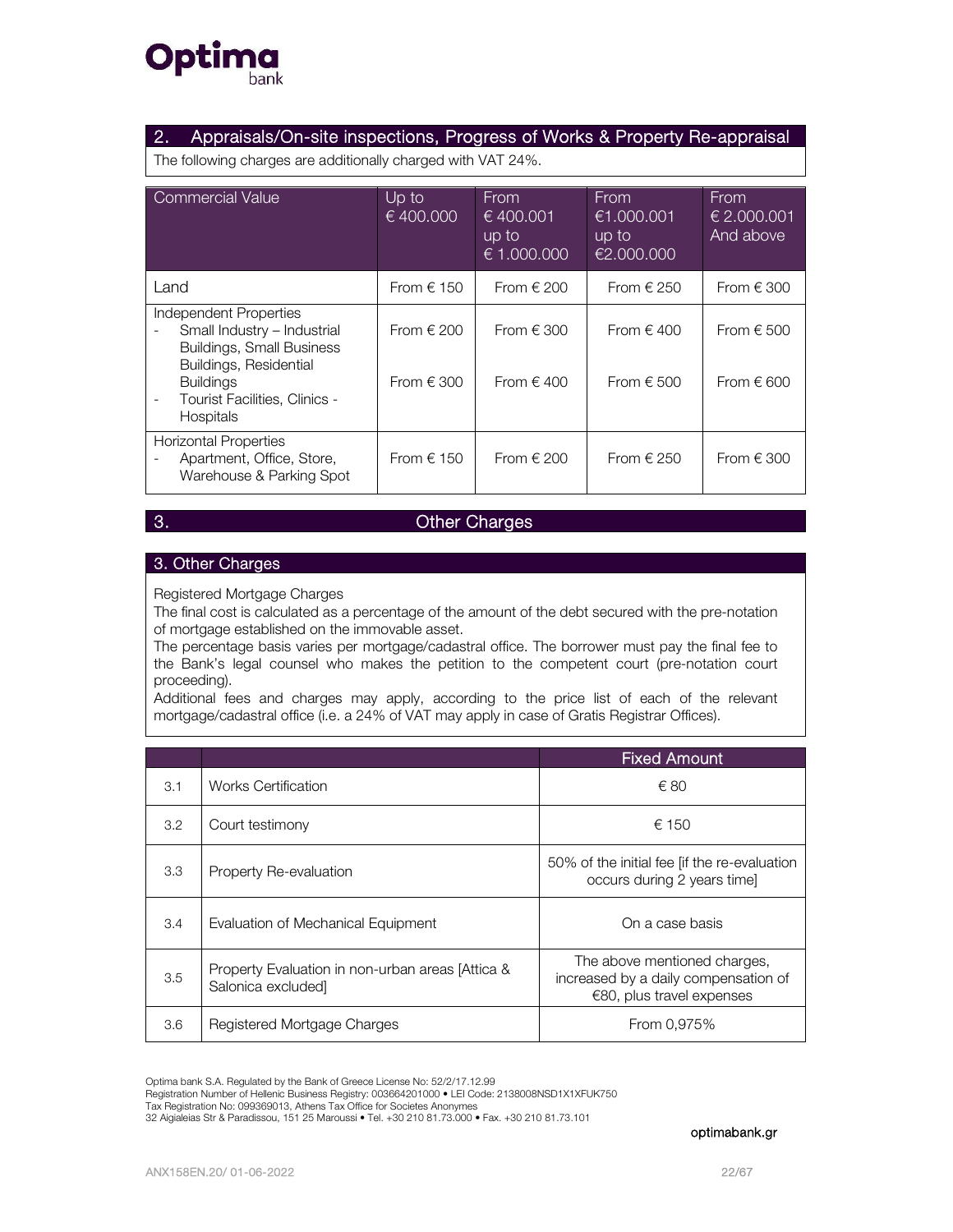## 2. Appraisals/On-site inspections, Progress of Works & Property Re-appraisal

The following charges are additionally charged with VAT 24%.

| Commercial Value | Up to € 400.000 | From € 400.001 up to € 1.000.000 | From €1.000.001 up to €2.000.000 | From € 2.000.001 And above |
|---|---|---|---|---|
| Land | From € 150 | From € 200 | From € 250 | From € 300 |
| Independent Properties<br>- Small Industry – Industrial Buildings, Small Business Buildings, Residential Buildings | From € 200 | From € 300 | From € 400 | From € 500 |
| - Tourist Facilities, Clinics - Hospitals | From € 300 | From € 400 | From € 500 | From € 600 |
| Horizontal Properties<br>- Apartment, Office, Store, Warehouse & Parking Spot | From € 150 | From € 200 | From € 250 | From € 300 |

## 3. Other Charges

### 3. Other Charges

Registered Mortgage Charges

The final cost is calculated as a percentage of the amount of the debt secured with the pre-notation of mortgage established on the immovable asset.

The percentage basis varies per mortgage/cadastral office. The borrower must pay the final fee to the Bank's legal counsel who makes the petition to the competent court (pre-notation court proceeding).

Additional fees and charges may apply, according to the price list of each of the relevant mortgage/cadastral office (i.e. a 24% of VAT may apply in case of Gratis Registrar Offices).

| | | Fixed Amount |
|---|---|---|
| 3.1 | Works Certification | € 80 |
| 3.2 | Court testimony | € 150 |
| 3.3 | Property Re-evaluation | 50% of the initial fee [if the re-evaluation occurs during 2 years time] |
| 3.4 | Evaluation of Mechanical Equipment | On a case basis |
| 3.5 | Property Evaluation in non-urban areas [Attica & Salonica excluded] | The above mentioned charges, increased by a daily compensation of €80, plus travel expenses |
| 3.6 | Registered Mortgage Charges | From 0,975% |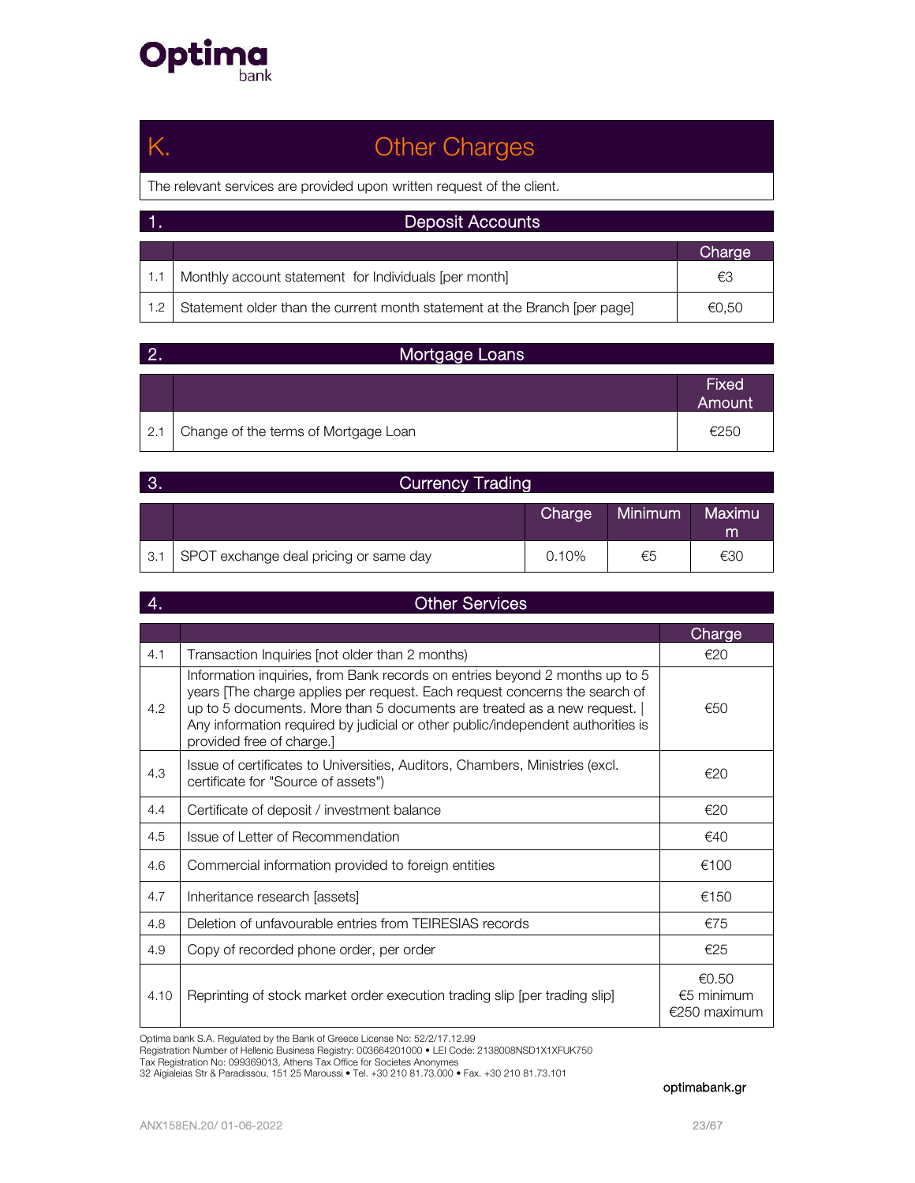# K. Other Charges

The relevant services are provided upon written request of the client.

## 1. Deposit Accounts

| | | Charge |
|---|---|---|
| 1.1 | Monthly account statement for Individuals [per month] | €3 |
| 1.2 | Statement older than the current month statement at the Branch [per page] | €0,50 |

## 2. Mortgage Loans

| | | Fixed Amount |
|---|---|---|
| 2.1 | Change of the terms of Mortgage Loan | €250 |

## 3. Currency Trading

| | | Charge | Minimum | Maximum |
|---|---|---|---|---|
| 3.1 | SPOT exchange deal pricing or same day | 0.10% | €5 | €30 |

## 4. Other Services

| | | Charge |
|---|---|---|
| 4.1 | Transaction Inquiries [not older than 2 months) | €20 |
| 4.2 | Information inquiries, from Bank records on entries beyond 2 months up to 5 years [The charge applies per request. Each request concerns the search of up to 5 documents. More than 5 documents are treated as a new request. \| Any information required by judicial or other public/independent authorities is provided free of charge.] | €50 |
| 4.3 | Issue of certificates to Universities, Auditors, Chambers, Ministries (excl. certificate for "Source of assets") | €20 |
| 4.4 | Certificate of deposit / investment balance | €20 |
| 4.5 | Issue of Letter of Recommendation | €40 |
| 4.6 | Commercial information provided to foreign entities | €100 |
| 4.7 | Inheritance research [assets] | €150 |
| 4.8 | Deletion of unfavourable entries from TEIRESIAS records | €75 |
| 4.9 | Copy of recorded phone order, per order | €25 |
| 4.10 | Reprinting of stock market order execution trading slip [per trading slip] | €0.50 €5 minimum €250 maximum |

Optima bank S.A. Regulated by the Bank of Greece License No: 52/2/17.12.99
Registration Number of Hellenic Business Registry: 003664201000 • LEI Code: 2138008NSD1X1XFUK750
Tax Registration No: 099369013, Athens Tax Office for Societes Anonymes
32 Aigialeias Str & Paradissou, 151 25 Maroussi • Tel. +30 210 81.73.000 • Fax. +30 210 81.73.101

optimabank.gr

ANX158EN.20/ 01-06-2022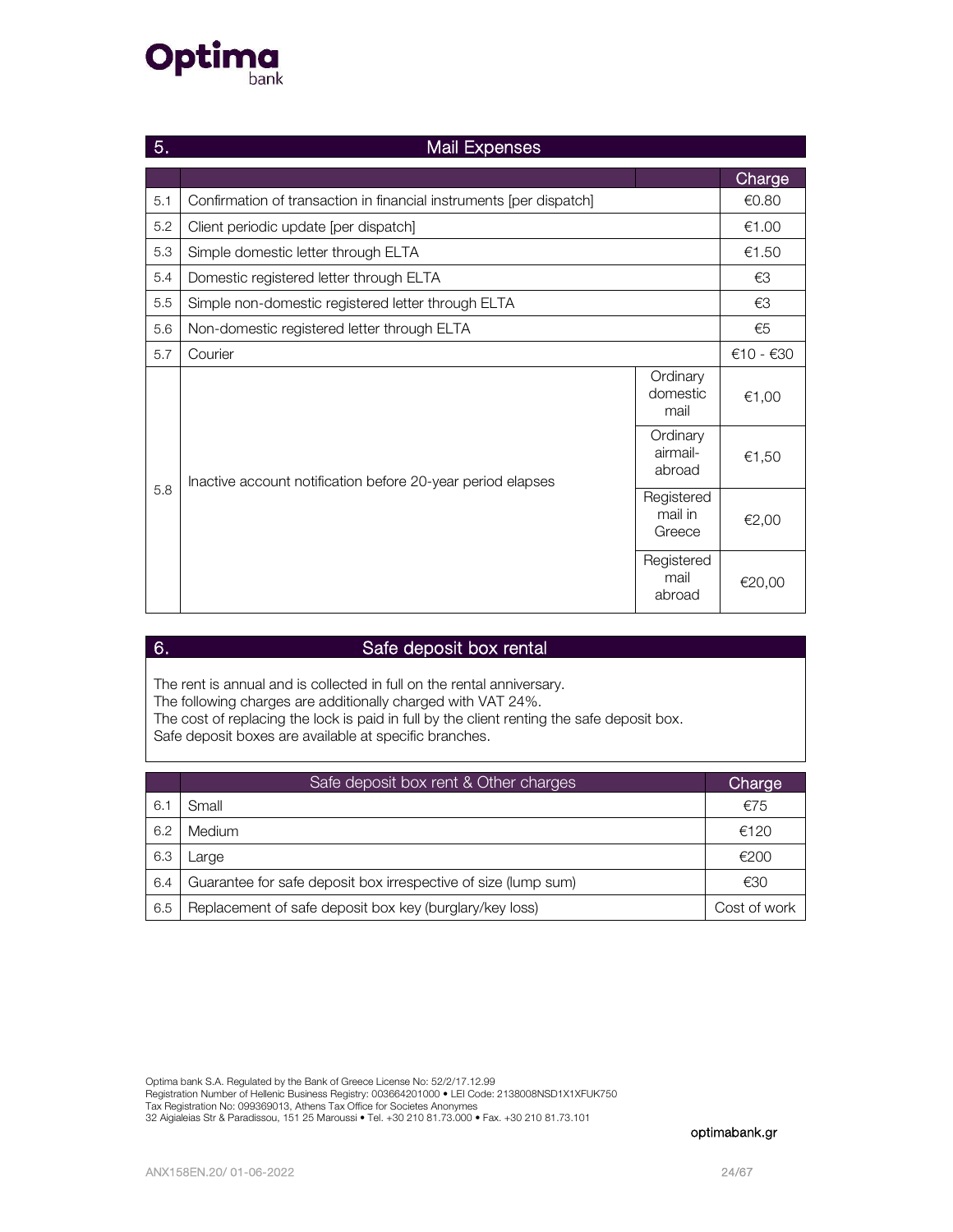## 5. Mail Expenses

| | | | Charge |
|---|---|---|---|
| 5.1 | Confirmation of transaction in financial instruments [per dispatch] | | €0.80 |
| 5.2 | Client periodic update [per dispatch] | | €1.00 |
| 5.3 | Simple domestic letter through ELTA | | €1.50 |
| 5.4 | Domestic registered letter through ELTA | | €3 |
| 5.5 | Simple non-domestic registered letter through ELTA | | €3 |
| 5.6 | Non-domestic registered letter through ELTA | | €5 |
| 5.7 | Courier | | €10 - €30 |
| 5.8 | Inactive account notification before 20-year period elapses | Ordinary domestic mail | €1,00 |
| | | Ordinary airmail-abroad | €1,50 |
| | | Registered mail in Greece | €2,00 |
| | | Registered mail abroad | €20,00 |

## 6. Safe deposit box rental

The rent is annual and is collected in full on the rental anniversary.
The following charges are additionally charged with VAT 24%.
The cost of replacing the lock is paid in full by the client renting the safe deposit box.
Safe deposit boxes are available at specific branches.

| | Safe deposit box rent & Other charges | Charge |
|---|---|---|
| 6.1 | Small | €75 |
| 6.2 | Medium | €120 |
| 6.3 | Large | €200 |
| 6.4 | Guarantee for safe deposit box irrespective of size (lump sum) | €30 |
| 6.5 | Replacement of safe deposit box key (burglary/key loss) | Cost of work |

Optima bank S.A. Regulated by the Bank of Greece License No: 52/2/17.12.99
Registration Number of Hellenic Business Registry: 003664201000 • LEI Code: 2138008NSD1X1XFUK750
Tax Registration No: 099369013, Athens Tax Office for Societes Anonymes
32 Aigialeias Str & Paradissou, 151 25 Maroussi • Tel. +30 210 81.73.000 • Fax. +30 210 81.73.101

optimabank.gr

ANX158EN.20/ 01-06-2022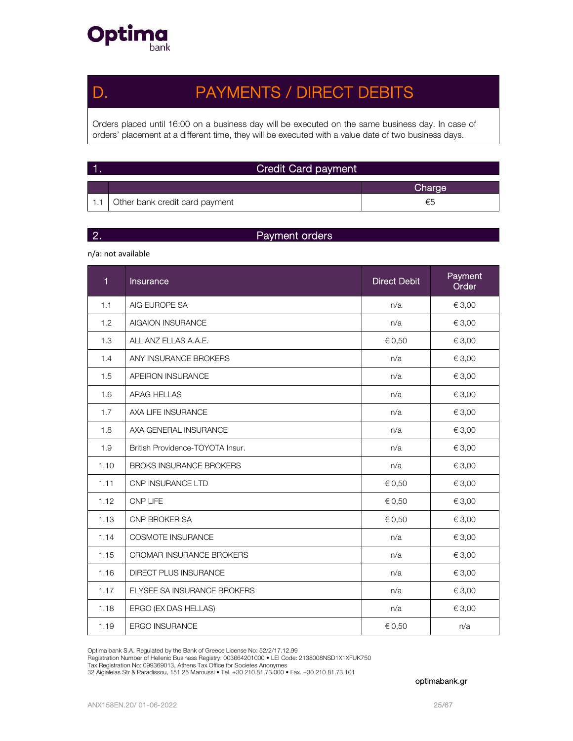# D. PAYMENTS / DIRECT DEBITS

Orders placed until 16:00 on a business day will be executed on the same business day. In case of orders' placement at a different time, they will be executed with a value date of two business days.

## 1. Credit Card payment

| | | Charge |
|---|---|---|
| 1.1 | Other bank credit card payment | €5 |

## 2. Payment orders

n/a: not available

| 1 | Insurance | Direct Debit | Payment Order |
|---|---|---|---|
| 1.1 | AIG EUROPE SA | n/a | € 3,00 |
| 1.2 | AIGAION INSURANCE | n/a | € 3,00 |
| 1.3 | ALLIANZ ELLAS A.A.E. | € 0,50 | € 3,00 |
| 1.4 | ANY INSURANCE BROKERS | n/a | € 3,00 |
| 1.5 | APEIRON INSURANCE | n/a | € 3,00 |
| 1.6 | ARAG HELLAS | n/a | € 3,00 |
| 1.7 | AXA LIFE INSURANCE | n/a | € 3,00 |
| 1.8 | AXA GENERAL INSURANCE | n/a | € 3,00 |
| 1.9 | British Providence-TOYOTA Insur. | n/a | € 3,00 |
| 1.10 | BROKS INSURANCE BROKERS | n/a | € 3,00 |
| 1.11 | CNP INSURANCE LTD | € 0,50 | € 3,00 |
| 1.12 | CNP LIFE | € 0,50 | € 3,00 |
| 1.13 | CNP BROKER SA | € 0,50 | € 3,00 |
| 1.14 | COSMOTE INSURANCE | n/a | € 3,00 |
| 1.15 | CROMAR INSURANCE BROKERS | n/a | € 3,00 |
| 1.16 | DIRECT PLUS INSURANCE | n/a | € 3,00 |
| 1.17 | ELYSEE SA INSURANCE BROKERS | n/a | € 3,00 |
| 1.18 | ERGO (EX DAS HELLAS) | n/a | € 3,00 |
| 1.19 | ERGO INSURANCE | € 0,50 | n/a |

Optima bank S.A. Regulated by the Bank of Greece License No: 52/2/17.12.99
Registration Number of Hellenic Business Registry: 003664201000 • LEI Code: 2138008NSD1X1XFUK750
Tax Registration No: 099369013, Athens Tax Office for Societes Anonymes
32 Aigialeias Str & Paradissou, 151 25 Maroussi • Tel. +30 210 81.73.000 • Fax. +30 210 81.73.101

optimabank.gr

ANX158EN.20/ 01-06-2022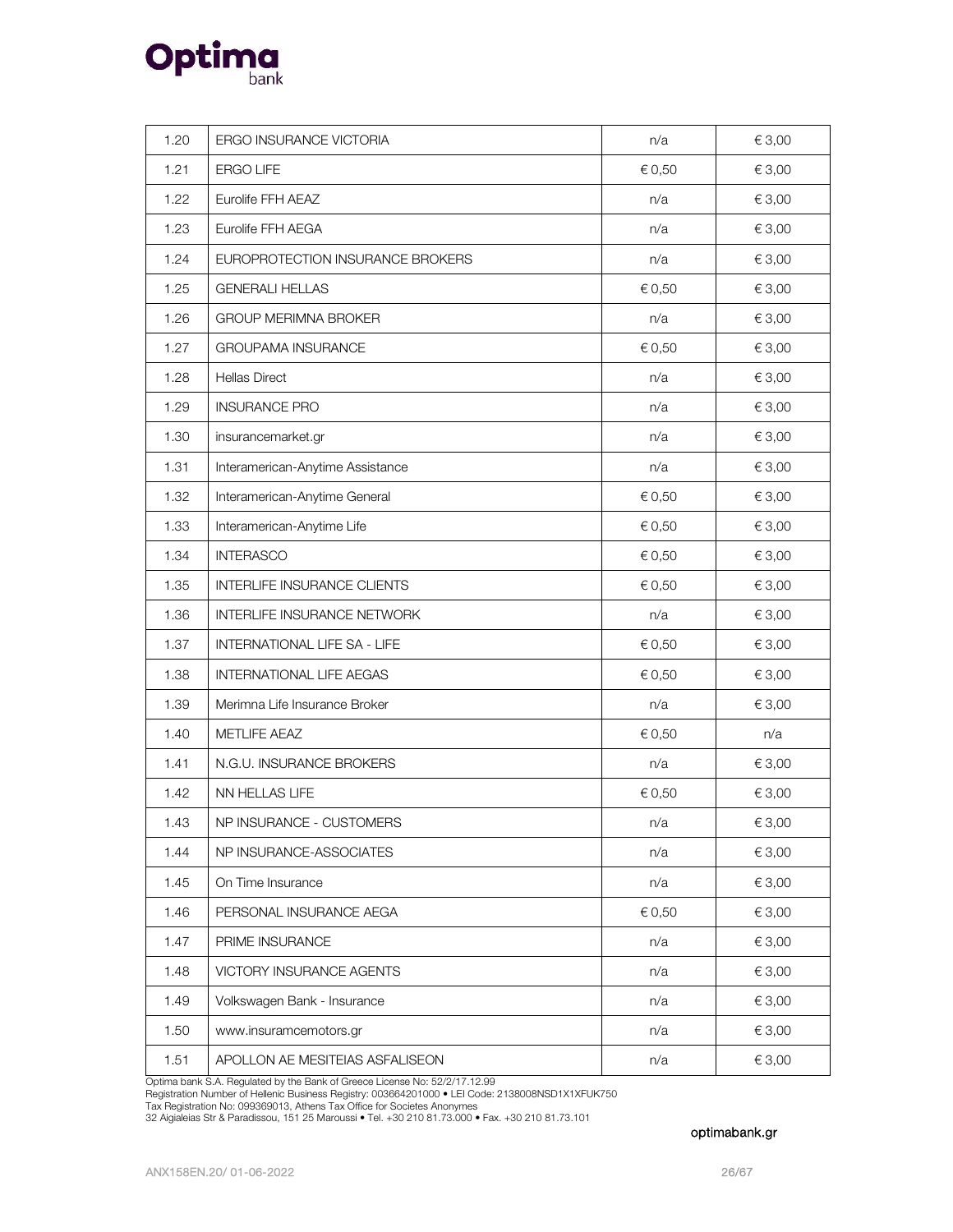| 1.20 | ERGO INSURANCE VICTORIA | n/a | € 3,00 |
|---|---|---|---|
| 1.21 | ERGO LIFE | € 0,50 | € 3,00 |
| 1.22 | Eurolife FFH AEAZ | n/a | € 3,00 |
| 1.23 | Eurolife FFH AEGA | n/a | € 3,00 |
| 1.24 | EUROPROTECTION INSURANCE BROKERS | n/a | € 3,00 |
| 1.25 | GENERALI HELLAS | € 0,50 | € 3,00 |
| 1.26 | GROUP MERIMNA BROKER | n/a | € 3,00 |
| 1.27 | GROUPAMA INSURANCE | € 0,50 | € 3,00 |
| 1.28 | Hellas Direct | n/a | € 3,00 |
| 1.29 | INSURANCE PRO | n/a | € 3,00 |
| 1.30 | insurancemarket.gr | n/a | € 3,00 |
| 1.31 | Interamerican-Anytime Assistance | n/a | € 3,00 |
| 1.32 | Interamerican-Anytime General | € 0,50 | € 3,00 |
| 1.33 | Interamerican-Anytime Life | € 0,50 | € 3,00 |
| 1.34 | INTERASCO | € 0,50 | € 3,00 |
| 1.35 | INTERLIFE INSURANCE CLIENTS | € 0,50 | € 3,00 |
| 1.36 | INTERLIFE INSURANCE NETWORK | n/a | € 3,00 |
| 1.37 | INTERNATIONAL LIFE SA - LIFE | € 0,50 | € 3,00 |
| 1.38 | INTERNATIONAL LIFE AEGAS | € 0,50 | € 3,00 |
| 1.39 | Merimna Life Insurance Broker | n/a | € 3,00 |
| 1.40 | METLIFE AEAZ | € 0,50 | n/a |
| 1.41 | N.G.U. INSURANCE BROKERS | n/a | € 3,00 |
| 1.42 | NN HELLAS LIFE | € 0,50 | € 3,00 |
| 1.43 | NP INSURANCE - CUSTOMERS | n/a | € 3,00 |
| 1.44 | NP INSURANCE-ASSOCIATES | n/a | € 3,00 |
| 1.45 | On Time Insurance | n/a | € 3,00 |
| 1.46 | PERSONAL INSURANCE AEGA | € 0,50 | € 3,00 |
| 1.47 | PRIME INSURANCE | n/a | € 3,00 |
| 1.48 | VICTORY INSURANCE AGENTS | n/a | € 3,00 |
| 1.49 | Volkswagen Bank - Insurance | n/a | € 3,00 |
| 1.50 | www.insuramcemotors.gr | n/a | € 3,00 |
| 1.51 | APOLLON AE MESITEIAS ASFALISEON | n/a | € 3,00 |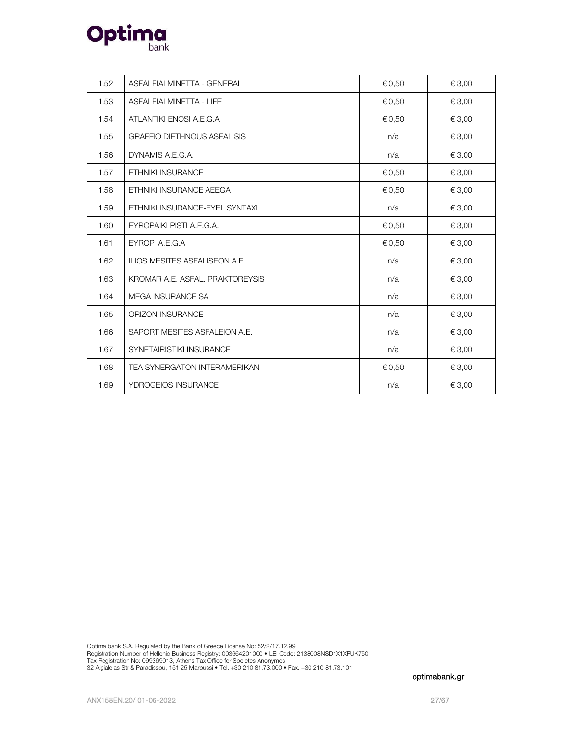| | | | |
|---|---|---|---|
| 1.52 | ASFALEIAI MINETTA - GENERAL | € 0,50 | € 3,00 |
| 1.53 | ASFALEIAI MINETTA - LIFE | € 0,50 | € 3,00 |
| 1.54 | ATLANTIKI ENOSI A.E.G.A | € 0,50 | € 3,00 |
| 1.55 | GRAFEIO DIETHNOUS ASFALISIS | n/a | € 3,00 |
| 1.56 | DYNAMIS A.E.G.A. | n/a | € 3,00 |
| 1.57 | ETHNIKI INSURANCE | € 0,50 | € 3,00 |
| 1.58 | ETHNIKI INSURANCE AEEGA | € 0,50 | € 3,00 |
| 1.59 | ETHNIKI INSURANCE-EYEL SYNTAXI | n/a | € 3,00 |
| 1.60 | EYROPAIKI PISTI A.E.G.A. | € 0,50 | € 3,00 |
| 1.61 | EYROPI A.E.G.A | € 0,50 | € 3,00 |
| 1.62 | ILIOS MESITES ASFALISEON A.E. | n/a | € 3,00 |
| 1.63 | KROMAR A.E. ASFAL. PRAKTOREYSIS | n/a | € 3,00 |
| 1.64 | MEGA INSURANCE SA | n/a | € 3,00 |
| 1.65 | ORIZON INSURANCE | n/a | € 3,00 |
| 1.66 | SAPORT MESITES ASFALEION A.E. | n/a | € 3,00 |
| 1.67 | SYNETAIRISTIKI INSURANCE | n/a | € 3,00 |
| 1.68 | TEA SYNERGATON INTERAMERIKAN | € 0,50 | € 3,00 |
| 1.69 | YDROGEIOS INSURANCE | n/a | € 3,00 |

Optima bank S.A. Regulated by the Bank of Greece License No: 52/2/17.12.99
Registration Number of Hellenic Business Registry: 003664201000 • LEI Code: 2138008NSD1X1XFUK750
Tax Registration No: 099369013, Athens Tax Office for Societes Anonymes
32 Aigialeias Str & Paradissou, 151 25 Maroussi • Tel. +30 210 81.73.000 • Fax. +30 210 81.73.101

optimabank.gr

ANX158EN.20/ 01-06-2022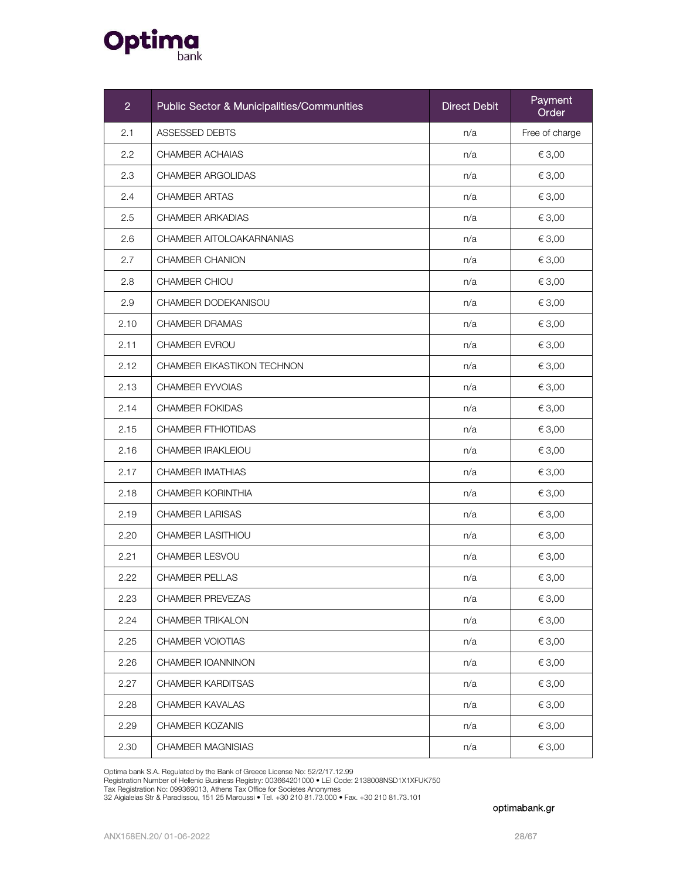| 2 | Public Sector & Municipalities/Communities | Direct Debit | Payment Order |
| --- | --- | --- | --- |
| 2.1 | ASSESSED DEBTS | n/a | Free of charge |
| 2.2 | CHAMBER ACHAIAS | n/a | € 3,00 |
| 2.3 | CHAMBER ARGOLIDAS | n/a | € 3,00 |
| 2.4 | CHAMBER ARTAS | n/a | € 3,00 |
| 2.5 | CHAMBER ARKADIAS | n/a | € 3,00 |
| 2.6 | CHAMBER AITOLOAKARNANIAS | n/a | € 3,00 |
| 2.7 | CHAMBER CHANION | n/a | € 3,00 |
| 2.8 | CHAMBER CHIOU | n/a | € 3,00 |
| 2.9 | CHAMBER DODEKANISOU | n/a | € 3,00 |
| 2.10 | CHAMBER DRAMAS | n/a | € 3,00 |
| 2.11 | CHAMBER EVROU | n/a | € 3,00 |
| 2.12 | CHAMBER EIKASTIKON TECHNON | n/a | € 3,00 |
| 2.13 | CHAMBER EYVOIAS | n/a | € 3,00 |
| 2.14 | CHAMBER FOKIDAS | n/a | € 3,00 |
| 2.15 | CHAMBER FTHIOTIDAS | n/a | € 3,00 |
| 2.16 | CHAMBER IRAKLEIOU | n/a | € 3,00 |
| 2.17 | CHAMBER IMATHIAS | n/a | € 3,00 |
| 2.18 | CHAMBER KORINTHIA | n/a | € 3,00 |
| 2.19 | CHAMBER LARISAS | n/a | € 3,00 |
| 2.20 | CHAMBER LASITHIOU | n/a | € 3,00 |
| 2.21 | CHAMBER LESVOU | n/a | € 3,00 |
| 2.22 | CHAMBER PELLAS | n/a | € 3,00 |
| 2.23 | CHAMBER PREVEZAS | n/a | € 3,00 |
| 2.24 | CHAMBER TRIKALON | n/a | € 3,00 |
| 2.25 | CHAMBER VOIOTIAS | n/a | € 3,00 |
| 2.26 | CHAMBER IOANNINON | n/a | € 3,00 |
| 2.27 | CHAMBER KARDITSAS | n/a | € 3,00 |
| 2.28 | CHAMBER KAVALAS | n/a | € 3,00 |
| 2.29 | CHAMBER KOZANIS | n/a | € 3,00 |
| 2.30 | CHAMBER MAGNISIAS | n/a | € 3,00 |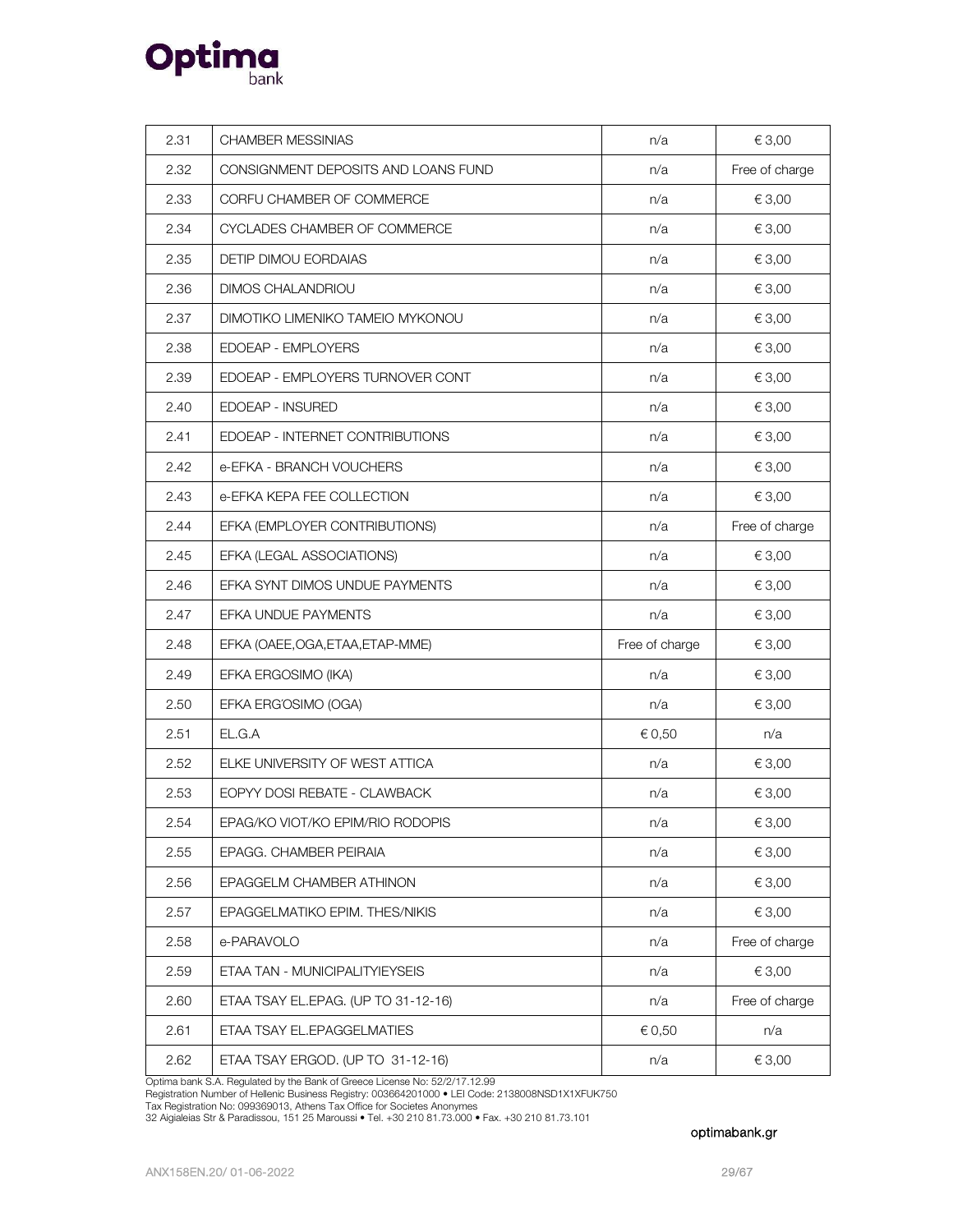| 2.31 | CHAMBER MESSINIAS | n/a | € 3,00 |
|---|---|---|---|
| 2.32 | CONSIGNMENT DEPOSITS AND LOANS FUND | n/a | Free of charge |
| 2.33 | CORFU CHAMBER OF COMMERCE | n/a | € 3,00 |
| 2.34 | CYCLADES CHAMBER OF COMMERCE | n/a | € 3,00 |
| 2.35 | DETIP DIMOU EORDAIAS | n/a | € 3,00 |
| 2.36 | DIMOS CHALANDRIOU | n/a | € 3,00 |
| 2.37 | DIMOTIKO LIMENIKO TAMEIO MYKONOU | n/a | € 3,00 |
| 2.38 | EDOEAP - EMPLOYERS | n/a | € 3,00 |
| 2.39 | EDOEAP - EMPLOYERS TURNOVER CONT | n/a | € 3,00 |
| 2.40 | EDOEAP - INSURED | n/a | € 3,00 |
| 2.41 | EDOEAP - INTERNET CONTRIBUTIONS | n/a | € 3,00 |
| 2.42 | e-EFKA - BRANCH VOUCHERS | n/a | € 3,00 |
| 2.43 | e-EFKA KEPA FEE COLLECTION | n/a | € 3,00 |
| 2.44 | EFKA (EMPLOYER CONTRIBUTIONS) | n/a | Free of charge |
| 2.45 | EFKA (LEGAL ASSOCIATIONS) | n/a | € 3,00 |
| 2.46 | EFKA SYNT DIMOS UNDUE PAYMENTS | n/a | € 3,00 |
| 2.47 | EFKA UNDUE PAYMENTS | n/a | € 3,00 |
| 2.48 | EFKA (OAEE,OGA,ETAA,ETAP-MME) | Free of charge | € 3,00 |
| 2.49 | EFKA ERGOSIMO (IKA) | n/a | € 3,00 |
| 2.50 | EFKA ERG'OSIMO (OGA) | n/a | € 3,00 |
| 2.51 | EL.G.A | € 0,50 | n/a |
| 2.52 | ELKE UNIVERSITY OF WEST ATTICA | n/a | € 3,00 |
| 2.53 | EOPYY DOSI REBATE - CLAWBACK | n/a | € 3,00 |
| 2.54 | EPAG/KO VIOT/KO EPIM/RIO RODOPIS | n/a | € 3,00 |
| 2.55 | EPAGG. CHAMBER PEIRAIA | n/a | € 3,00 |
| 2.56 | EPAGGELM CHAMBER ATHINON | n/a | € 3,00 |
| 2.57 | EPAGGELMATIKO EPIM. THES/NIKIS | n/a | € 3,00 |
| 2.58 | e-PARAVOLO | n/a | Free of charge |
| 2.59 | ETAA TAN - MUNICIPALITYIEYSEIS | n/a | € 3,00 |
| 2.60 | ETAA TSAY EL.EPAG. (UP TO 31-12-16) | n/a | Free of charge |
| 2.61 | ETAA TSAY EL.EPAGGELMATIES | € 0,50 | n/a |
| 2.62 | ETAA TSAY ERGOD. (UP TO 31-12-16) | n/a | € 3,00 |

Optima bank S.A. Regulated by the Bank of Greece License No: 52/2/17.12.99
Registration Number of Hellenic Business Registry: 003664201000 • LEI Code: 2138008NSD1X1XFUK750
Tax Registration No: 099369013, Athens Tax Office for Societes Anonymes
32 Aigialeias Str & Paradissou, 151 25 Maroussi • Tel. +30 210 81.73.000 • Fax. +30 210 81.73.101

optimabank.gr

ANX158EN.20/ 01-06-2022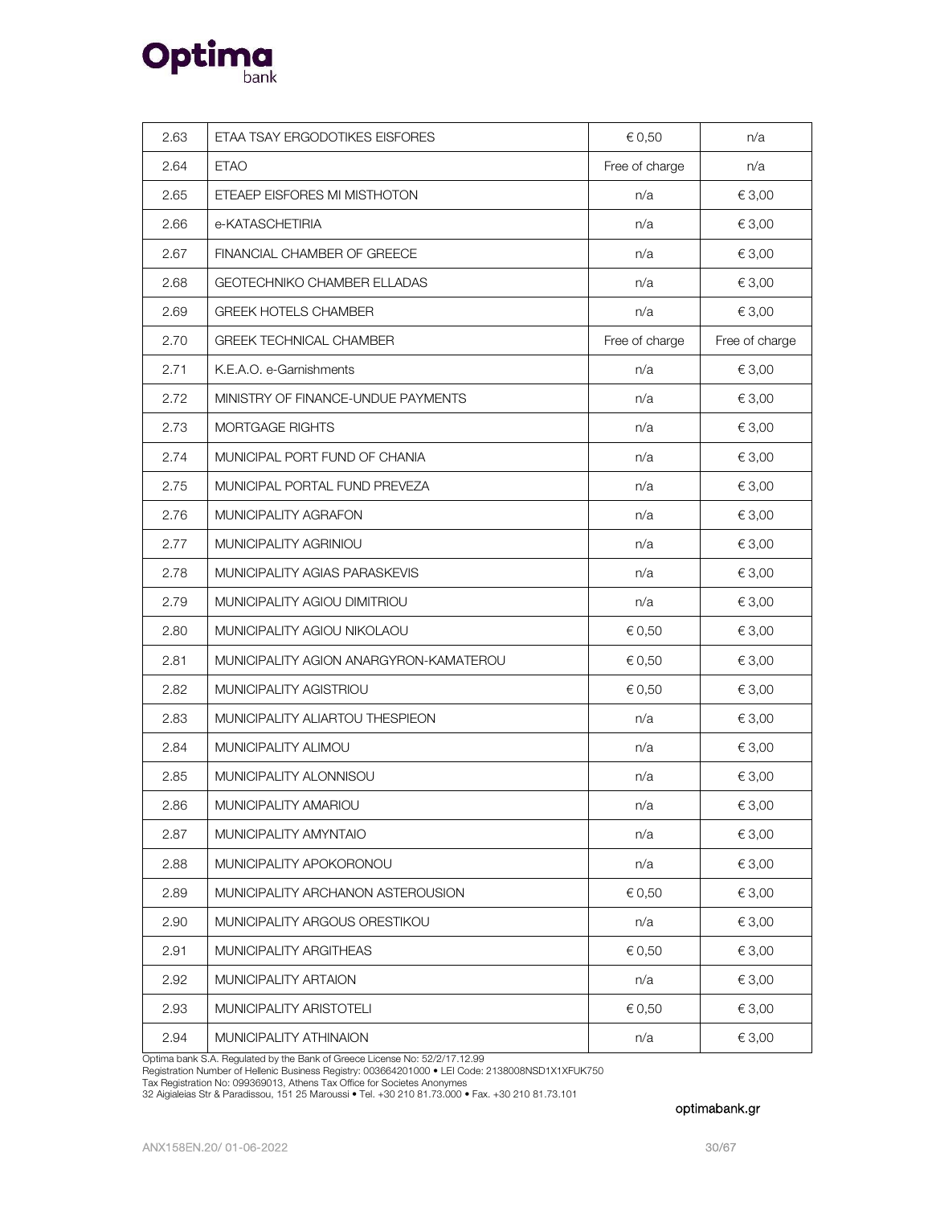| 2.63 | ETAA TSAY ERGODOTIKES EISFORES | € 0,50 | n/a |
|---|---|---|---|
| 2.64 | ETAO | Free of charge | n/a |
| 2.65 | ETEAEP EISFORES MI MISTHOTON | n/a | € 3,00 |
| 2.66 | e-KATASCHETIRIA | n/a | € 3,00 |
| 2.67 | FINANCIAL CHAMBER OF GREECE | n/a | € 3,00 |
| 2.68 | GEOTECHNIKO CHAMBER ELLADAS | n/a | € 3,00 |
| 2.69 | GREEK HOTELS CHAMBER | n/a | € 3,00 |
| 2.70 | GREEK TECHNICAL CHAMBER | Free of charge | Free of charge |
| 2.71 | K.E.A.O. e-Garnishments | n/a | € 3,00 |
| 2.72 | MINISTRY OF FINANCE-UNDUE PAYMENTS | n/a | € 3,00 |
| 2.73 | MORTGAGE RIGHTS | n/a | € 3,00 |
| 2.74 | MUNICIPAL PORT FUND OF CHANIA | n/a | € 3,00 |
| 2.75 | MUNICIPAL PORTAL FUND PREVEZA | n/a | € 3,00 |
| 2.76 | MUNICIPALITY AGRAFON | n/a | € 3,00 |
| 2.77 | MUNICIPALITY AGRINIOU | n/a | € 3,00 |
| 2.78 | MUNICIPALITY AGIAS PARASKEVIS | n/a | € 3,00 |
| 2.79 | MUNICIPALITY AGIOU DIMITRIOU | n/a | € 3,00 |
| 2.80 | MUNICIPALITY AGIOU NIKOLAOU | € 0,50 | € 3,00 |
| 2.81 | MUNICIPALITY AGION ANARGYRON-KAMATEROU | € 0,50 | € 3,00 |
| 2.82 | MUNICIPALITY AGISTRIOU | € 0,50 | € 3,00 |
| 2.83 | MUNICIPALITY ALIARTOU THESPIEON | n/a | € 3,00 |
| 2.84 | MUNICIPALITY ALIMOU | n/a | € 3,00 |
| 2.85 | MUNICIPALITY ALONNISOU | n/a | € 3,00 |
| 2.86 | MUNICIPALITY AMARIOU | n/a | € 3,00 |
| 2.87 | MUNICIPALITY AMYNTAIO | n/a | € 3,00 |
| 2.88 | MUNICIPALITY APOKORONOU | n/a | € 3,00 |
| 2.89 | MUNICIPALITY ARCHANON ASTEROUSION | € 0,50 | € 3,00 |
| 2.90 | MUNICIPALITY ARGOUS ORESTIKOU | n/a | € 3,00 |
| 2.91 | MUNICIPALITY ARGITHEAS | € 0,50 | € 3,00 |
| 2.92 | MUNICIPALITY ARTAION | n/a | € 3,00 |
| 2.93 | MUNICIPALITY ARISTOTELI | € 0,50 | € 3,00 |
| 2.94 | MUNICIPALITY ATHINAION | n/a | € 3,00 |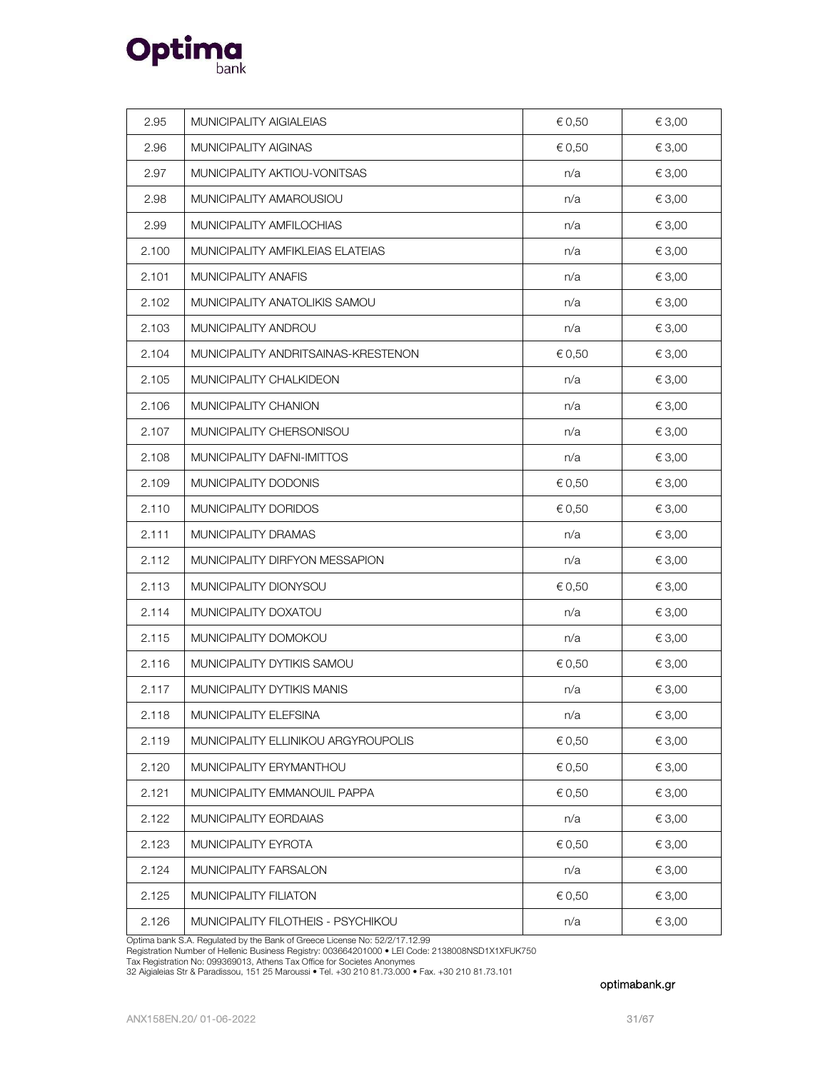| 2.95 | MUNICIPALITY AIGIALEIAS | € 0,50 | € 3,00 |
|---|---|---|---|
| 2.96 | MUNICIPALITY AIGINAS | € 0,50 | € 3,00 |
| 2.97 | MUNICIPALITY AKTIOU-VONITSAS | n/a | € 3,00 |
| 2.98 | MUNICIPALITY AMAROUSIOU | n/a | € 3,00 |
| 2.99 | MUNICIPALITY AMFILOCHIAS | n/a | € 3,00 |
| 2.100 | MUNICIPALITY AMFIKLEIAS ELATEIAS | n/a | € 3,00 |
| 2.101 | MUNICIPALITY ANAFIS | n/a | € 3,00 |
| 2.102 | MUNICIPALITY ANATOLIKIS SAMOU | n/a | € 3,00 |
| 2.103 | MUNICIPALITY ANDROU | n/a | € 3,00 |
| 2.104 | MUNICIPALITY ANDRITSAINAS-KRESTENON | € 0,50 | € 3,00 |
| 2.105 | MUNICIPALITY CHALKIDEON | n/a | € 3,00 |
| 2.106 | MUNICIPALITY CHANION | n/a | € 3,00 |
| 2.107 | MUNICIPALITY CHERSONISOU | n/a | € 3,00 |
| 2.108 | MUNICIPALITY DAFNI-IMITTOS | n/a | € 3,00 |
| 2.109 | MUNICIPALITY DODONIS | € 0,50 | € 3,00 |
| 2.110 | MUNICIPALITY DORIDOS | € 0,50 | € 3,00 |
| 2.111 | MUNICIPALITY DRAMAS | n/a | € 3,00 |
| 2.112 | MUNICIPALITY DIRFYON MESSAPION | n/a | € 3,00 |
| 2.113 | MUNICIPALITY DIONYSOU | € 0,50 | € 3,00 |
| 2.114 | MUNICIPALITY DOXATOU | n/a | € 3,00 |
| 2.115 | MUNICIPALITY DOMOKOU | n/a | € 3,00 |
| 2.116 | MUNICIPALITY DYTIKIS SAMOU | € 0,50 | € 3,00 |
| 2.117 | MUNICIPALITY DYTIKIS MANIS | n/a | € 3,00 |
| 2.118 | MUNICIPALITY ELEFSINA | n/a | € 3,00 |
| 2.119 | MUNICIPALITY ELLINIKOU ARGYROUPOLIS | € 0,50 | € 3,00 |
| 2.120 | MUNICIPALITY ERYMANTHOU | € 0,50 | € 3,00 |
| 2.121 | MUNICIPALITY EMMANOUIL PAPPA | € 0,50 | € 3,00 |
| 2.122 | MUNICIPALITY EORDAIAS | n/a | € 3,00 |
| 2.123 | MUNICIPALITY EYROTA | € 0,50 | € 3,00 |
| 2.124 | MUNICIPALITY FARSALON | n/a | € 3,00 |
| 2.125 | MUNICIPALITY FILIATON | € 0,50 | € 3,00 |
| 2.126 | MUNICIPALITY FILOTHEIS - PSYCHIKOU | n/a | € 3,00 |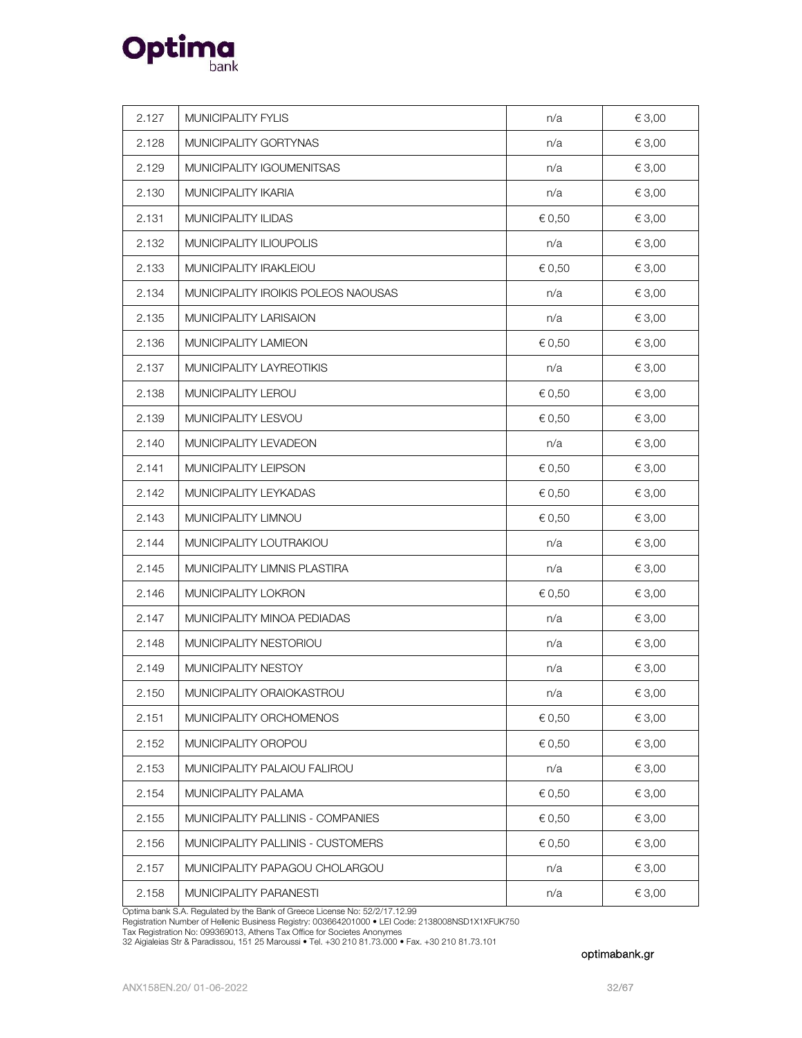| | | | |
|---|---|---|---|
| 2.127 | MUNICIPALITY FYLIS | n/a | € 3,00 |
| 2.128 | MUNICIPALITY GORTYNAS | n/a | € 3,00 |
| 2.129 | MUNICIPALITY IGOUMENITSAS | n/a | € 3,00 |
| 2.130 | MUNICIPALITY IKARIA | n/a | € 3,00 |
| 2.131 | MUNICIPALITY ILIDAS | € 0,50 | € 3,00 |
| 2.132 | MUNICIPALITY ILIOUPOLIS | n/a | € 3,00 |
| 2.133 | MUNICIPALITY IRAKLEIOU | € 0,50 | € 3,00 |
| 2.134 | MUNICIPALITY IROIKIS POLEOS NAOUSAS | n/a | € 3,00 |
| 2.135 | MUNICIPALITY LARISAION | n/a | € 3,00 |
| 2.136 | MUNICIPALITY LAMIEON | € 0,50 | € 3,00 |
| 2.137 | MUNICIPALITY LAYREOTIKIS | n/a | € 3,00 |
| 2.138 | MUNICIPALITY LEROU | € 0,50 | € 3,00 |
| 2.139 | MUNICIPALITY LESVOU | € 0,50 | € 3,00 |
| 2.140 | MUNICIPALITY LEVADEON | n/a | € 3,00 |
| 2.141 | MUNICIPALITY LEIPSON | € 0,50 | € 3,00 |
| 2.142 | MUNICIPALITY LEYKADAS | € 0,50 | € 3,00 |
| 2.143 | MUNICIPALITY LIMNOU | € 0,50 | € 3,00 |
| 2.144 | MUNICIPALITY LOUTRAKIOU | n/a | € 3,00 |
| 2.145 | MUNICIPALITY LIMNIS PLASTIRA | n/a | € 3,00 |
| 2.146 | MUNICIPALITY LOKRON | € 0,50 | € 3,00 |
| 2.147 | MUNICIPALITY MINOA PEDIADAS | n/a | € 3,00 |
| 2.148 | MUNICIPALITY NESTORIOU | n/a | € 3,00 |
| 2.149 | MUNICIPALITY NESTOY | n/a | € 3,00 |
| 2.150 | MUNICIPALITY ORAIOKASTROU | n/a | € 3,00 |
| 2.151 | MUNICIPALITY ORCHOMENOS | € 0,50 | € 3,00 |
| 2.152 | MUNICIPALITY OROPOU | € 0,50 | € 3,00 |
| 2.153 | MUNICIPALITY PALAIOU FALIROU | n/a | € 3,00 |
| 2.154 | MUNICIPALITY PALAMA | € 0,50 | € 3,00 |
| 2.155 | MUNICIPALITY PALLINIS - COMPANIES | € 0,50 | € 3,00 |
| 2.156 | MUNICIPALITY PALLINIS - CUSTOMERS | € 0,50 | € 3,00 |
| 2.157 | MUNICIPALITY PAPAGOU CHOLARGOU | n/a | € 3,00 |
| 2.158 | MUNICIPALITY PARANESTI | n/a | € 3,00 |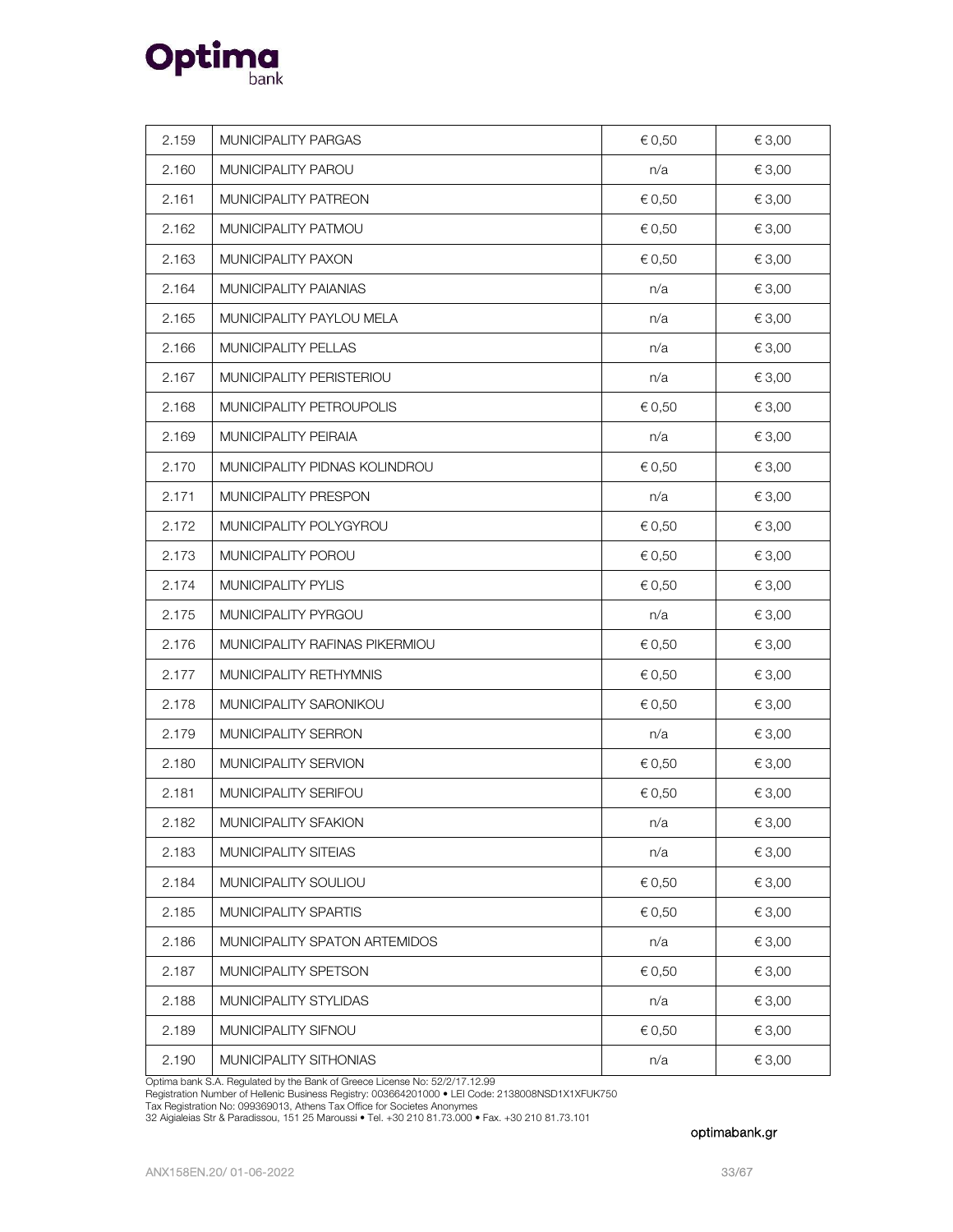| 2.159 | MUNICIPALITY PARGAS | € 0,50 | € 3,00 |
|---|---|---|---|
| 2.160 | MUNICIPALITY PAROU | n/a | € 3,00 |
| 2.161 | MUNICIPALITY PATREON | € 0,50 | € 3,00 |
| 2.162 | MUNICIPALITY PATMOU | € 0,50 | € 3,00 |
| 2.163 | MUNICIPALITY PAXON | € 0,50 | € 3,00 |
| 2.164 | MUNICIPALITY PAIANIAS | n/a | € 3,00 |
| 2.165 | MUNICIPALITY PAYLOU MELA | n/a | € 3,00 |
| 2.166 | MUNICIPALITY PELLAS | n/a | € 3,00 |
| 2.167 | MUNICIPALITY PERISTERIOU | n/a | € 3,00 |
| 2.168 | MUNICIPALITY PETROUPOLIS | € 0,50 | € 3,00 |
| 2.169 | MUNICIPALITY PEIRAIA | n/a | € 3,00 |
| 2.170 | MUNICIPALITY PIDNAS KOLINDROU | € 0,50 | € 3,00 |
| 2.171 | MUNICIPALITY PRESPON | n/a | € 3,00 |
| 2.172 | MUNICIPALITY POLYGYROU | € 0,50 | € 3,00 |
| 2.173 | MUNICIPALITY POROU | € 0,50 | € 3,00 |
| 2.174 | MUNICIPALITY PYLIS | € 0,50 | € 3,00 |
| 2.175 | MUNICIPALITY PYRGOU | n/a | € 3,00 |
| 2.176 | MUNICIPALITY RAFINAS PIKERMIOU | € 0,50 | € 3,00 |
| 2.177 | MUNICIPALITY RETHYMNIS | € 0,50 | € 3,00 |
| 2.178 | MUNICIPALITY SARONIKOU | € 0,50 | € 3,00 |
| 2.179 | MUNICIPALITY SERRON | n/a | € 3,00 |
| 2.180 | MUNICIPALITY SERVION | € 0,50 | € 3,00 |
| 2.181 | MUNICIPALITY SERIFOU | € 0,50 | € 3,00 |
| 2.182 | MUNICIPALITY SFAKION | n/a | € 3,00 |
| 2.183 | MUNICIPALITY SITEIAS | n/a | € 3,00 |
| 2.184 | MUNICIPALITY SOULIOU | € 0,50 | € 3,00 |
| 2.185 | MUNICIPALITY SPARTIS | € 0,50 | € 3,00 |
| 2.186 | MUNICIPALITY SPATON ARTEMIDOS | n/a | € 3,00 |
| 2.187 | MUNICIPALITY SPETSON | € 0,50 | € 3,00 |
| 2.188 | MUNICIPALITY STYLIDAS | n/a | € 3,00 |
| 2.189 | MUNICIPALITY SIFNOU | € 0,50 | € 3,00 |
| 2.190 | MUNICIPALITY SITHONIAS | n/a | € 3,00 |

Optima bank S.A. Regulated by the Bank of Greece License No: 52/2/17.12.99
Registration Number of Hellenic Business Registry: 003664201000 • LEI Code: 2138008NSD1X1XFUK750
Tax Registration No: 099369013, Athens Tax Office for Societes Anonymes
32 Aigialeias Str & Paradissou, 151 25 Maroussi • Tel. +30 210 81.73.000 • Fax. +30 210 81.73.101

optimabank.gr

ANX158EN.20/ 01-06-2022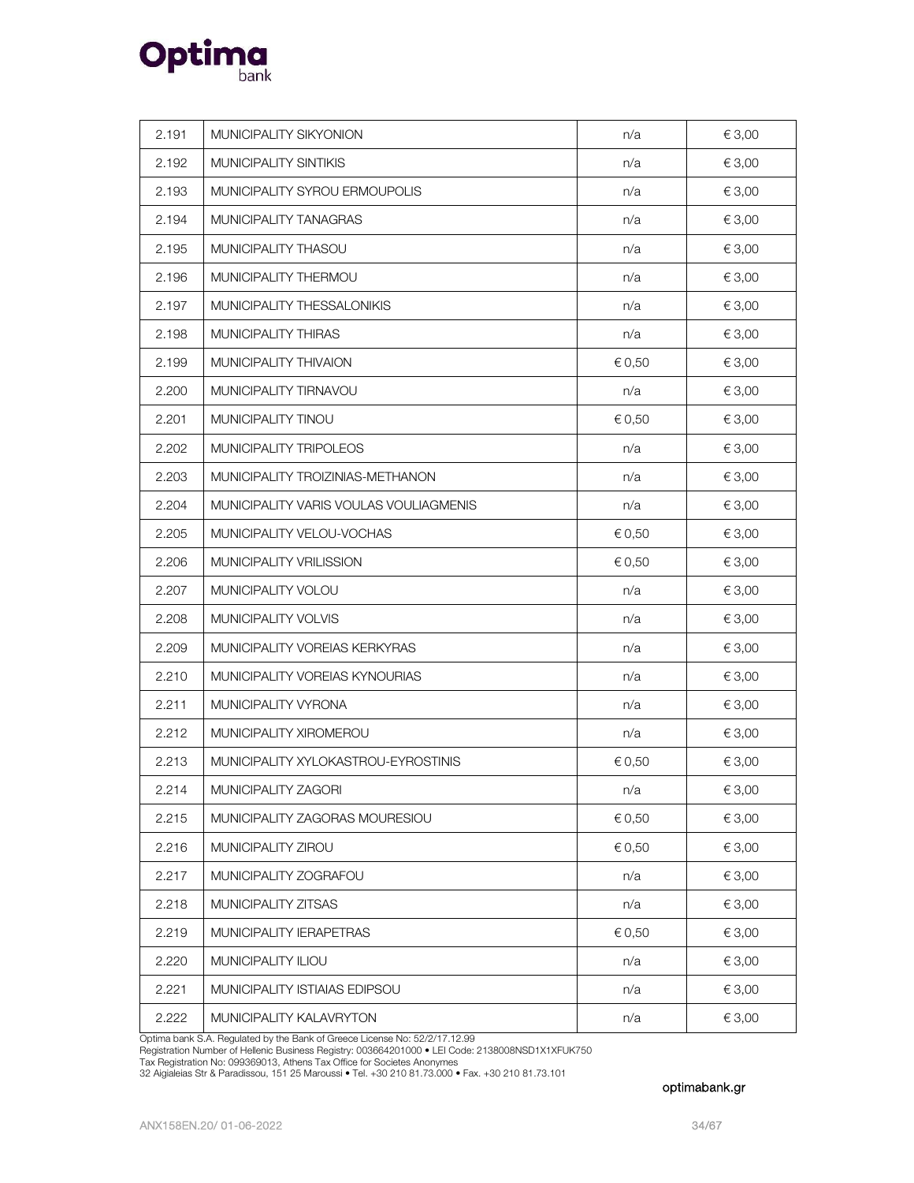| 2.191 | MUNICIPALITY SIKYONION | n/a | € 3,00 |
|---|---|---|---|
| 2.192 | MUNICIPALITY SINTIKIS | n/a | € 3,00 |
| 2.193 | MUNICIPALITY SYROU ERMOUPOLIS | n/a | € 3,00 |
| 2.194 | MUNICIPALITY TANAGRAS | n/a | € 3,00 |
| 2.195 | MUNICIPALITY THASOU | n/a | € 3,00 |
| 2.196 | MUNICIPALITY THERMOU | n/a | € 3,00 |
| 2.197 | MUNICIPALITY THESSALONIKIS | n/a | € 3,00 |
| 2.198 | MUNICIPALITY THIRAS | n/a | € 3,00 |
| 2.199 | MUNICIPALITY THIVAION | € 0,50 | € 3,00 |
| 2.200 | MUNICIPALITY TIRNAVOU | n/a | € 3,00 |
| 2.201 | MUNICIPALITY TINOU | € 0,50 | € 3,00 |
| 2.202 | MUNICIPALITY TRIPOLEOS | n/a | € 3,00 |
| 2.203 | MUNICIPALITY TROIZINIAS-METHANON | n/a | € 3,00 |
| 2.204 | MUNICIPALITY VARIS VOULAS VOULIAGMENIS | n/a | € 3,00 |
| 2.205 | MUNICIPALITY VELOU-VOCHAS | € 0,50 | € 3,00 |
| 2.206 | MUNICIPALITY VRILISSION | € 0,50 | € 3,00 |
| 2.207 | MUNICIPALITY VOLOU | n/a | € 3,00 |
| 2.208 | MUNICIPALITY VOLVIS | n/a | € 3,00 |
| 2.209 | MUNICIPALITY VOREIAS KERKYRAS | n/a | € 3,00 |
| 2.210 | MUNICIPALITY VOREIAS KYNOURIAS | n/a | € 3,00 |
| 2.211 | MUNICIPALITY VYRONA | n/a | € 3,00 |
| 2.212 | MUNICIPALITY XIROMEROU | n/a | € 3,00 |
| 2.213 | MUNICIPALITY XYLOKASTROU-EYROSTINIS | € 0,50 | € 3,00 |
| 2.214 | MUNICIPALITY ZAGORI | n/a | € 3,00 |
| 2.215 | MUNICIPALITY ZAGORAS MOURESIOU | € 0,50 | € 3,00 |
| 2.216 | MUNICIPALITY ZIROU | € 0,50 | € 3,00 |
| 2.217 | MUNICIPALITY ZOGRAFOU | n/a | € 3,00 |
| 2.218 | MUNICIPALITY ZITSAS | n/a | € 3,00 |
| 2.219 | MUNICIPALITY IERAPETRAS | € 0,50 | € 3,00 |
| 2.220 | MUNICIPALITY ILIOU | n/a | € 3,00 |
| 2.221 | MUNICIPALITY ISTIAIAS EDIPSOU | n/a | € 3,00 |
| 2.222 | MUNICIPALITY KALAVRYTON | n/a | € 3,00 |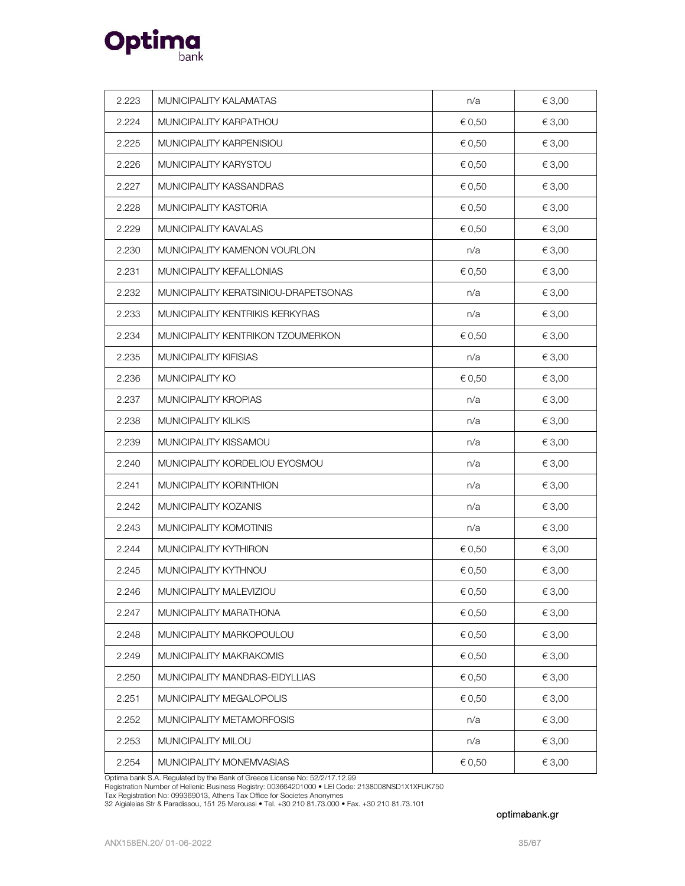| 2.223 | MUNICIPALITY KALAMATAS | n/a | € 3,00 |
|---|---|---|---|
| 2.224 | MUNICIPALITY KARPATHOU | € 0,50 | € 3,00 |
| 2.225 | MUNICIPALITY KARPENISIOU | € 0,50 | € 3,00 |
| 2.226 | MUNICIPALITY KARYSTOU | € 0,50 | € 3,00 |
| 2.227 | MUNICIPALITY KASSANDRAS | € 0,50 | € 3,00 |
| 2.228 | MUNICIPALITY KASTORIA | € 0,50 | € 3,00 |
| 2.229 | MUNICIPALITY KAVALAS | € 0,50 | € 3,00 |
| 2.230 | MUNICIPALITY KAMENON VOURLON | n/a | € 3,00 |
| 2.231 | MUNICIPALITY KEFALLONIAS | € 0,50 | € 3,00 |
| 2.232 | MUNICIPALITY KERATSINIOU-DRAPETSONAS | n/a | € 3,00 |
| 2.233 | MUNICIPALITY KENTRIKIS KERKYRAS | n/a | € 3,00 |
| 2.234 | MUNICIPALITY KENTRIKON TZOUMERKON | € 0,50 | € 3,00 |
| 2.235 | MUNICIPALITY KIFISIAS | n/a | € 3,00 |
| 2.236 | MUNICIPALITY KO | € 0,50 | € 3,00 |
| 2.237 | MUNICIPALITY KROPIAS | n/a | € 3,00 |
| 2.238 | MUNICIPALITY KILKIS | n/a | € 3,00 |
| 2.239 | MUNICIPALITY KISSAMOU | n/a | € 3,00 |
| 2.240 | MUNICIPALITY KORDELIOU EYOSMOU | n/a | € 3,00 |
| 2.241 | MUNICIPALITY KORINTHION | n/a | € 3,00 |
| 2.242 | MUNICIPALITY KOZANIS | n/a | € 3,00 |
| 2.243 | MUNICIPALITY KOMOTINIS | n/a | € 3,00 |
| 2.244 | MUNICIPALITY KYTHIRON | € 0,50 | € 3,00 |
| 2.245 | MUNICIPALITY KYTHNOU | € 0,50 | € 3,00 |
| 2.246 | MUNICIPALITY MALEVIZIOU | € 0,50 | € 3,00 |
| 2.247 | MUNICIPALITY MARATHONA | € 0,50 | € 3,00 |
| 2.248 | MUNICIPALITY MARKOPOULOU | € 0,50 | € 3,00 |
| 2.249 | MUNICIPALITY MAKRAKOMIS | € 0,50 | € 3,00 |
| 2.250 | MUNICIPALITY MANDRAS-EIDYLLIAS | € 0,50 | € 3,00 |
| 2.251 | MUNICIPALITY MEGALOPOLIS | € 0,50 | € 3,00 |
| 2.252 | MUNICIPALITY METAMORFOSIS | n/a | € 3,00 |
| 2.253 | MUNICIPALITY MILOU | n/a | € 3,00 |
| 2.254 | MUNICIPALITY MONEMVASIAS | € 0,50 | € 3,00 |

Optima bank S.A. Regulated by the Bank of Greece License No: 52/2/17.12.99
Registration Number of Hellenic Business Registry: 003664201000 • LEI Code: 2138008NSD1X1XFUK750
Tax Registration No: 099369013, Athens Tax Office for Societes Anonymes
32 Aigialeias Str & Paradissou, 151 25 Maroussi • Tel. +30 210 81.73.000 • Fax. +30 210 81.73.101

optimabank.gr

ANX158EN.20/ 01-06-2022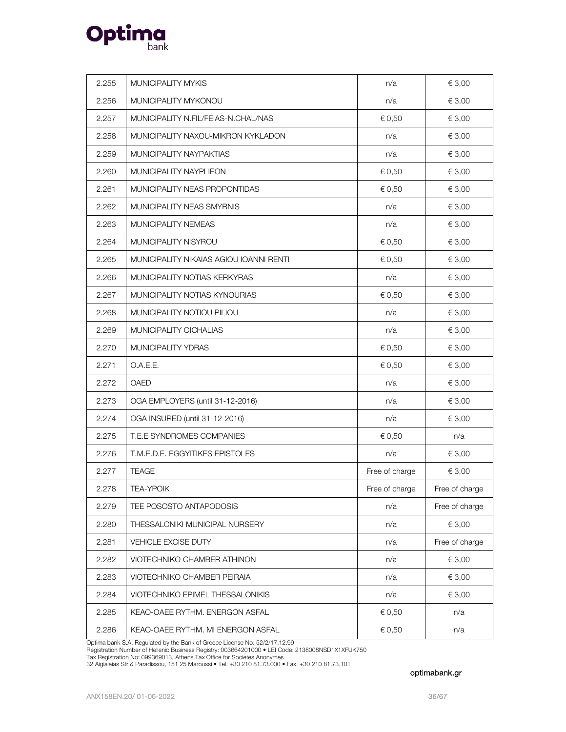| 2.255 | MUNICIPALITY MYKIS | n/a | € 3,00 |
|---|---|---|---|
| 2.256 | MUNICIPALITY MYKONOU | n/a | € 3,00 |
| 2.257 | MUNICIPALITY N.FIL/FEIAS-N.CHAL/NAS | € 0,50 | € 3,00 |
| 2.258 | MUNICIPALITY NAXOU-MIKRON KYKLADON | n/a | € 3,00 |
| 2.259 | MUNICIPALITY NAYPAKTIAS | n/a | € 3,00 |
| 2.260 | MUNICIPALITY NAYPLIEON | € 0,50 | € 3,00 |
| 2.261 | MUNICIPALITY NEAS PROPONTIDAS | € 0,50 | € 3,00 |
| 2.262 | MUNICIPALITY NEAS SMYRNIS | n/a | € 3,00 |
| 2.263 | MUNICIPALITY NEMEAS | n/a | € 3,00 |
| 2.264 | MUNICIPALITY NISYROU | € 0,50 | € 3,00 |
| 2.265 | MUNICIPALITY NIKAIAS AGIOU IOANNI RENTI | € 0,50 | € 3,00 |
| 2.266 | MUNICIPALITY NOTIAS KERKYRAS | n/a | € 3,00 |
| 2.267 | MUNICIPALITY NOTIAS KYNOURIAS | € 0,50 | € 3,00 |
| 2.268 | MUNICIPALITY NOTIOU PILIOU | n/a | € 3,00 |
| 2.269 | MUNICIPALITY OICHALIAS | n/a | € 3,00 |
| 2.270 | MUNICIPALITY YDRAS | € 0,50 | € 3,00 |
| 2.271 | O.A.E.E. | € 0,50 | € 3,00 |
| 2.272 | OAED | n/a | € 3,00 |
| 2.273 | OGA EMPLOYERS (until 31-12-2016) | n/a | € 3,00 |
| 2.274 | OGA INSURED (until 31-12-2016) | n/a | € 3,00 |
| 2.275 | T.E.E SYNDROMES COMPANIES | € 0,50 | n/a |
| 2.276 | T.M.E.D.E. EGGYITIKES EPISTOLES | n/a | € 3,00 |
| 2.277 | TEAGE | Free of charge | € 3,00 |
| 2.278 | TEA-YPOIK | Free of charge | Free of charge |
| 2.279 | TEE POSOSTO ANTAPODOSIS | n/a | Free of charge |
| 2.280 | THESSALONIKI MUNICIPAL NURSERY | n/a | € 3,00 |
| 2.281 | VEHICLE EXCISE DUTY | n/a | Free of charge |
| 2.282 | VIOTECHNIKO CHAMBER ATHINON | n/a | € 3,00 |
| 2.283 | VIOTECHNIKO CHAMBER PEIRAIA | n/a | € 3,00 |
| 2.284 | VIOTECHNIKO EPIMEL THESSALONIKIS | n/a | € 3,00 |
| 2.285 | KEAO-OAEE RYTHM. ENERGON ASFAL | € 0,50 | n/a |
| 2.286 | KEAO-OAEE RYTHM. MI ENERGON ASFAL | € 0,50 | n/a |

Optima bank S.A. Regulated by the Bank of Greece License No: 52/2/17.12.99
Registration Number of Hellenic Business Registry: 003664201000 • LEI Code: 2138008NSD1X1XFUK750
Tax Registration No: 099369013, Athens Tax Office for Societes Anonymes
32 Aigialeias Str & Paradissou, 151 25 Maroussi • Tel. +30 210 81.73.000 • Fax. +30 210 81.73.101

optimabank.gr

ANX158EN.20/ 01-06-2022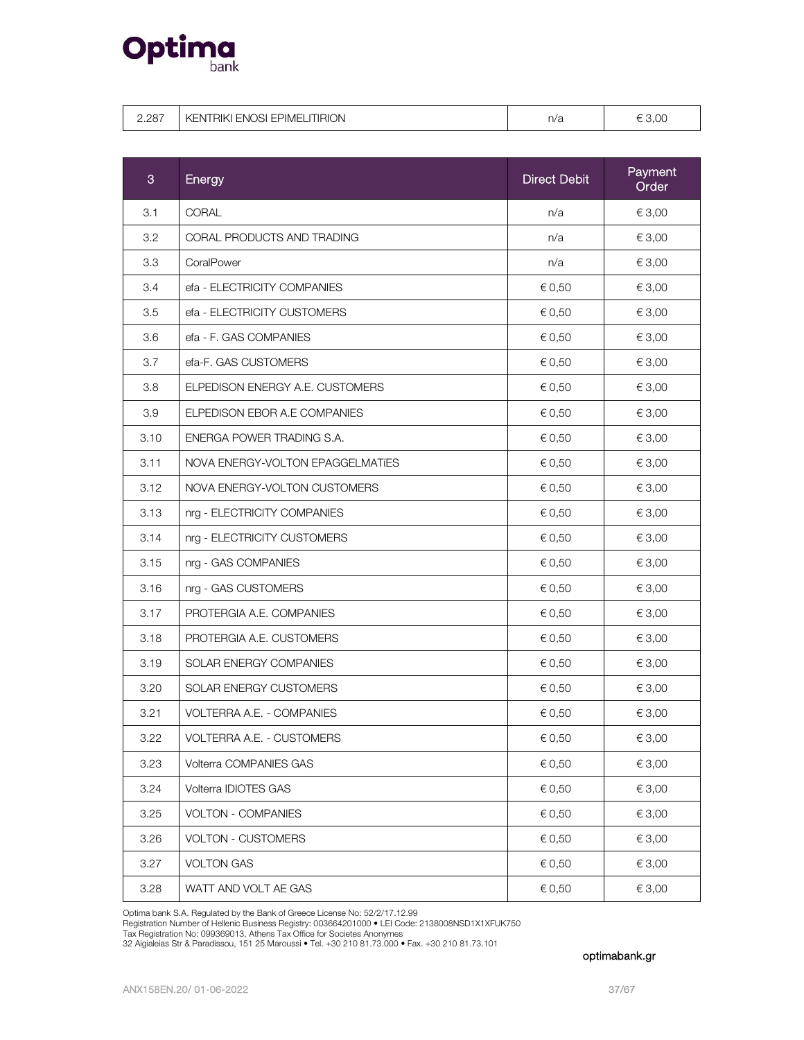| 2.287 | KENTRIKI ENOSI EPIMELITIRION | n/a | € 3,00 |
|---|---|---|---|

| 3 | Energy | Direct Debit | Payment Order |
|---|---|---|---|
| 3.1 | CORAL | n/a | € 3,00 |
| 3.2 | CORAL PRODUCTS AND TRADING | n/a | € 3,00 |
| 3.3 | CoralPower | n/a | € 3,00 |
| 3.4 | efa - ELECTRICITY COMPANIES | € 0,50 | € 3,00 |
| 3.5 | efa - ELECTRICITY CUSTOMERS | € 0,50 | € 3,00 |
| 3.6 | efa - F. GAS COMPANIES | € 0,50 | € 3,00 |
| 3.7 | efa-F. GAS CUSTOMERS | € 0,50 | € 3,00 |
| 3.8 | ELPEDISON ENERGY A.E. CUSTOMERS | € 0,50 | € 3,00 |
| 3.9 | ELPEDISON EBOR A.E COMPANIES | € 0,50 | € 3,00 |
| 3.10 | ENERGA POWER TRADING S.A. | € 0,50 | € 3,00 |
| 3.11 | NOVA ENERGY-VOLTON EPAGGELMATiES | € 0,50 | € 3,00 |
| 3.12 | NOVA ENERGY-VOLTON CUSTOMERS | € 0,50 | € 3,00 |
| 3.13 | nrg - ELECTRICITY COMPANIES | € 0,50 | € 3,00 |
| 3.14 | nrg - ELECTRICITY CUSTOMERS | € 0,50 | € 3,00 |
| 3.15 | nrg - GAS COMPANIES | € 0,50 | € 3,00 |
| 3.16 | nrg - GAS CUSTOMERS | € 0,50 | € 3,00 |
| 3.17 | PROTERGIA A.E. COMPANIES | € 0,50 | € 3,00 |
| 3.18 | PROTERGIA A.E. CUSTOMERS | € 0,50 | € 3,00 |
| 3.19 | SOLAR ENERGY COMPANIES | € 0,50 | € 3,00 |
| 3.20 | SOLAR ENERGY CUSTOMERS | € 0,50 | € 3,00 |
| 3.21 | VOLTERRA A.E. - COMPANIES | € 0,50 | € 3,00 |
| 3.22 | VOLTERRA A.E. - CUSTOMERS | € 0,50 | € 3,00 |
| 3.23 | Volterra COMPANIES GAS | € 0,50 | € 3,00 |
| 3.24 | Volterra IDIOTES GAS | € 0,50 | € 3,00 |
| 3.25 | VOLTON - COMPANIES | € 0,50 | € 3,00 |
| 3.26 | VOLTON - CUSTOMERS | € 0,50 | € 3,00 |
| 3.27 | VOLTON GAS | € 0,50 | € 3,00 |
| 3.28 | WATT AND VOLT AE GAS | € 0,50 | € 3,00 |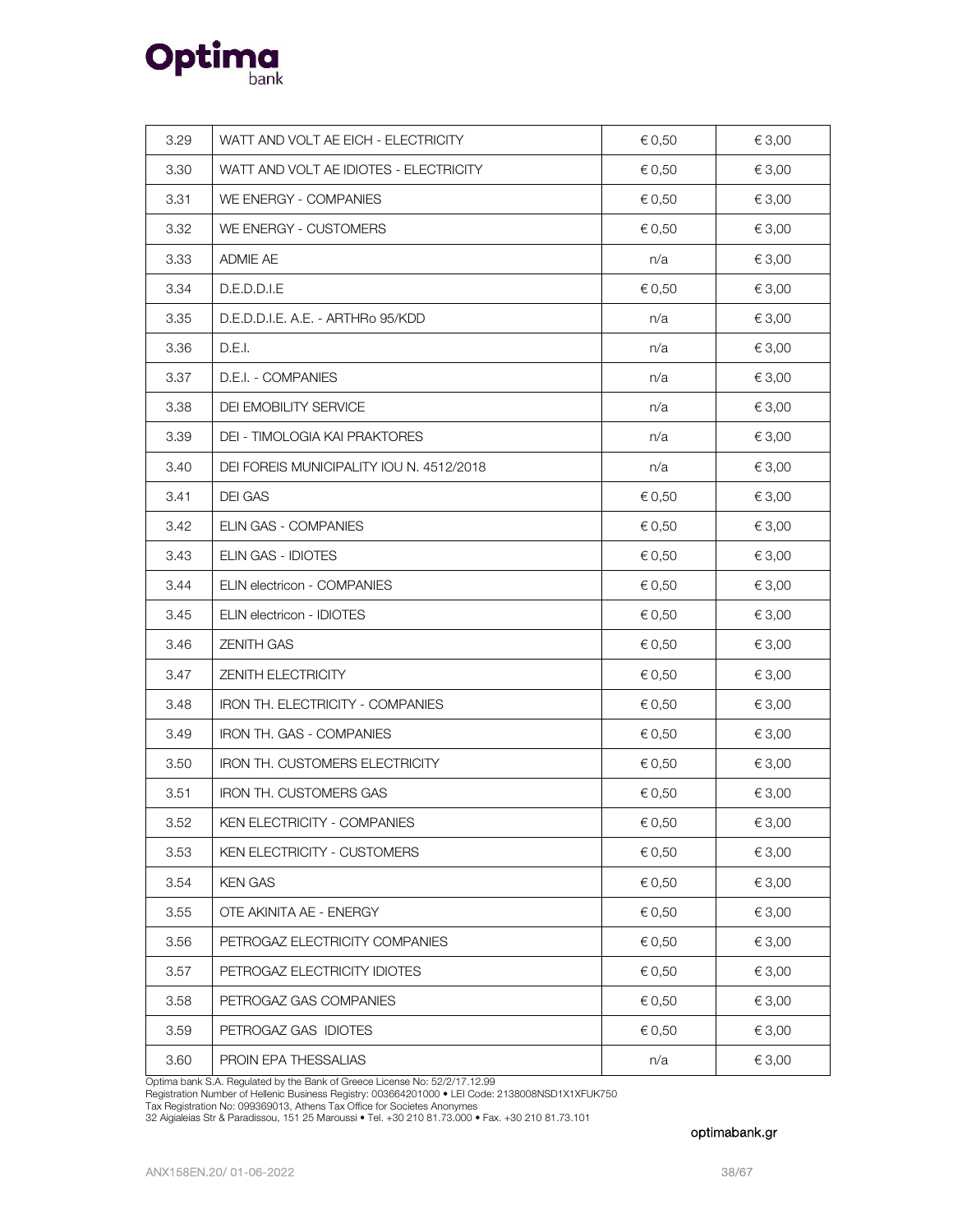| 3.29 | WATT AND VOLT AE EICH - ELECTRICITY | € 0,50 | € 3,00 |
|---|---|---|---|
| 3.30 | WATT AND VOLT AE IDIOTES - ELECTRICITY | € 0,50 | € 3,00 |
| 3.31 | WE ENERGY - COMPANIES | € 0,50 | € 3,00 |
| 3.32 | WE ENERGY - CUSTOMERS | € 0,50 | € 3,00 |
| 3.33 | ADMIE AE | n/a | € 3,00 |
| 3.34 | D.E.D.D.I.E | € 0,50 | € 3,00 |
| 3.35 | D.E.D.D.I.E. A.E. - ARTHRo 95/KDD | n/a | € 3,00 |
| 3.36 | D.E.I. | n/a | € 3,00 |
| 3.37 | D.E.I. - COMPANIES | n/a | € 3,00 |
| 3.38 | DEI EMOBILITY SERVICE | n/a | € 3,00 |
| 3.39 | DEI - TIMOLOGIA KAI PRAKTORES | n/a | € 3,00 |
| 3.40 | DEI FOREIS MUNICIPALITY IOU N. 4512/2018 | n/a | € 3,00 |
| 3.41 | DEI GAS | € 0,50 | € 3,00 |
| 3.42 | ELIN GAS - COMPANIES | € 0,50 | € 3,00 |
| 3.43 | ELIN GAS - IDIOTES | € 0,50 | € 3,00 |
| 3.44 | ELIN electricon - COMPANIES | € 0,50 | € 3,00 |
| 3.45 | ELIN electricon - IDIOTES | € 0,50 | € 3,00 |
| 3.46 | ZENITH GAS | € 0,50 | € 3,00 |
| 3.47 | ZENITH ELECTRICITY | € 0,50 | € 3,00 |
| 3.48 | IRON TH. ELECTRICITY - COMPANIES | € 0,50 | € 3,00 |
| 3.49 | IRON TH. GAS - COMPANIES | € 0,50 | € 3,00 |
| 3.50 | IRON TH. CUSTOMERS ELECTRICITY | € 0,50 | € 3,00 |
| 3.51 | IRON TH. CUSTOMERS GAS | € 0,50 | € 3,00 |
| 3.52 | KEN ELECTRICITY - COMPANIES | € 0,50 | € 3,00 |
| 3.53 | KEN ELECTRICITY - CUSTOMERS | € 0,50 | € 3,00 |
| 3.54 | KEN GAS | € 0,50 | € 3,00 |
| 3.55 | OTE AKINITA AE - ENERGY | € 0,50 | € 3,00 |
| 3.56 | PETROGAZ ELECTRICITY COMPANIES | € 0,50 | € 3,00 |
| 3.57 | PETROGAZ ELECTRICITY IDIOTES | € 0,50 | € 3,00 |
| 3.58 | PETROGAZ GAS COMPANIES | € 0,50 | € 3,00 |
| 3.59 | PETROGAZ GAS IDIOTES | € 0,50 | € 3,00 |
| 3.60 | PROIN EPA THESSALIAS | n/a | € 3,00 |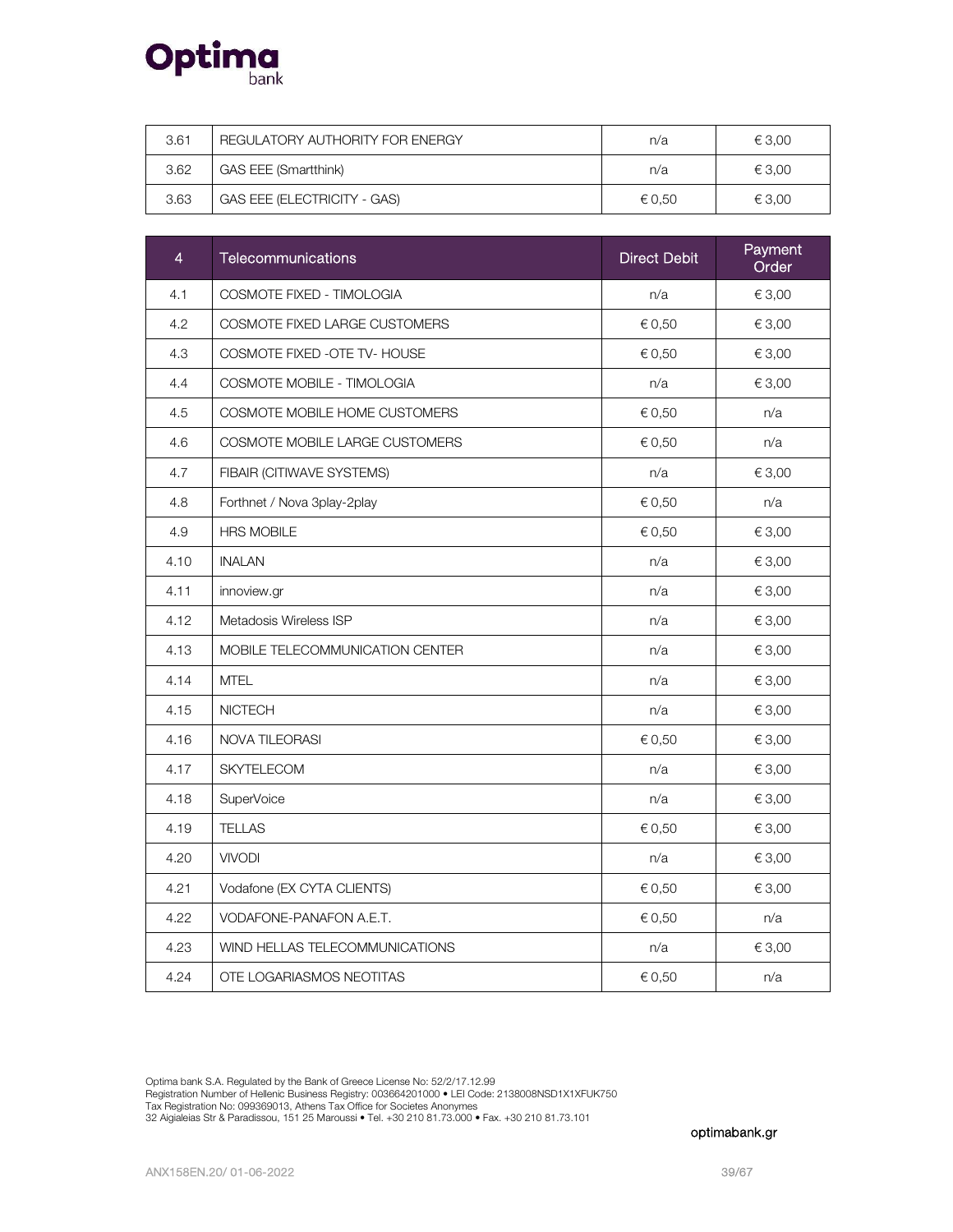| 3.61 | REGULATORY AUTHORITY FOR ENERGY | n/a | € 3,00 |
|---|---|---|---|
| 3.62 | GAS EEE (Smartthink) | n/a | € 3,00 |
| 3.63 | GAS EEE (ELECTRICITY - GAS) | € 0,50 | € 3,00 |

| 4 | Telecommunications | Direct Debit | Payment Order |
|---|---|---|---|
| 4.1 | COSMOTE FIXED - TIMOLOGIA | n/a | € 3,00 |
| 4.2 | COSMOTE FIXED LARGE CUSTOMERS | € 0,50 | € 3,00 |
| 4.3 | COSMOTE FIXED -OTE TV- HOUSE | € 0,50 | € 3,00 |
| 4.4 | COSMOTE MOBILE - TIMOLOGIA | n/a | € 3,00 |
| 4.5 | COSMOTE MOBILE HOME CUSTOMERS | € 0,50 | n/a |
| 4.6 | COSMOTE MOBILE LARGE CUSTOMERS | € 0,50 | n/a |
| 4.7 | FIBAIR (CITIWAVE SYSTEMS) | n/a | € 3,00 |
| 4.8 | Forthnet / Nova 3play-2play | € 0,50 | n/a |
| 4.9 | HRS MOBILE | € 0,50 | € 3,00 |
| 4.10 | INALAN | n/a | € 3,00 |
| 4.11 | innoview.gr | n/a | € 3,00 |
| 4.12 | Metadosis Wireless ISP | n/a | € 3,00 |
| 4.13 | MOBILE TELECOMMUNICATION CENTER | n/a | € 3,00 |
| 4.14 | MTEL | n/a | € 3,00 |
| 4.15 | NICTECH | n/a | € 3,00 |
| 4.16 | NOVA TILEORASI | € 0,50 | € 3,00 |
| 4.17 | SKYTELECOM | n/a | € 3,00 |
| 4.18 | SuperVoice | n/a | € 3,00 |
| 4.19 | TELLAS | € 0,50 | € 3,00 |
| 4.20 | VIVODI | n/a | € 3,00 |
| 4.21 | Vodafone (EX CYTA CLIENTS) | € 0,50 | € 3,00 |
| 4.22 | VODAFONE-PANAFON A.E.T. | € 0,50 | n/a |
| 4.23 | WIND HELLAS TELECOMMUNICATIONS | n/a | € 3,00 |
| 4.24 | OTE LOGARIASMOS NEOTITAS | € 0,50 | n/a |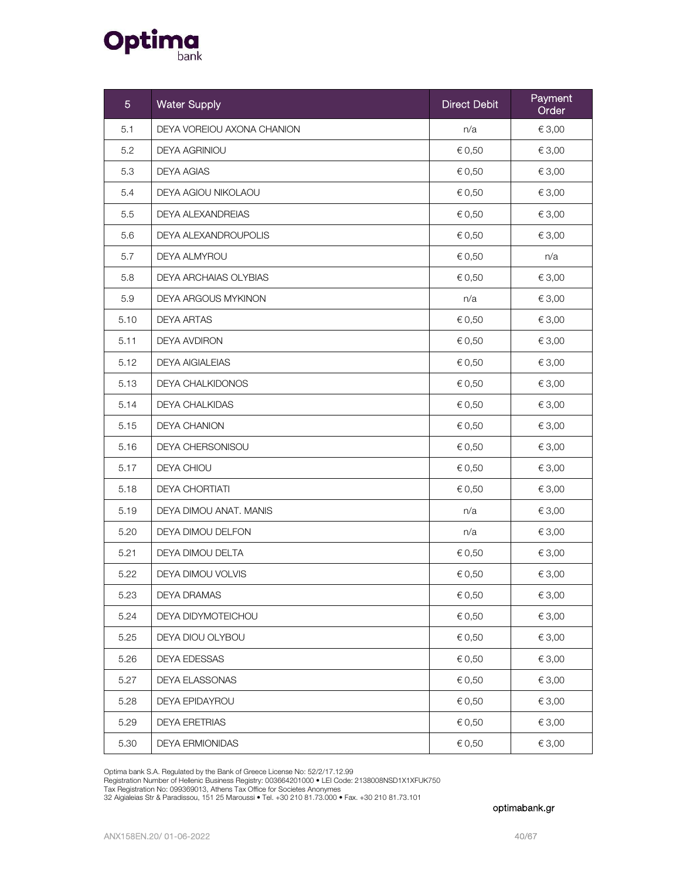| 5 | Water Supply | Direct Debit | Payment Order |
|---|---|---|---|
| 5.1 | DEYA VOREIOU AXONA CHANION | n/a | € 3,00 |
| 5.2 | DEYA AGRINIOU | € 0,50 | € 3,00 |
| 5.3 | DEYA AGIAS | € 0,50 | € 3,00 |
| 5.4 | DEYA AGIOU NIKOLAOU | € 0,50 | € 3,00 |
| 5.5 | DEYA ALEXANDREIAS | € 0,50 | € 3,00 |
| 5.6 | DEYA ALEXANDROUPOLIS | € 0,50 | € 3,00 |
| 5.7 | DEYA ALMYROU | € 0,50 | n/a |
| 5.8 | DEYA ARCHAIAS OLYBIAS | € 0,50 | € 3,00 |
| 5.9 | DEYA ARGOUS MYKINON | n/a | € 3,00 |
| 5.10 | DEYA ARTAS | € 0,50 | € 3,00 |
| 5.11 | DEYA AVDIRON | € 0,50 | € 3,00 |
| 5.12 | DEYA AIGIALEIAS | € 0,50 | € 3,00 |
| 5.13 | DEYA CHALKIDONOS | € 0,50 | € 3,00 |
| 5.14 | DEYA CHALKIDAS | € 0,50 | € 3,00 |
| 5.15 | DEYA CHANION | € 0,50 | € 3,00 |
| 5.16 | DEYA CHERSONISOU | € 0,50 | € 3,00 |
| 5.17 | DEYA CHIOU | € 0,50 | € 3,00 |
| 5.18 | DEYA CHORTIATI | € 0,50 | € 3,00 |
| 5.19 | DEYA DIMOU ANAT. MANIS | n/a | € 3,00 |
| 5.20 | DEYA DIMOU DELFON | n/a | € 3,00 |
| 5.21 | DEYA DIMOU DELTA | € 0,50 | € 3,00 |
| 5.22 | DEYA DIMOU VOLVIS | € 0,50 | € 3,00 |
| 5.23 | DEYA DRAMAS | € 0,50 | € 3,00 |
| 5.24 | DEYA DIDYMOTEICHOU | € 0,50 | € 3,00 |
| 5.25 | DEYA DIOU OLYBOU | € 0,50 | € 3,00 |
| 5.26 | DEYA EDESSAS | € 0,50 | € 3,00 |
| 5.27 | DEYA ELASSONAS | € 0,50 | € 3,00 |
| 5.28 | DEYA EPIDAYROU | € 0,50 | € 3,00 |
| 5.29 | DEYA ERETRIAS | € 0,50 | € 3,00 |
| 5.30 | DEYA ERMIONIDAS | € 0,50 | € 3,00 |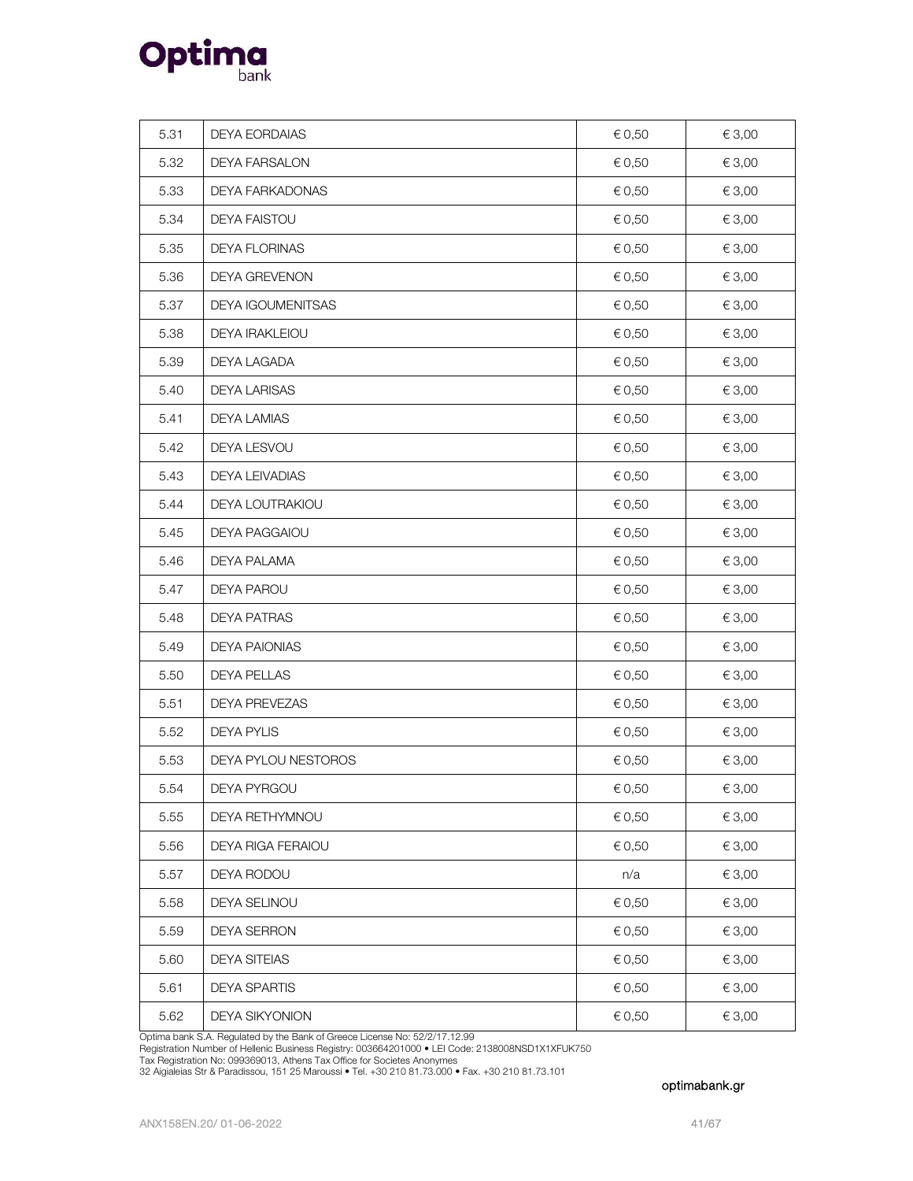| | | | |
|---|---|---|---|
| 5.31 | DEYA EORDAIAS | € 0,50 | € 3,00 |
| 5.32 | DEYA FARSALON | € 0,50 | € 3,00 |
| 5.33 | DEYA FARKADONAS | € 0,50 | € 3,00 |
| 5.34 | DEYA FAISTOU | € 0,50 | € 3,00 |
| 5.35 | DEYA FLORINAS | € 0,50 | € 3,00 |
| 5.36 | DEYA GREVENON | € 0,50 | € 3,00 |
| 5.37 | DEYA IGOUMENITSAS | € 0,50 | € 3,00 |
| 5.38 | DEYA IRAKLEIOU | € 0,50 | € 3,00 |
| 5.39 | DEYA LAGADA | € 0,50 | € 3,00 |
| 5.40 | DEYA LARISAS | € 0,50 | € 3,00 |
| 5.41 | DEYA LAMIAS | € 0,50 | € 3,00 |
| 5.42 | DEYA LESVOU | € 0,50 | € 3,00 |
| 5.43 | DEYA LEIVADIAS | € 0,50 | € 3,00 |
| 5.44 | DEYA LOUTRAKIOU | € 0,50 | € 3,00 |
| 5.45 | DEYA PAGGAIOU | € 0,50 | € 3,00 |
| 5.46 | DEYA PALAMA | € 0,50 | € 3,00 |
| 5.47 | DEYA PAROU | € 0,50 | € 3,00 |
| 5.48 | DEYA PATRAS | € 0,50 | € 3,00 |
| 5.49 | DEYA PAIONIAS | € 0,50 | € 3,00 |
| 5.50 | DEYA PELLAS | € 0,50 | € 3,00 |
| 5.51 | DEYA PREVEZAS | € 0,50 | € 3,00 |
| 5.52 | DEYA PYLIS | € 0,50 | € 3,00 |
| 5.53 | DEYA PYLOU NESTOROS | € 0,50 | € 3,00 |
| 5.54 | DEYA PYRGOU | € 0,50 | € 3,00 |
| 5.55 | DEYA RETHYMNOU | € 0,50 | € 3,00 |
| 5.56 | DEYA RIGA FERAIOU | € 0,50 | € 3,00 |
| 5.57 | DEYA RODOU | n/a | € 3,00 |
| 5.58 | DEYA SELINOU | € 0,50 | € 3,00 |
| 5.59 | DEYA SERRON | € 0,50 | € 3,00 |
| 5.60 | DEYA SITEIAS | € 0,50 | € 3,00 |
| 5.61 | DEYA SPARTIS | € 0,50 | € 3,00 |
| 5.62 | DEYA SIKYONION | € 0,50 | € 3,00 |

Optima bank S.A. Regulated by the Bank of Greece License No: 52/2/17.12.99
Registration Number of Hellenic Business Registry: 003664201000 • LEI Code: 2138008NSD1X1XFUK750
Tax Registration No: 099369013, Athens Tax Office for Societes Anonymes
32 Aigialeias Str & Paradissou, 151 25 Maroussi • Tel. +30 210 81.73.000 • Fax. +30 210 81.73.101

optimabank.gr

ANX158EN.20/ 01-06-2022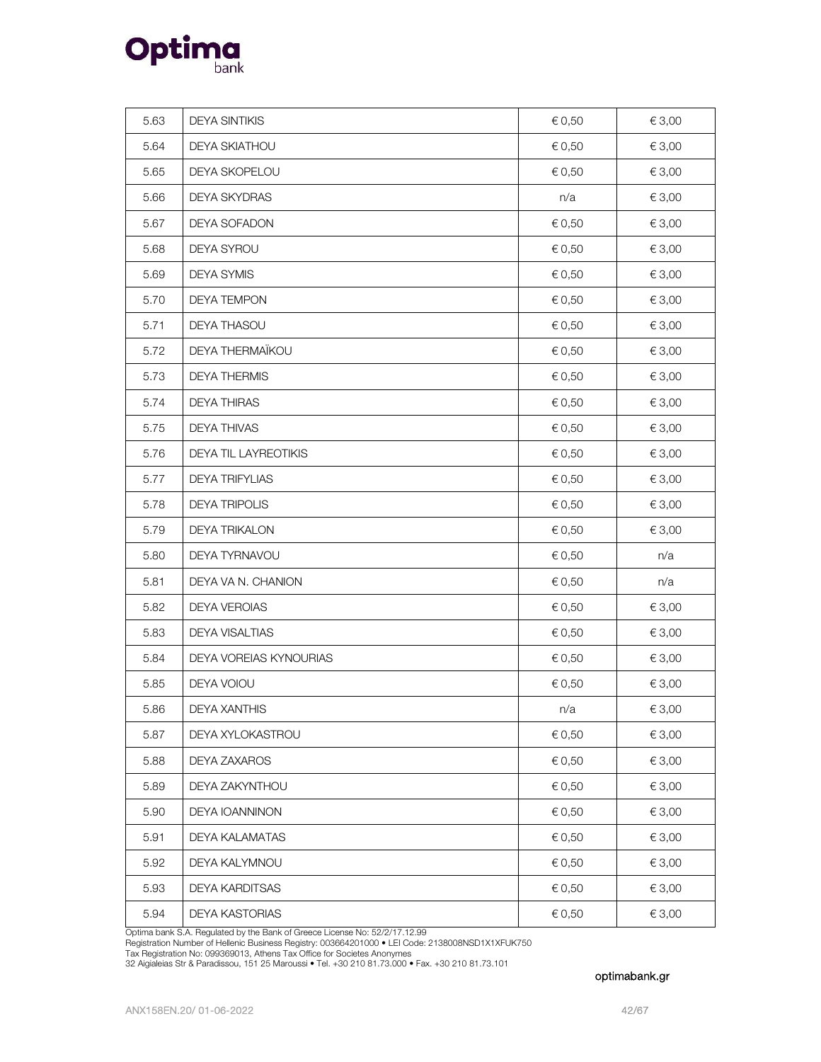| 5.63 | DEYA SINTIKIS | € 0,50 | € 3,00 |
|---|---|---|---|
| 5.64 | DEYA SKIATHOU | € 0,50 | € 3,00 |
| 5.65 | DEYA SKOPELOU | € 0,50 | € 3,00 |
| 5.66 | DEYA SKYDRAS | n/a | € 3,00 |
| 5.67 | DEYA SOFADON | € 0,50 | € 3,00 |
| 5.68 | DEYA SYROU | € 0,50 | € 3,00 |
| 5.69 | DEYA SYMIS | € 0,50 | € 3,00 |
| 5.70 | DEYA TEMPON | € 0,50 | € 3,00 |
| 5.71 | DEYA THASOU | € 0,50 | € 3,00 |
| 5.72 | DEYA THERMAÏKOU | € 0,50 | € 3,00 |
| 5.73 | DEYA THERMIS | € 0,50 | € 3,00 |
| 5.74 | DEYA THIRAS | € 0,50 | € 3,00 |
| 5.75 | DEYA THIVAS | € 0,50 | € 3,00 |
| 5.76 | DEYA TIL LAYREOTIKIS | € 0,50 | € 3,00 |
| 5.77 | DEYA TRIFYLIAS | € 0,50 | € 3,00 |
| 5.78 | DEYA TRIPOLIS | € 0,50 | € 3,00 |
| 5.79 | DEYA TRIKALON | € 0,50 | € 3,00 |
| 5.80 | DEYA TYRNAVOU | € 0,50 | n/a |
| 5.81 | DEYA VA N. CHANION | € 0,50 | n/a |
| 5.82 | DEYA VEROIAS | € 0,50 | € 3,00 |
| 5.83 | DEYA VISALTIAS | € 0,50 | € 3,00 |
| 5.84 | DEYA VOREIAS KYNOURIAS | € 0,50 | € 3,00 |
| 5.85 | DEYA VOIOU | € 0,50 | € 3,00 |
| 5.86 | DEYA XANTHIS | n/a | € 3,00 |
| 5.87 | DEYA XYLOKASTROU | € 0,50 | € 3,00 |
| 5.88 | DEYA ZAXAROS | € 0,50 | € 3,00 |
| 5.89 | DEYA ZAKYNTHOU | € 0,50 | € 3,00 |
| 5.90 | DEYA IOANNINON | € 0,50 | € 3,00 |
| 5.91 | DEYA KALAMATAS | € 0,50 | € 3,00 |
| 5.92 | DEYA KALYMNOU | € 0,50 | € 3,00 |
| 5.93 | DEYA KARDITSAS | € 0,50 | € 3,00 |
| 5.94 | DEYA KASTORIAS | € 0,50 | € 3,00 |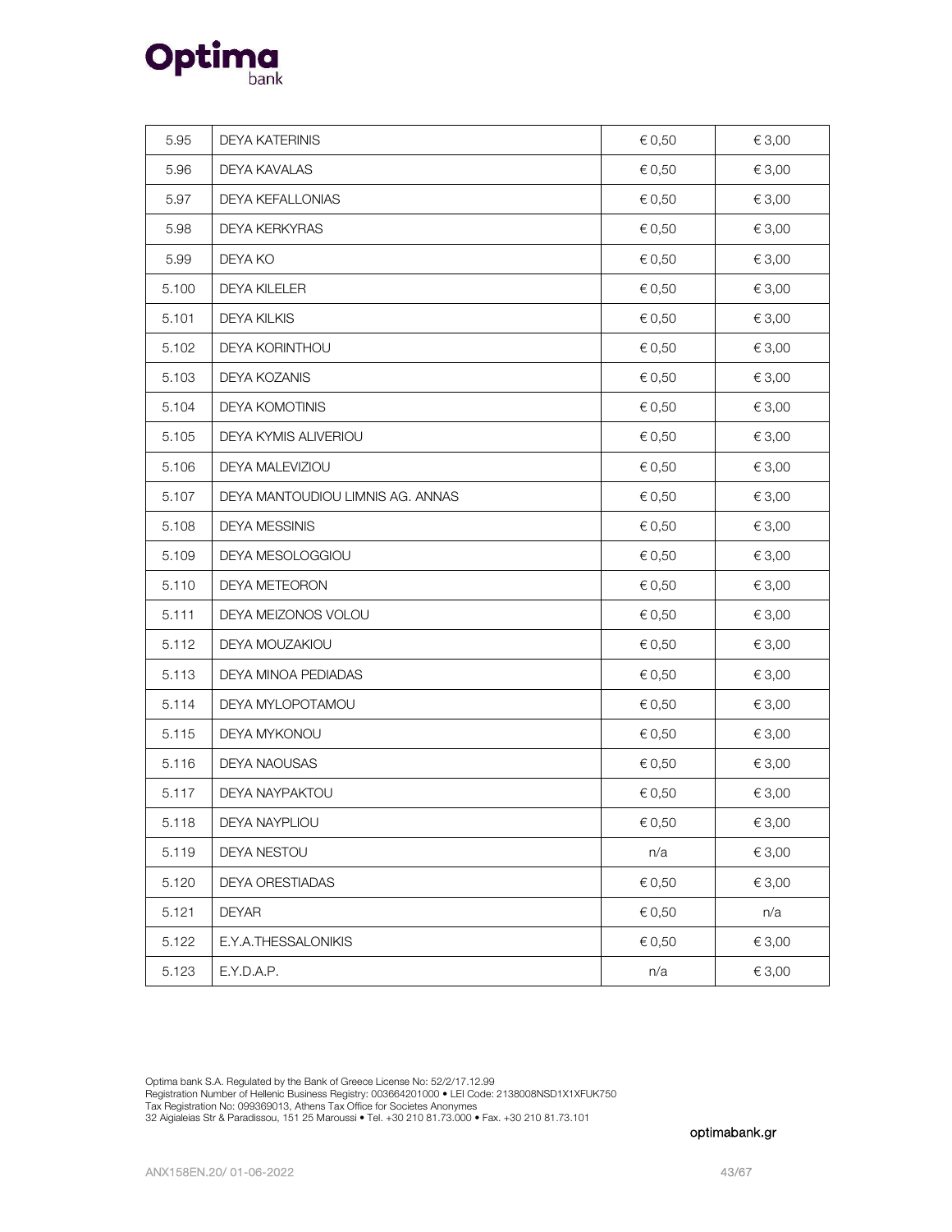| 5.95 | DEYA KATERINIS | € 0,50 | € 3,00 |
|---|---|---|---|
| 5.96 | DEYA KAVALAS | € 0,50 | € 3,00 |
| 5.97 | DEYA KEFALLONIAS | € 0,50 | € 3,00 |
| 5.98 | DEYA KERKYRAS | € 0,50 | € 3,00 |
| 5.99 | DEYA KO | € 0,50 | € 3,00 |
| 5.100 | DEYA KILELER | € 0,50 | € 3,00 |
| 5.101 | DEYA KILKIS | € 0,50 | € 3,00 |
| 5.102 | DEYA KORINTHOU | € 0,50 | € 3,00 |
| 5.103 | DEYA KOZANIS | € 0,50 | € 3,00 |
| 5.104 | DEYA KOMOTINIS | € 0,50 | € 3,00 |
| 5.105 | DEYA KYMIS ALIVERIOU | € 0,50 | € 3,00 |
| 5.106 | DEYA MALEVIZIOU | € 0,50 | € 3,00 |
| 5.107 | DEYA MANTOUDIOU LIMNIS AG. ANNAS | € 0,50 | € 3,00 |
| 5.108 | DEYA MESSINIS | € 0,50 | € 3,00 |
| 5.109 | DEYA MESOLOGGIOU | € 0,50 | € 3,00 |
| 5.110 | DEYA METEORON | € 0,50 | € 3,00 |
| 5.111 | DEYA MEIZONOS VOLOU | € 0,50 | € 3,00 |
| 5.112 | DEYA MOUZAKIOU | € 0,50 | € 3,00 |
| 5.113 | DEYA MINOA PEDIADAS | € 0,50 | € 3,00 |
| 5.114 | DEYA MYLOPOTAMOU | € 0,50 | € 3,00 |
| 5.115 | DEYA MYKONOU | € 0,50 | € 3,00 |
| 5.116 | DEYA NAOUSAS | € 0,50 | € 3,00 |
| 5.117 | DEYA NAYPAKTOU | € 0,50 | € 3,00 |
| 5.118 | DEYA NAYPLIOU | € 0,50 | € 3,00 |
| 5.119 | DEYA NESTOU | n/a | € 3,00 |
| 5.120 | DEYA ORESTIADAS | € 0,50 | € 3,00 |
| 5.121 | DEYAR | € 0,50 | n/a |
| 5.122 | E.Y.A.THESSALONIKIS | € 0,50 | € 3,00 |
| 5.123 | E.Y.D.A.P. | n/a | € 3,00 |

Optima bank S.A. Regulated by the Bank of Greece License No: 52/2/17.12.99
Registration Number of Hellenic Business Registry: 003664201000 • LEI Code: 2138008NSD1X1XFUK750
Tax Registration No: 099369013, Athens Tax Office for Societes Anonymes
32 Aigialeias Str & Paradissou, 151 25 Maroussi • Tel. +30 210 81.73.000 • Fax. +30 210 81.73.101

optimabank.gr

ANX158EN.20/ 01-06-2022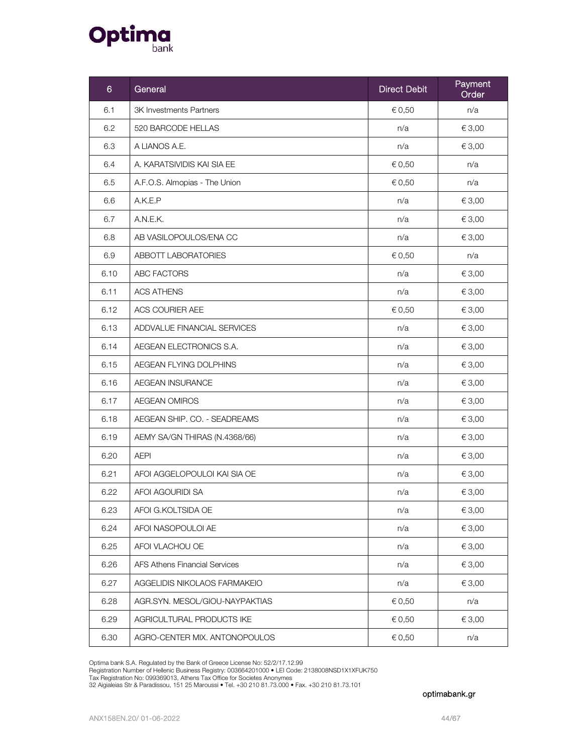| 6 | General | Direct Debit | Payment Order |
|---|---|---|---|
| 6.1 | 3K Investments Partners | € 0,50 | n/a |
| 6.2 | 520 BARCODE HELLAS | n/a | € 3,00 |
| 6.3 | A LIANOS A.E. | n/a | € 3,00 |
| 6.4 | A. KARATSIVIDIS KAI SIA EE | € 0,50 | n/a |
| 6.5 | A.F.O.S. Almopias - The Union | € 0,50 | n/a |
| 6.6 | A.K.E.P | n/a | € 3,00 |
| 6.7 | A.N.E.K. | n/a | € 3,00 |
| 6.8 | AB VASILOPOULOS/ENA CC | n/a | € 3,00 |
| 6.9 | ABBOTT LABORATORIES | € 0,50 | n/a |
| 6.10 | ABC FACTORS | n/a | € 3,00 |
| 6.11 | ACS ATHENS | n/a | € 3,00 |
| 6.12 | ACS COURIER AEE | € 0,50 | € 3,00 |
| 6.13 | ADDVALUE FINANCIAL SERVICES | n/a | € 3,00 |
| 6.14 | AEGEAN ELECTRONICS S.A. | n/a | € 3,00 |
| 6.15 | AEGEAN FLYING DOLPHINS | n/a | € 3,00 |
| 6.16 | AEGEAN INSURANCE | n/a | € 3,00 |
| 6.17 | AEGEAN OMIROS | n/a | € 3,00 |
| 6.18 | AEGEAN SHIP. CO. - SEADREAMS | n/a | € 3,00 |
| 6.19 | AEMY SA/GN THIRAS (N.4368/66) | n/a | € 3,00 |
| 6.20 | AEPI | n/a | € 3,00 |
| 6.21 | AFOI AGGELOPOULOI KAI SIA OE | n/a | € 3,00 |
| 6.22 | AFOI AGOURIDI SA | n/a | € 3,00 |
| 6.23 | AFOI G.KOLTSIDA OE | n/a | € 3,00 |
| 6.24 | AFOI NASOPOULOI AE | n/a | € 3,00 |
| 6.25 | AFOI VLACHOU OE | n/a | € 3,00 |
| 6.26 | AFS Athens Financial Services | n/a | € 3,00 |
| 6.27 | AGGELIDIS NIKOLAOS FARMAKEIO | n/a | € 3,00 |
| 6.28 | AGR.SYN. MESOL/GIOU-NAYPAKTIAS | € 0,50 | n/a |
| 6.29 | AGRICULTURAL PRODUCTS IKE | € 0,50 | € 3,00 |
| 6.30 | AGRO-CENTER MIX. ANTONOPOULOS | € 0,50 | n/a |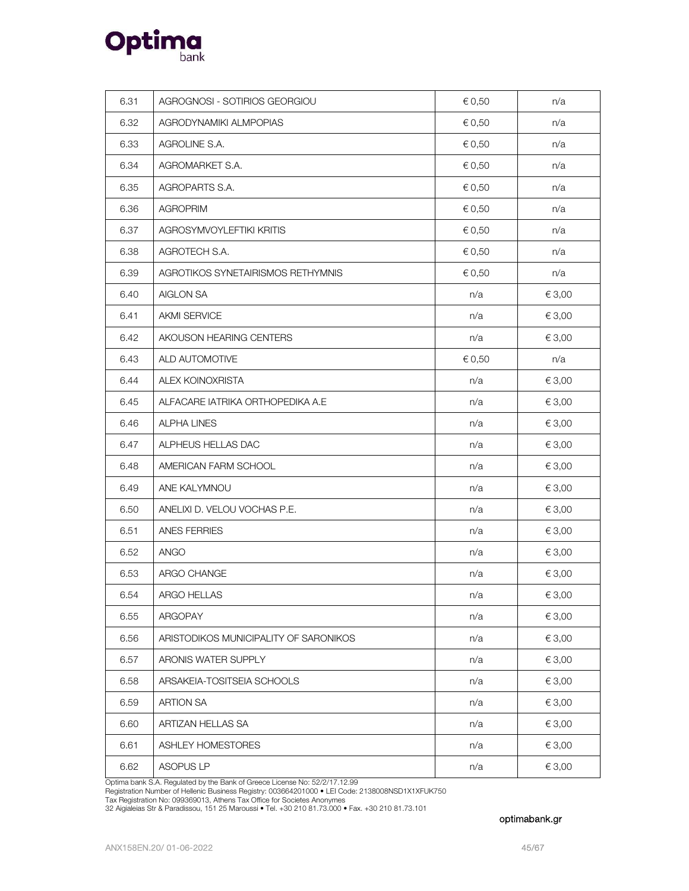| 6.31 | AGROGNOSI - SOTIRIOS GEORGIOU | € 0,50 | n/a |
|---|---|---|---|
| 6.32 | AGRODYNAMIKI ALMPOPIAS | € 0,50 | n/a |
| 6.33 | AGROLINE S.A. | € 0,50 | n/a |
| 6.34 | AGROMARKET S.A. | € 0,50 | n/a |
| 6.35 | AGROPARTS S.A. | € 0,50 | n/a |
| 6.36 | AGROPRIM | € 0,50 | n/a |
| 6.37 | AGROSYMVOYLEFTIKI KRITIS | € 0,50 | n/a |
| 6.38 | AGROTECH S.A. | € 0,50 | n/a |
| 6.39 | AGROTIKOS SYNETAIRISMOS RETHYMNIS | € 0,50 | n/a |
| 6.40 | AIGLON SA | n/a | € 3,00 |
| 6.41 | AKMI SERVICE | n/a | € 3,00 |
| 6.42 | AKOUSON HEARING CENTERS | n/a | € 3,00 |
| 6.43 | ALD AUTOMOTIVE | € 0,50 | n/a |
| 6.44 | ALEX KOINOXRISTA | n/a | € 3,00 |
| 6.45 | ALFACARE IATRIKA ORTHOPEDIKA A.E | n/a | € 3,00 |
| 6.46 | ALPHA LINES | n/a | € 3,00 |
| 6.47 | ALPHEUS HELLAS DAC | n/a | € 3,00 |
| 6.48 | AMERICAN FARM SCHOOL | n/a | € 3,00 |
| 6.49 | ANE KALYMNOU | n/a | € 3,00 |
| 6.50 | ANELIXI D. VELOU VOCHAS P.E. | n/a | € 3,00 |
| 6.51 | ANES FERRIES | n/a | € 3,00 |
| 6.52 | ANGO | n/a | € 3,00 |
| 6.53 | ARGO CHANGE | n/a | € 3,00 |
| 6.54 | ARGO HELLAS | n/a | € 3,00 |
| 6.55 | ARGOPAY | n/a | € 3,00 |
| 6.56 | ARISTODIKOS MUNICIPALITY OF SARONIKOS | n/a | € 3,00 |
| 6.57 | ARONIS WATER SUPPLY | n/a | € 3,00 |
| 6.58 | ARSAKEIA-TOSITSEIA SCHOOLS | n/a | € 3,00 |
| 6.59 | ARTION SA | n/a | € 3,00 |
| 6.60 | ARTIZAN HELLAS SA | n/a | € 3,00 |
| 6.61 | ASHLEY HOMESTORES | n/a | € 3,00 |
| 6.62 | ASOPUS LP | n/a | € 3,00 |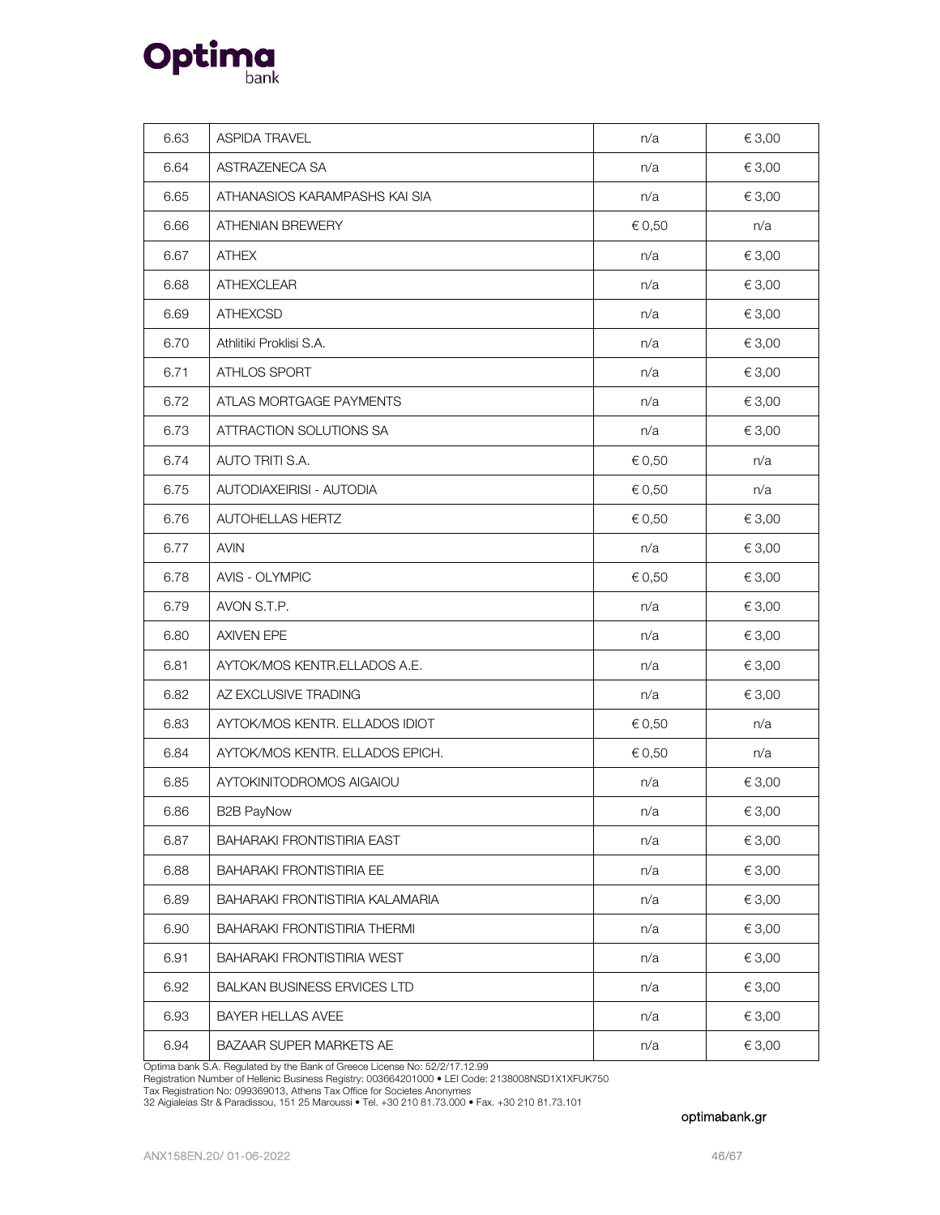| 6.63 | ASPIDA TRAVEL | n/a | € 3,00 |
|---|---|---|---|
| 6.64 | ASTRAZENECA SA | n/a | € 3,00 |
| 6.65 | ATHANASIOS KARAMPASHS KAI SIA | n/a | € 3,00 |
| 6.66 | ATHENIAN BREWERY | € 0,50 | n/a |
| 6.67 | ATHEX | n/a | € 3,00 |
| 6.68 | ATHEXCLEAR | n/a | € 3,00 |
| 6.69 | ATHEXCSD | n/a | € 3,00 |
| 6.70 | Athlitiki Proklisi S.A. | n/a | € 3,00 |
| 6.71 | ATHLOS SPORT | n/a | € 3,00 |
| 6.72 | ATLAS MORTGAGE PAYMENTS | n/a | € 3,00 |
| 6.73 | ATTRACTION SOLUTIONS SA | n/a | € 3,00 |
| 6.74 | AUTO TRITI S.A. | € 0,50 | n/a |
| 6.75 | AUTODIAXEIRISI - AUTODIA | € 0,50 | n/a |
| 6.76 | AUTOHELLAS HERTZ | € 0,50 | € 3,00 |
| 6.77 | AVIN | n/a | € 3,00 |
| 6.78 | AVIS - OLYMPIC | € 0,50 | € 3,00 |
| 6.79 | AVON S.T.P. | n/a | € 3,00 |
| 6.80 | AXIVEN EPE | n/a | € 3,00 |
| 6.81 | AYTOK/MOS KENTR.ELLADOS A.E. | n/a | € 3,00 |
| 6.82 | AZ EXCLUSIVE TRADING | n/a | € 3,00 |
| 6.83 | AYTOK/MOS KENTR. ELLADOS IDIOT | € 0,50 | n/a |
| 6.84 | AYTOK/MOS KENTR. ELLADOS EPICH. | € 0,50 | n/a |
| 6.85 | AYTOKINITODROMOS AIGAIOU | n/a | € 3,00 |
| 6.86 | B2B PayNow | n/a | € 3,00 |
| 6.87 | BAHARAKI FRONTISTIRIA EAST | n/a | € 3,00 |
| 6.88 | BAHARAKI FRONTISTIRIA EE | n/a | € 3,00 |
| 6.89 | BAHARAKI FRONTISTIRIA KALAMARIA | n/a | € 3,00 |
| 6.90 | BAHARAKI FRONTISTIRIA THERMI | n/a | € 3,00 |
| 6.91 | BAHARAKI FRONTISTIRIA WEST | n/a | € 3,00 |
| 6.92 | BALKAN BUSINESS ERVICES LTD | n/a | € 3,00 |
| 6.93 | BAYER HELLAS AVEE | n/a | € 3,00 |
| 6.94 | BAZAAR SUPER MARKETS AE | n/a | € 3,00 |

Optima bank S.A. Regulated by the Bank of Greece License No: 52/2/17.12.99
Registration Number of Hellenic Business Registry: 003664201000 • LEI Code: 2138008NSD1X1XFUK750
Tax Registration No: 099369013, Athens Tax Office for Societes Anonymes
32 Aigialeias Str & Paradissou, 151 25 Maroussi • Tel. +30 210 81.73.000 • Fax. +30 210 81.73.101

optimabank.gr

ANX158EN.20/ 01-06-2022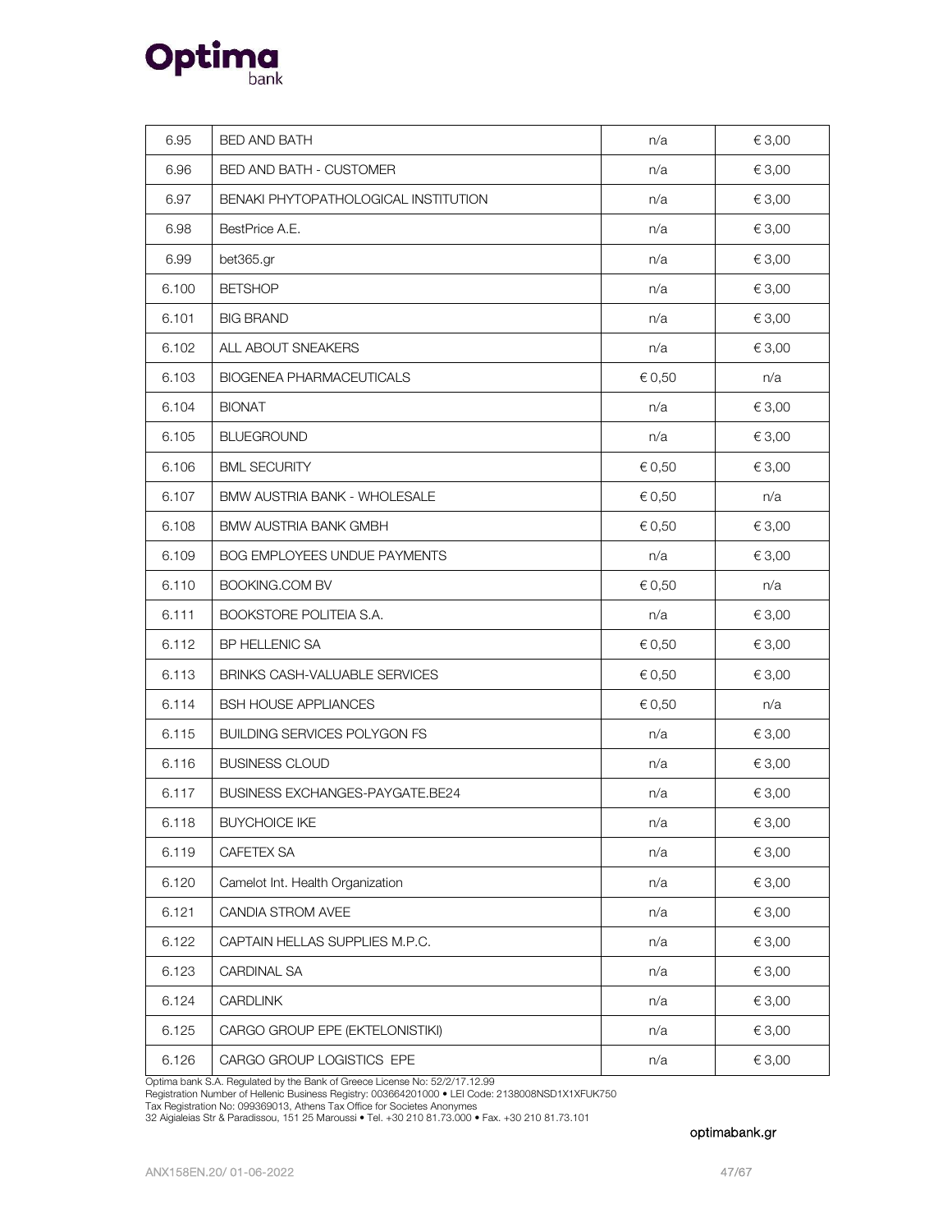| 6.95 | BED AND BATH | n/a | € 3,00 |
|---|---|---|---|
| 6.96 | BED AND BATH - CUSTOMER | n/a | € 3,00 |
| 6.97 | BENAKI PHYTOPATHOLOGICAL INSTITUTION | n/a | € 3,00 |
| 6.98 | BestPrice A.E. | n/a | € 3,00 |
| 6.99 | bet365.gr | n/a | € 3,00 |
| 6.100 | BETSHOP | n/a | € 3,00 |
| 6.101 | BIG BRAND | n/a | € 3,00 |
| 6.102 | ALL ABOUT SNEAKERS | n/a | € 3,00 |
| 6.103 | BIOGENEA PHARMACEUTICALS | € 0,50 | n/a |
| 6.104 | BIONAT | n/a | € 3,00 |
| 6.105 | BLUEGROUND | n/a | € 3,00 |
| 6.106 | BML SECURITY | € 0,50 | € 3,00 |
| 6.107 | BMW AUSTRIA BANK - WHOLESALE | € 0,50 | n/a |
| 6.108 | BMW AUSTRIA BANK GMBH | € 0,50 | € 3,00 |
| 6.109 | BOG EMPLOYEES UNDUE PAYMENTS | n/a | € 3,00 |
| 6.110 | BOOKING.COM BV | € 0,50 | n/a |
| 6.111 | BOOKSTORE POLITEIA S.A. | n/a | € 3,00 |
| 6.112 | BP HELLENIC SA | € 0,50 | € 3,00 |
| 6.113 | BRINKS CASH-VALUABLE SERVICES | € 0,50 | € 3,00 |
| 6.114 | BSH HOUSE APPLIANCES | € 0,50 | n/a |
| 6.115 | BUILDING SERVICES POLYGON FS | n/a | € 3,00 |
| 6.116 | BUSINESS CLOUD | n/a | € 3,00 |
| 6.117 | BUSINESS EXCHANGES-PAYGATE.BE24 | n/a | € 3,00 |
| 6.118 | BUYCHOICE IKE | n/a | € 3,00 |
| 6.119 | CAFETEX SA | n/a | € 3,00 |
| 6.120 | Camelot Int. Health Organization | n/a | € 3,00 |
| 6.121 | CANDIA STROM AVEE | n/a | € 3,00 |
| 6.122 | CAPTAIN HELLAS SUPPLIES M.P.C. | n/a | € 3,00 |
| 6.123 | CARDINAL SA | n/a | € 3,00 |
| 6.124 | CARDLINK | n/a | € 3,00 |
| 6.125 | CARGO GROUP EPE (EKTELONISTIKI) | n/a | € 3,00 |
| 6.126 | CARGO GROUP LOGISTICS EPE | n/a | € 3,00 |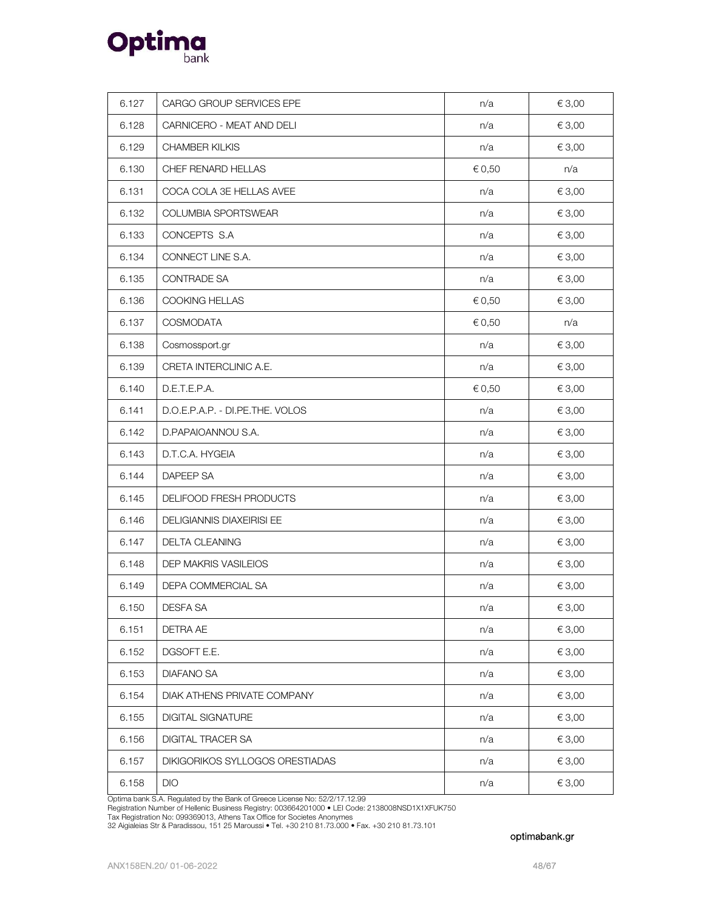| | | | |
|---|---|---|---|
| 6.127 | CARGO GROUP SERVICES EPE | n/a | € 3,00 |
| 6.128 | CARNICERO - MEAT AND DELI | n/a | € 3,00 |
| 6.129 | CHAMBER KILKIS | n/a | € 3,00 |
| 6.130 | CHEF RENARD HELLAS | € 0,50 | n/a |
| 6.131 | COCA COLA 3E HELLAS AVEE | n/a | € 3,00 |
| 6.132 | COLUMBIA SPORTSWEAR | n/a | € 3,00 |
| 6.133 | CONCEPTS S.A | n/a | € 3,00 |
| 6.134 | CONNECT LINE S.A. | n/a | € 3,00 |
| 6.135 | CONTRADE SA | n/a | € 3,00 |
| 6.136 | COOKING HELLAS | € 0,50 | € 3,00 |
| 6.137 | COSMODATA | € 0,50 | n/a |
| 6.138 | Cosmossport.gr | n/a | € 3,00 |
| 6.139 | CRETA INTERCLINIC A.E. | n/a | € 3,00 |
| 6.140 | D.E.T.E.P.A. | € 0,50 | € 3,00 |
| 6.141 | D.O.E.P.A.P. - DI.PE.THE. VOLOS | n/a | € 3,00 |
| 6.142 | D.PAPAIOANNOU S.A. | n/a | € 3,00 |
| 6.143 | D.T.C.A. HYGEIA | n/a | € 3,00 |
| 6.144 | DAPEEP SA | n/a | € 3,00 |
| 6.145 | DELIFOOD FRESH PRODUCTS | n/a | € 3,00 |
| 6.146 | DELIGIANNIS DIAXEIRISI EE | n/a | € 3,00 |
| 6.147 | DELTA CLEANING | n/a | € 3,00 |
| 6.148 | DEP MAKRIS VASILEIOS | n/a | € 3,00 |
| 6.149 | DEPA COMMERCIAL SA | n/a | € 3,00 |
| 6.150 | DESFA SA | n/a | € 3,00 |
| 6.151 | DETRA AE | n/a | € 3,00 |
| 6.152 | DGSOFT E.E. | n/a | € 3,00 |
| 6.153 | DIAFANO SA | n/a | € 3,00 |
| 6.154 | DIAK ATHENS PRIVATE COMPANY | n/a | € 3,00 |
| 6.155 | DIGITAL SIGNATURE | n/a | € 3,00 |
| 6.156 | DIGITAL TRACER SA | n/a | € 3,00 |
| 6.157 | DIKIGORIKOS SYLLOGOS ORESTIADAS | n/a | € 3,00 |
| 6.158 | DIO | n/a | € 3,00 |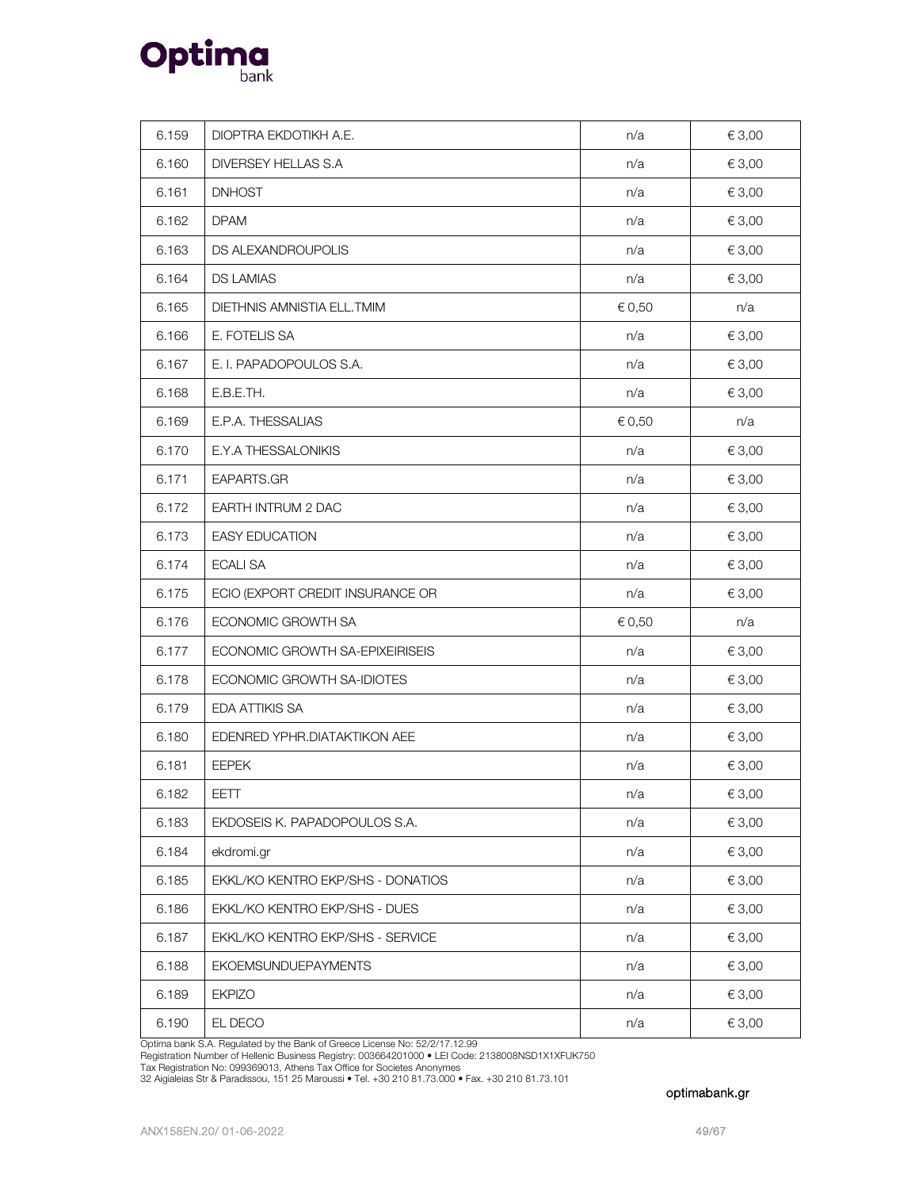| 6.159 | DIOPTRA EKDOTIKH A.E. | n/a | € 3,00 |
|---|---|---|---|
| 6.160 | DIVERSEY HELLAS S.A | n/a | € 3,00 |
| 6.161 | DNHOST | n/a | € 3,00 |
| 6.162 | DPAM | n/a | € 3,00 |
| 6.163 | DS ALEXANDROUPOLIS | n/a | € 3,00 |
| 6.164 | DS LAMIAS | n/a | € 3,00 |
| 6.165 | DIETHNIS AMNISTIA ELL.TMIM | € 0,50 | n/a |
| 6.166 | E. FOTELIS SA | n/a | € 3,00 |
| 6.167 | E. I. PAPADOPOULOS S.A. | n/a | € 3,00 |
| 6.168 | E.B.E.TH. | n/a | € 3,00 |
| 6.169 | E.P.A. THESSALIAS | € 0,50 | n/a |
| 6.170 | E.Y.A THESSALONIKIS | n/a | € 3,00 |
| 6.171 | EAPARTS.GR | n/a | € 3,00 |
| 6.172 | EARTH INTRUM 2 DAC | n/a | € 3,00 |
| 6.173 | EASY EDUCATION | n/a | € 3,00 |
| 6.174 | ECALI SA | n/a | € 3,00 |
| 6.175 | ECIO (EXPORT CREDIT INSURANCE OR | n/a | € 3,00 |
| 6.176 | ECONOMIC GROWTH SA | € 0,50 | n/a |
| 6.177 | ECONOMIC GROWTH SA-EPIXEIRISEIS | n/a | € 3,00 |
| 6.178 | ECONOMIC GROWTH SA-IDIOTES | n/a | € 3,00 |
| 6.179 | EDA ATTIKIS SA | n/a | € 3,00 |
| 6.180 | EDENRED YPHR.DIATAKTIKON AEE | n/a | € 3,00 |
| 6.181 | EEPEK | n/a | € 3,00 |
| 6.182 | EETT | n/a | € 3,00 |
| 6.183 | EKDOSEIS K. PAPADOPOULOS S.A. | n/a | € 3,00 |
| 6.184 | ekdromi.gr | n/a | € 3,00 |
| 6.185 | EKKL/KO KENTRO EKP/SHS - DONATIOS | n/a | € 3,00 |
| 6.186 | EKKL/KO KENTRO EKP/SHS - DUES | n/a | € 3,00 |
| 6.187 | EKKL/KO KENTRO EKP/SHS - SERVICE | n/a | € 3,00 |
| 6.188 | EKOEMSUNDUEPAYMENTS | n/a | € 3,00 |
| 6.189 | EKPIZO | n/a | € 3,00 |
| 6.190 | EL DECO | n/a | € 3,00 |

Optima bank S.A. Regulated by the Bank of Greece License No: 52/2/17.12.99
Registration Number of Hellenic Business Registry: 003664201000 • LEI Code: 2138008NSD1X1XFUK750
Tax Registration No: 099369013, Athens Tax Office for Societes Anonymes
32 Aigialeias Str & Paradissou, 151 25 Maroussi • Tel. +30 210 81.73.000 • Fax. +30 210 81.73.101

optimabank.gr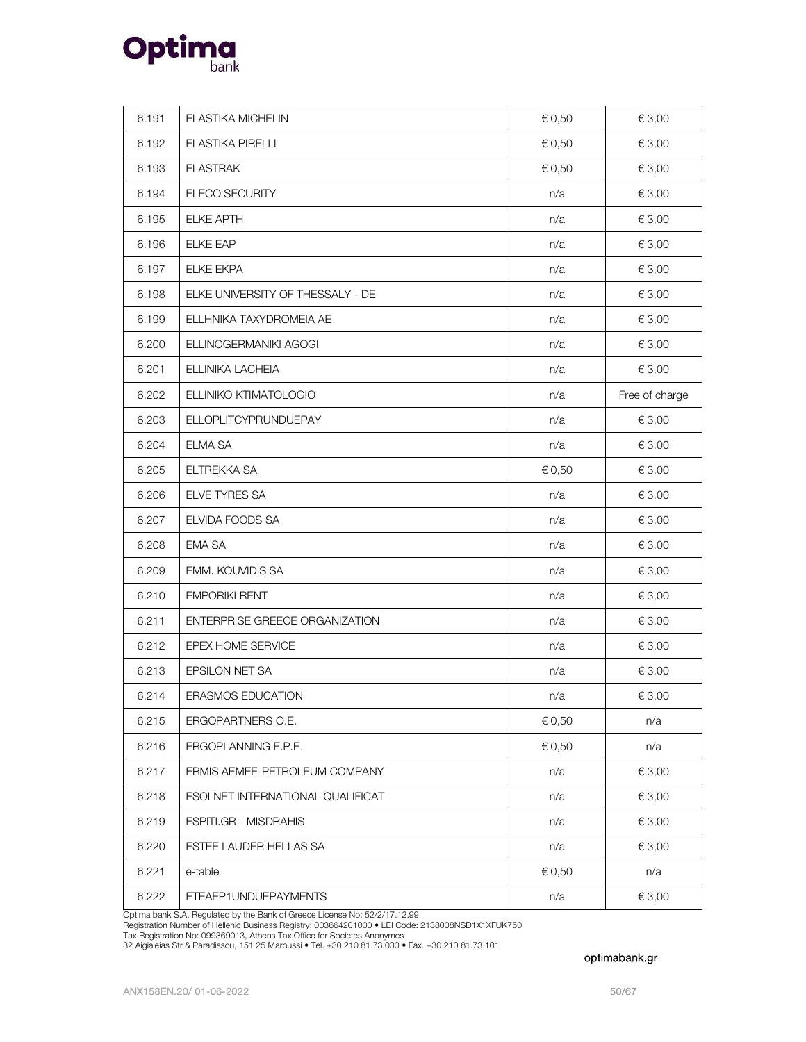| 6.191 | ELASTIKA MICHELIN | € 0,50 | € 3,00 |
|---|---|---|---|
| 6.192 | ELASTIKA PIRELLI | € 0,50 | € 3,00 |
| 6.193 | ELASTRAK | € 0,50 | € 3,00 |
| 6.194 | ELECO SECURITY | n/a | € 3,00 |
| 6.195 | ELKE APTH | n/a | € 3,00 |
| 6.196 | ELKE EAP | n/a | € 3,00 |
| 6.197 | ELKE EKPA | n/a | € 3,00 |
| 6.198 | ELKE UNIVERSITY OF THESSALY - DE | n/a | € 3,00 |
| 6.199 | ELLHNIKA TAXYDROMEIA AE | n/a | € 3,00 |
| 6.200 | ELLINOGERMANIKI AGOGI | n/a | € 3,00 |
| 6.201 | ELLINIKA LACHEIA | n/a | € 3,00 |
| 6.202 | ELLINIKO KTIMATOLOGIO | n/a | Free of charge |
| 6.203 | ELLOPLITCYPRUNDUEPAY | n/a | € 3,00 |
| 6.204 | ELMA SA | n/a | € 3,00 |
| 6.205 | ELTREKKA SA | € 0,50 | € 3,00 |
| 6.206 | ELVE TYRES SA | n/a | € 3,00 |
| 6.207 | ELVIDA FOODS SA | n/a | € 3,00 |
| 6.208 | EMA SA | n/a | € 3,00 |
| 6.209 | EMM. KOUVIDIS SA | n/a | € 3,00 |
| 6.210 | EMPORIKI RENT | n/a | € 3,00 |
| 6.211 | ENTERPRISE GREECE ORGANIZATION | n/a | € 3,00 |
| 6.212 | EPEX HOME SERVICE | n/a | € 3,00 |
| 6.213 | EPSILON NET SA | n/a | € 3,00 |
| 6.214 | ERASMOS EDUCATION | n/a | € 3,00 |
| 6.215 | ERGOPARTNERS O.E. | € 0,50 | n/a |
| 6.216 | ERGOPLANNING E.P.E. | € 0,50 | n/a |
| 6.217 | ERMIS AEMEE-PETROLEUM COMPANY | n/a | € 3,00 |
| 6.218 | ESOLNET INTERNATIONAL QUALIFICAT | n/a | € 3,00 |
| 6.219 | ESPITI.GR - MISDRAHIS | n/a | € 3,00 |
| 6.220 | ESTEE LAUDER HELLAS SA | n/a | € 3,00 |
| 6.221 | e-table | € 0,50 | n/a |
| 6.222 | ETEAEP1UNDUEPAYMENTS | n/a | € 3,00 |

Optima bank S.A. Regulated by the Bank of Greece License No: 52/2/17.12.99
Registration Number of Hellenic Business Registry: 003664201000 • LEI Code: 2138008NSD1X1XFUK750
Tax Registration No: 099369013, Athens Tax Office for Societes Anonymes
32 Aigialeias Str & Paradissou, 151 25 Maroussi • Tel. +30 210 81.73.000 • Fax. +30 210 81.73.101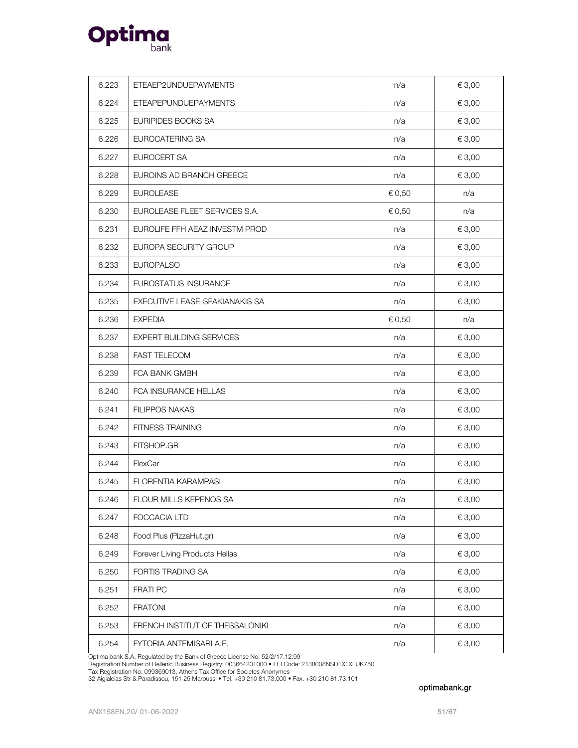| 6.223 | ETEAEP2UNDUEPAYMENTS | n/a | € 3,00 |
|---|---|---|---|
| 6.224 | ETEAPEPUNDUEPAYMENTS | n/a | € 3,00 |
| 6.225 | EURIPIDES BOOKS SA | n/a | € 3,00 |
| 6.226 | EUROCATERING SA | n/a | € 3,00 |
| 6.227 | EUROCERT SA | n/a | € 3,00 |
| 6.228 | EUROINS AD BRANCH GREECE | n/a | € 3,00 |
| 6.229 | EUROLEASE | € 0,50 | n/a |
| 6.230 | EUROLEASE FLEET SERVICES S.A. | € 0,50 | n/a |
| 6.231 | EUROLIFE FFH AEAZ INVESTM PROD | n/a | € 3,00 |
| 6.232 | EUROPA SECURITY GROUP | n/a | € 3,00 |
| 6.233 | EUROPALSO | n/a | € 3,00 |
| 6.234 | EUROSTATUS INSURANCE | n/a | € 3,00 |
| 6.235 | EXECUTIVE LEASE-SFAKIANAKIS SA | n/a | € 3,00 |
| 6.236 | EXPEDIA | € 0,50 | n/a |
| 6.237 | EXPERT BUILDING SERVICES | n/a | € 3,00 |
| 6.238 | FAST TELECOM | n/a | € 3,00 |
| 6.239 | FCA BANK GMBH | n/a | € 3,00 |
| 6.240 | FCA INSURANCE HELLAS | n/a | € 3,00 |
| 6.241 | FILIPPOS NAKAS | n/a | € 3,00 |
| 6.242 | FITNESS TRAINING | n/a | € 3,00 |
| 6.243 | FITSHOP.GR | n/a | € 3,00 |
| 6.244 | FlexCar | n/a | € 3,00 |
| 6.245 | FLORENTIA KARAMPASI | n/a | € 3,00 |
| 6.246 | FLOUR MILLS KEPENOS SA | n/a | € 3,00 |
| 6.247 | FOCCACIA LTD | n/a | € 3,00 |
| 6.248 | Food Plus (PizzaHut.gr) | n/a | € 3,00 |
| 6.249 | Forever Living Products Hellas | n/a | € 3,00 |
| 6.250 | FORTIS TRADING SA | n/a | € 3,00 |
| 6.251 | FRATI PC | n/a | € 3,00 |
| 6.252 | FRATONI | n/a | € 3,00 |
| 6.253 | FRENCH INSTITUT OF THESSALONIKI | n/a | € 3,00 |
| 6.254 | FYTORIA ANTEMISARI A.E. | n/a | € 3,00 |

Optima bank S.A. Regulated by the Bank of Greece License No: 52/2/17.12.99
Registration Number of Hellenic Business Registry: 003664201000 • LEI Code: 2138008NSD1X1XFUK750
Tax Registration No: 099369013, Athens Tax Office for Societes Anonymes
32 Aigialeias Str & Paradissou, 151 25 Maroussi • Tel. +30 210 81.73.000 • Fax. +30 210 81.73.101

optimabank.gr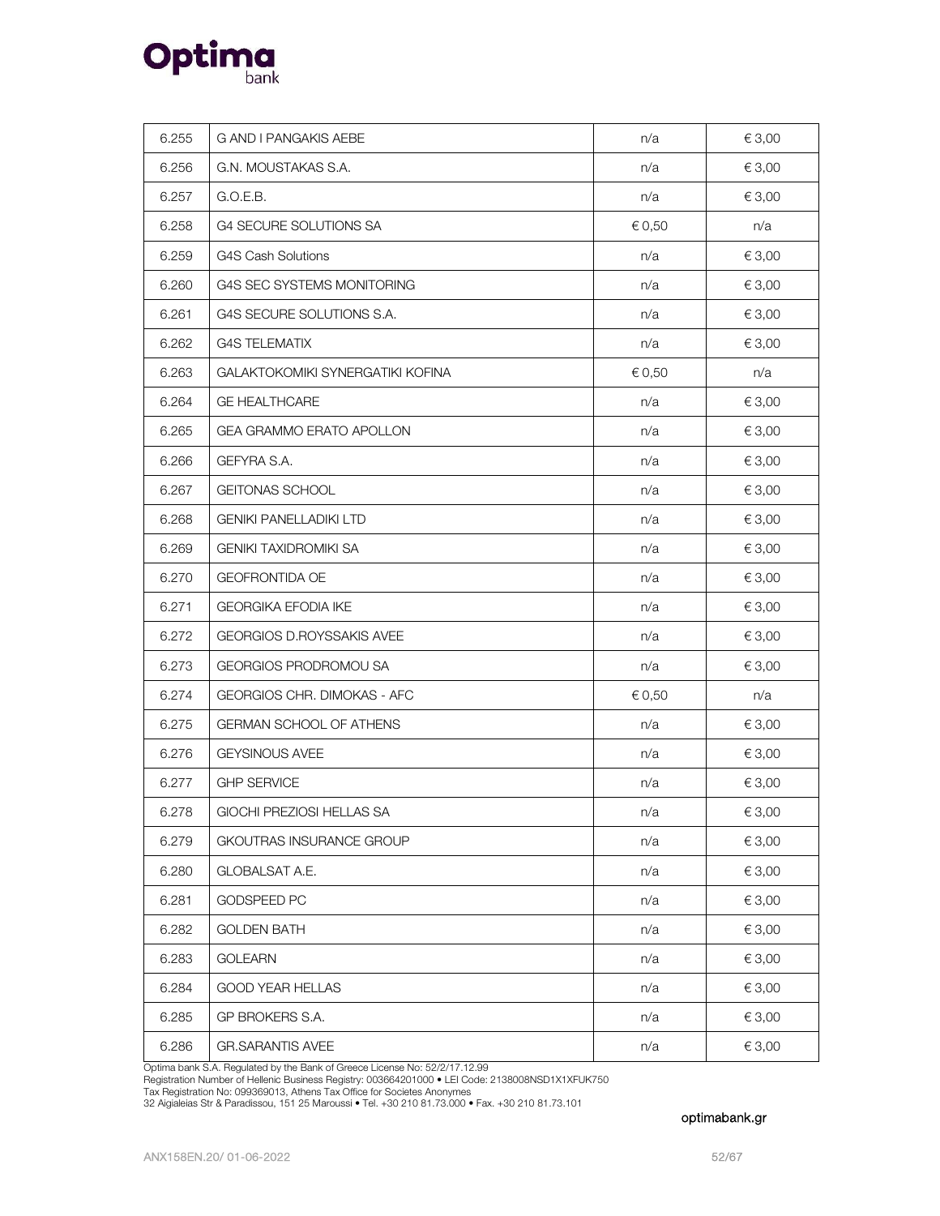| 6.255 | G AND I PANGAKIS AEBE | n/a | € 3,00 |
|---|---|---|---|
| 6.256 | G.N. MOUSTAKAS S.A. | n/a | € 3,00 |
| 6.257 | G.O.E.B. | n/a | € 3,00 |
| 6.258 | G4 SECURE SOLUTIONS SA | € 0,50 | n/a |
| 6.259 | G4S Cash Solutions | n/a | € 3,00 |
| 6.260 | G4S SEC SYSTEMS MONITORING | n/a | € 3,00 |
| 6.261 | G4S SECURE SOLUTIONS S.A. | n/a | € 3,00 |
| 6.262 | G4S TELEMATIX | n/a | € 3,00 |
| 6.263 | GALAKTOKOMIKI SYNERGATIKI KOFINA | € 0,50 | n/a |
| 6.264 | GE HEALTHCARE | n/a | € 3,00 |
| 6.265 | GEA GRAMMO ERATO APOLLON | n/a | € 3,00 |
| 6.266 | GEFYRA S.A. | n/a | € 3,00 |
| 6.267 | GEITONAS SCHOOL | n/a | € 3,00 |
| 6.268 | GENIKI PANELLADIKI LTD | n/a | € 3,00 |
| 6.269 | GENIKI TAXIDROMIKI SA | n/a | € 3,00 |
| 6.270 | GEOFRONTIDA OE | n/a | € 3,00 |
| 6.271 | GEORGIKA EFODIA IKE | n/a | € 3,00 |
| 6.272 | GEORGIOS D.ROYSSAKIS AVEE | n/a | € 3,00 |
| 6.273 | GEORGIOS PRODROMOU SA | n/a | € 3,00 |
| 6.274 | GEORGIOS CHR. DIMOKAS - AFC | € 0,50 | n/a |
| 6.275 | GERMAN SCHOOL OF ATHENS | n/a | € 3,00 |
| 6.276 | GEYSINOUS AVEE | n/a | € 3,00 |
| 6.277 | GHP SERVICE | n/a | € 3,00 |
| 6.278 | GIOCHI PREZIOSI HELLAS SA | n/a | € 3,00 |
| 6.279 | GKOUTRAS INSURANCE GROUP | n/a | € 3,00 |
| 6.280 | GLOBALSAT A.E. | n/a | € 3,00 |
| 6.281 | GODSPEED PC | n/a | € 3,00 |
| 6.282 | GOLDEN BATH | n/a | € 3,00 |
| 6.283 | GOLEARN | n/a | € 3,00 |
| 6.284 | GOOD YEAR HELLAS | n/a | € 3,00 |
| 6.285 | GP BROKERS S.A. | n/a | € 3,00 |
| 6.286 | GR.SARANTIS AVEE | n/a | € 3,00 |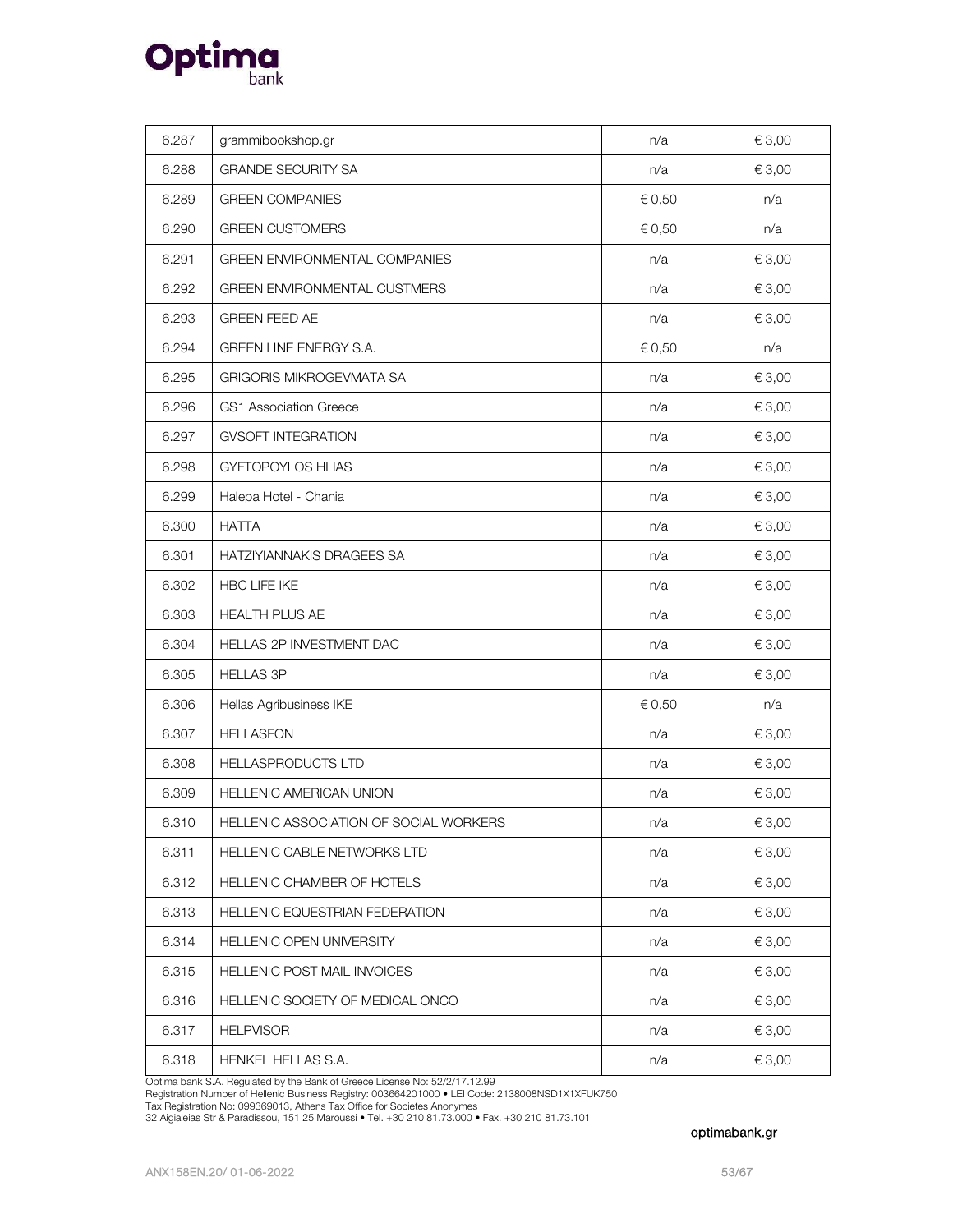| 6.287 | grammibookshop.gr | n/a | € 3,00 |
|---|---|---|---|
| 6.288 | GRANDE SECURITY SA | n/a | € 3,00 |
| 6.289 | GREEN COMPANIES | € 0,50 | n/a |
| 6.290 | GREEN CUSTOMERS | € 0,50 | n/a |
| 6.291 | GREEN ENVIRONMENTAL COMPANIES | n/a | € 3,00 |
| 6.292 | GREEN ENVIRONMENTAL CUSTMERS | n/a | € 3,00 |
| 6.293 | GREEN FEED AE | n/a | € 3,00 |
| 6.294 | GREEN LINE ENERGY S.A. | € 0,50 | n/a |
| 6.295 | GRIGORIS MIKROGEVMATA SA | n/a | € 3,00 |
| 6.296 | GS1 Association Greece | n/a | € 3,00 |
| 6.297 | GVSOFT INTEGRATION | n/a | € 3,00 |
| 6.298 | GYFTOPOYLOS HLIAS | n/a | € 3,00 |
| 6.299 | Halepa Hotel - Chania | n/a | € 3,00 |
| 6.300 | HATTA | n/a | € 3,00 |
| 6.301 | HATZIYIANNAKIS DRAGEES SA | n/a | € 3,00 |
| 6.302 | HBC LIFE IKE | n/a | € 3,00 |
| 6.303 | HEALTH PLUS AE | n/a | € 3,00 |
| 6.304 | HELLAS 2P INVESTMENT DAC | n/a | € 3,00 |
| 6.305 | HELLAS 3P | n/a | € 3,00 |
| 6.306 | Hellas Agribusiness IKE | € 0,50 | n/a |
| 6.307 | HELLASFON | n/a | € 3,00 |
| 6.308 | HELLASPRODUCTS LTD | n/a | € 3,00 |
| 6.309 | HELLENIC AMERICAN UNION | n/a | € 3,00 |
| 6.310 | HELLENIC ASSOCIATION OF SOCIAL WORKERS | n/a | € 3,00 |
| 6.311 | HELLENIC CABLE NETWORKS LTD | n/a | € 3,00 |
| 6.312 | HELLENIC CHAMBER OF HOTELS | n/a | € 3,00 |
| 6.313 | HELLENIC EQUESTRIAN FEDERATION | n/a | € 3,00 |
| 6.314 | HELLENIC OPEN UNIVERSITY | n/a | € 3,00 |
| 6.315 | HELLENIC POST MAIL INVOICES | n/a | € 3,00 |
| 6.316 | HELLENIC SOCIETY OF MEDICAL ONCO | n/a | € 3,00 |
| 6.317 | HELPVISOR | n/a | € 3,00 |
| 6.318 | HENKEL HELLAS S.A. | n/a | € 3,00 |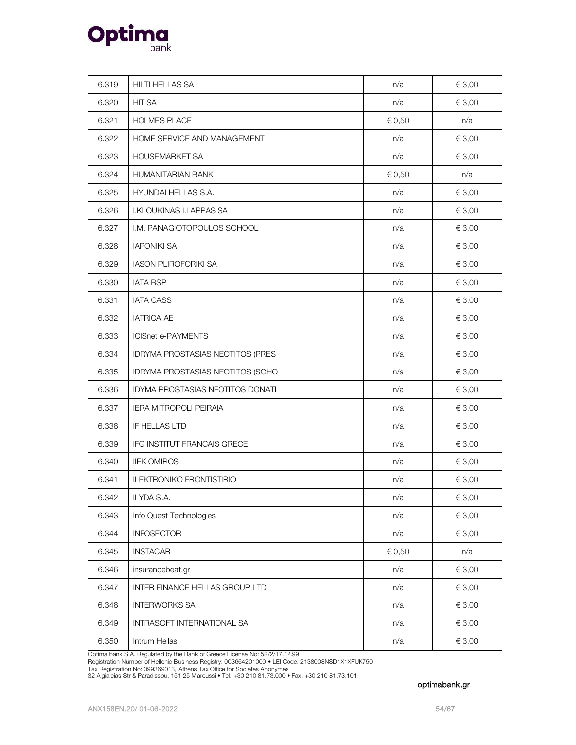| 6.319 | HILTI HELLAS SA | n/a | € 3,00 |
|---|---|---|---|
| 6.320 | HIT SA | n/a | € 3,00 |
| 6.321 | HOLMES PLACE | € 0,50 | n/a |
| 6.322 | HOME SERVICE AND MANAGEMENT | n/a | € 3,00 |
| 6.323 | HOUSEMARKET SA | n/a | € 3,00 |
| 6.324 | HUMANITARIAN BANK | € 0,50 | n/a |
| 6.325 | HYUNDAI HELLAS S.A. | n/a | € 3,00 |
| 6.326 | I.KLOUKINAS I.LAPPAS SA | n/a | € 3,00 |
| 6.327 | I.M. PANAGIOTOPOULOS SCHOOL | n/a | € 3,00 |
| 6.328 | IAPONIKI SA | n/a | € 3,00 |
| 6.329 | IASON PLIROFORIKI SA | n/a | € 3,00 |
| 6.330 | IATA BSP | n/a | € 3,00 |
| 6.331 | IATA CASS | n/a | € 3,00 |
| 6.332 | IATRICA AE | n/a | € 3,00 |
| 6.333 | ICISnet e-PAYMENTS | n/a | € 3,00 |
| 6.334 | IDRYMA PROSTASIAS NEOTITOS (PRES | n/a | € 3,00 |
| 6.335 | IDRYMA PROSTASIAS NEOTITOS (SCHO | n/a | € 3,00 |
| 6.336 | IDYMA PROSTASIAS NEOTITOS DONATI | n/a | € 3,00 |
| 6.337 | IERA MITROPOLI PEIRAIA | n/a | € 3,00 |
| 6.338 | IF HELLAS LTD | n/a | € 3,00 |
| 6.339 | IFG INSTITUT FRANCAIS GRECE | n/a | € 3,00 |
| 6.340 | IIEK OMIROS | n/a | € 3,00 |
| 6.341 | ILEKTRONIKO FRONTISTIRIO | n/a | € 3,00 |
| 6.342 | ILYDA S.A. | n/a | € 3,00 |
| 6.343 | Info Quest Technologies | n/a | € 3,00 |
| 6.344 | INFOSECTOR | n/a | € 3,00 |
| 6.345 | INSTACAR | € 0,50 | n/a |
| 6.346 | insurancebeat.gr | n/a | € 3,00 |
| 6.347 | INTER FINANCE HELLAS GROUP LTD | n/a | € 3,00 |
| 6.348 | INTERWORKS SA | n/a | € 3,00 |
| 6.349 | INTRASOFT INTERNATIONAL SA | n/a | € 3,00 |
| 6.350 | Intrum Hellas | n/a | € 3,00 |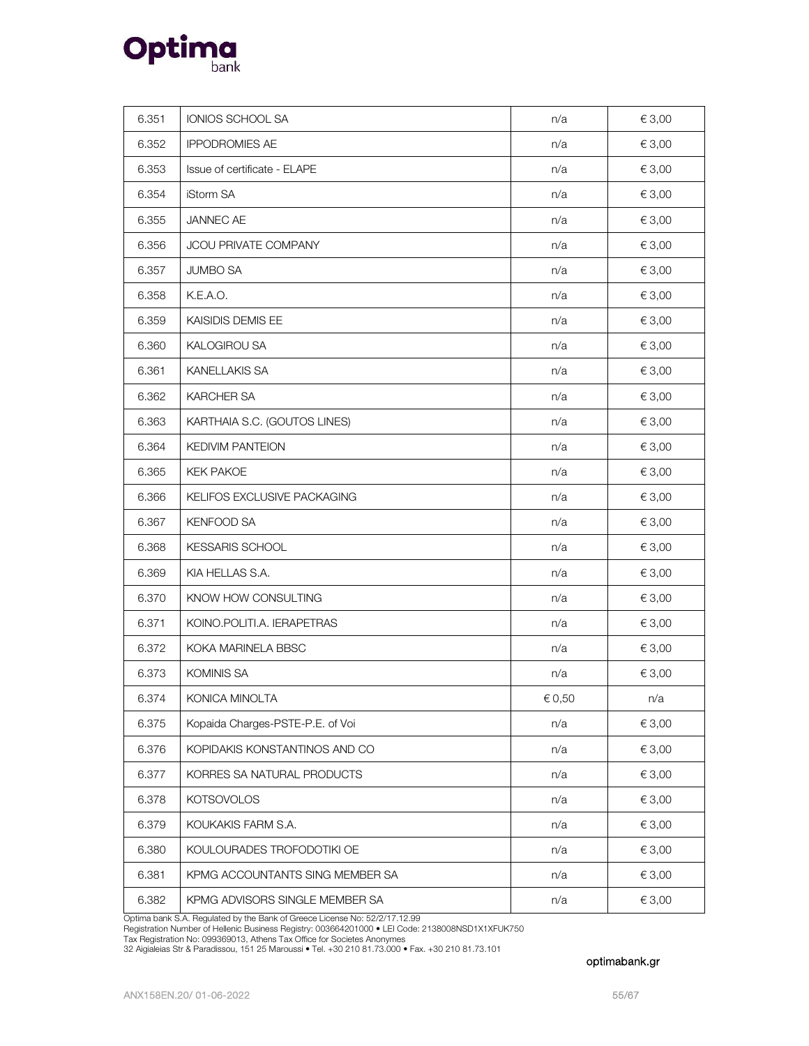| | | | |
|---|---|---|---|
| 6.351 | IONIOS SCHOOL SA | n/a | € 3,00 |
| 6.352 | IPPODROMIES AE | n/a | € 3,00 |
| 6.353 | Issue of certificate - ELAPE | n/a | € 3,00 |
| 6.354 | iStorm SA | n/a | € 3,00 |
| 6.355 | JANNEC AE | n/a | € 3,00 |
| 6.356 | JCOU PRIVATE COMPANY | n/a | € 3,00 |
| 6.357 | JUMBO SA | n/a | € 3,00 |
| 6.358 | K.E.A.O. | n/a | € 3,00 |
| 6.359 | KAISIDIS DEMIS EE | n/a | € 3,00 |
| 6.360 | KALOGIROU SA | n/a | € 3,00 |
| 6.361 | KANELLAKIS SA | n/a | € 3,00 |
| 6.362 | KARCHER SA | n/a | € 3,00 |
| 6.363 | KARTHAIA S.C. (GOUTOS LINES) | n/a | € 3,00 |
| 6.364 | KEDIVIM PANTEION | n/a | € 3,00 |
| 6.365 | KEK PAKOE | n/a | € 3,00 |
| 6.366 | KELIFOS EXCLUSIVE PACKAGING | n/a | € 3,00 |
| 6.367 | KENFOOD SA | n/a | € 3,00 |
| 6.368 | KESSARIS SCHOOL | n/a | € 3,00 |
| 6.369 | KIA HELLAS S.A. | n/a | € 3,00 |
| 6.370 | KNOW HOW CONSULTING | n/a | € 3,00 |
| 6.371 | KOINO.POLITI.A. IERAPETRAS | n/a | € 3,00 |
| 6.372 | KOKA MARINELA BBSC | n/a | € 3,00 |
| 6.373 | KOMINIS SA | n/a | € 3,00 |
| 6.374 | KONICA MINOLTA | € 0,50 | n/a |
| 6.375 | Kopaida Charges-PSTE-P.E. of Voi | n/a | € 3,00 |
| 6.376 | KOPIDAKIS KONSTANTINOS AND CO | n/a | € 3,00 |
| 6.377 | KORRES SA NATURAL PRODUCTS | n/a | € 3,00 |
| 6.378 | KOTSOVOLOS | n/a | € 3,00 |
| 6.379 | KOUKAKIS FARM S.A. | n/a | € 3,00 |
| 6.380 | KOULOURADES TROFODOTIKI OE | n/a | € 3,00 |
| 6.381 | KPMG ACCOUNTANTS SING MEMBER SA | n/a | € 3,00 |
| 6.382 | KPMG ADVISORS SINGLE MEMBER SA | n/a | € 3,00 |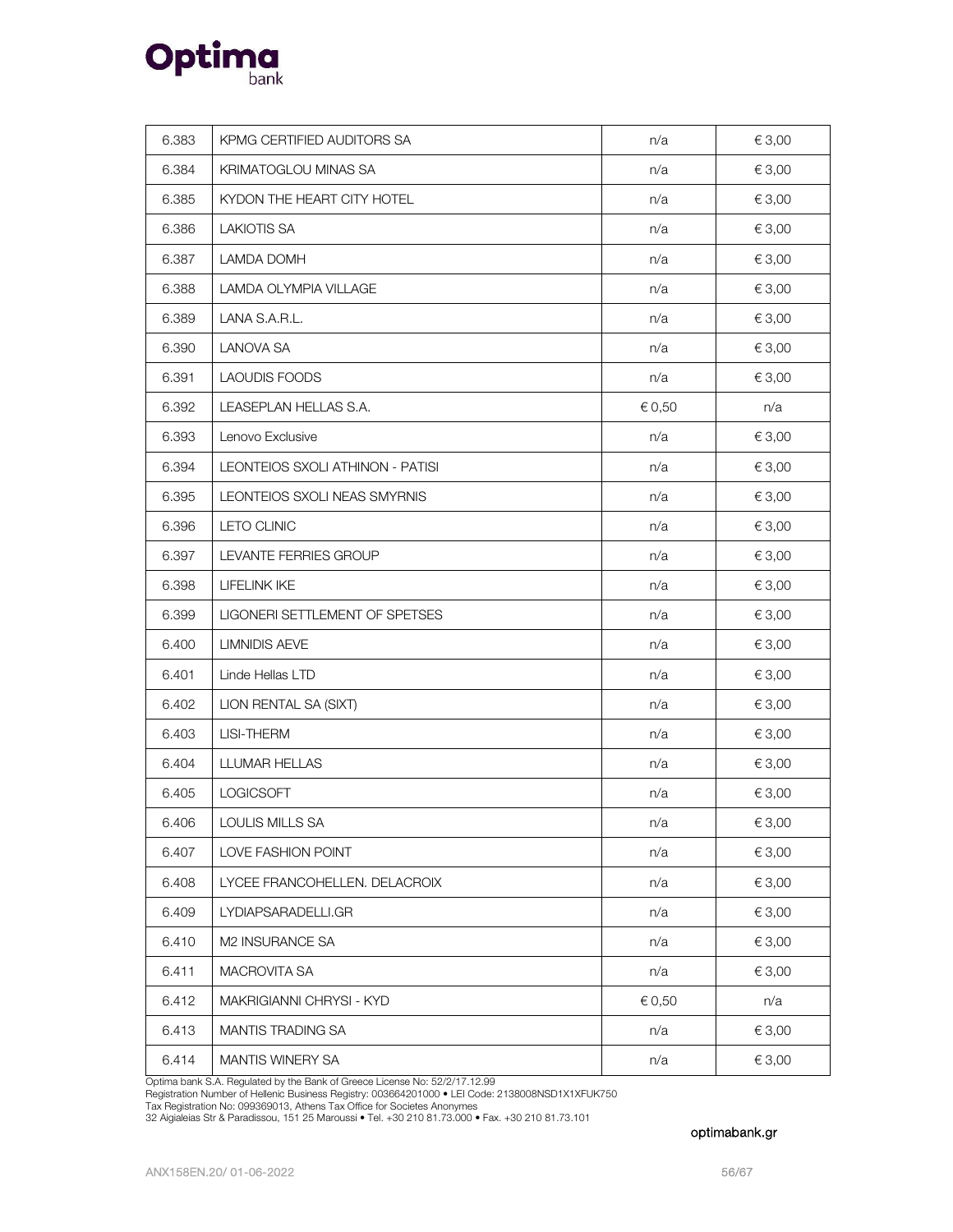| 6.383 | KPMG CERTIFIED AUDITORS SA | n/a | € 3,00 |
|---|---|---|---|
| 6.384 | KRIMATOGLOU MINAS SA | n/a | € 3,00 |
| 6.385 | KYDON THE HEART CITY HOTEL | n/a | € 3,00 |
| 6.386 | LAKIOTIS SA | n/a | € 3,00 |
| 6.387 | LAMDA DOMH | n/a | € 3,00 |
| 6.388 | LAMDA OLYMPIA VILLAGE | n/a | € 3,00 |
| 6.389 | LANA S.A.R.L. | n/a | € 3,00 |
| 6.390 | LANOVA SA | n/a | € 3,00 |
| 6.391 | LAOUDIS FOODS | n/a | € 3,00 |
| 6.392 | LEASEPLAN HELLAS S.A. | € 0,50 | n/a |
| 6.393 | Lenovo Exclusive | n/a | € 3,00 |
| 6.394 | LEONTEIOS SXOLI ATHINON - PATISI | n/a | € 3,00 |
| 6.395 | LEONTEIOS SXOLI NEAS SMYRNIS | n/a | € 3,00 |
| 6.396 | LETO CLINIC | n/a | € 3,00 |
| 6.397 | LEVANTE FERRIES GROUP | n/a | € 3,00 |
| 6.398 | LIFELINK IKE | n/a | € 3,00 |
| 6.399 | LIGONERI SETTLEMENT OF SPETSES | n/a | € 3,00 |
| 6.400 | LIMNIDIS AEVE | n/a | € 3,00 |
| 6.401 | Linde Hellas LTD | n/a | € 3,00 |
| 6.402 | LION RENTAL SA (SIXT) | n/a | € 3,00 |
| 6.403 | LISI-THERM | n/a | € 3,00 |
| 6.404 | LLUMAR HELLAS | n/a | € 3,00 |
| 6.405 | LOGICSOFT | n/a | € 3,00 |
| 6.406 | LOULIS MILLS SA | n/a | € 3,00 |
| 6.407 | LOVE FASHION POINT | n/a | € 3,00 |
| 6.408 | LYCEE FRANCOHELLEN. DELACROIX | n/a | € 3,00 |
| 6.409 | LYDIAPSARADELLI.GR | n/a | € 3,00 |
| 6.410 | M2 INSURANCE SA | n/a | € 3,00 |
| 6.411 | MACROVITA SA | n/a | € 3,00 |
| 6.412 | MAKRIGIANNI CHRYSI - KYD | € 0,50 | n/a |
| 6.413 | MANTIS TRADING SA | n/a | € 3,00 |
| 6.414 | MANTIS WINERY SA | n/a | € 3,00 |

Optima bank S.A. Regulated by the Bank of Greece License No: 52/2/17.12.99
Registration Number of Hellenic Business Registry: 003664201000 • LEI Code: 2138008NSD1X1XFUK750
Tax Registration No: 099369013, Athens Tax Office for Societes Anonymes
32 Aigialeias Str & Paradissou, 151 25 Maroussi • Tel. +30 210 81.73.000 • Fax. +30 210 81.73.101

optimabank.gr

ANX158EN.20/ 01-06-2022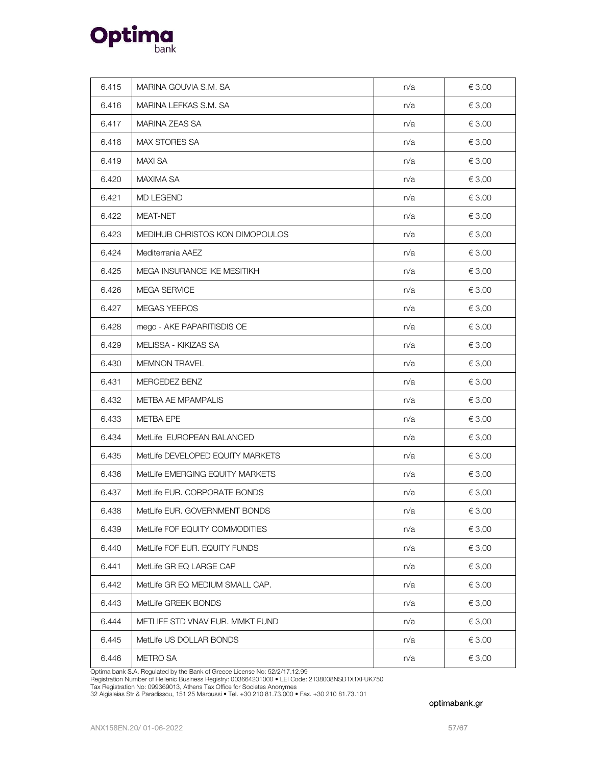| | | | |
|---|---|---|---|
| 6.415 | MARINA GOUVIA S.M. SA | n/a | € 3,00 |
| 6.416 | MARINA LEFKAS S.M. SA | n/a | € 3,00 |
| 6.417 | MARINA ZEAS SA | n/a | € 3,00 |
| 6.418 | MAX STORES SA | n/a | € 3,00 |
| 6.419 | MAXI SA | n/a | € 3,00 |
| 6.420 | MAXIMA SA | n/a | € 3,00 |
| 6.421 | MD LEGEND | n/a | € 3,00 |
| 6.422 | MEAT-NET | n/a | € 3,00 |
| 6.423 | MEDIHUB CHRISTOS KON DIMOPOULOS | n/a | € 3,00 |
| 6.424 | Mediterrania AAEZ | n/a | € 3,00 |
| 6.425 | MEGA INSURANCE IKE MESITIKH | n/a | € 3,00 |
| 6.426 | MEGA SERVICE | n/a | € 3,00 |
| 6.427 | MEGAS YEEROS | n/a | € 3,00 |
| 6.428 | mego - AKE PAPARITSIDIS OE | n/a | € 3,00 |
| 6.429 | MELISSA - KIKIZAS SA | n/a | € 3,00 |
| 6.430 | MEMNON TRAVEL | n/a | € 3,00 |
| 6.431 | MERCEDEZ BENZ | n/a | € 3,00 |
| 6.432 | METBA AE MPAMPALIS | n/a | € 3,00 |
| 6.433 | METBA EPE | n/a | € 3,00 |
| 6.434 | MetLife EUROPEAN BALANCED | n/a | € 3,00 |
| 6.435 | MetLife DEVELOPED EQUITY MARKETS | n/a | € 3,00 |
| 6.436 | MetLife EMERGING EQUITY MARKETS | n/a | € 3,00 |
| 6.437 | MetLife EUR. CORPORATE BONDS | n/a | € 3,00 |
| 6.438 | MetLife EUR. GOVERNMENT BONDS | n/a | € 3,00 |
| 6.439 | MetLife FOF EQUITY COMMODITIES | n/a | € 3,00 |
| 6.440 | MetLife FOF EUR. EQUITY FUNDS | n/a | € 3,00 |
| 6.441 | MetLife GR EQ LARGE CAP | n/a | € 3,00 |
| 6.442 | MetLife GR EQ MEDIUM SMALL CAP. | n/a | € 3,00 |
| 6.443 | MetLife GREEK BONDS | n/a | € 3,00 |
| 6.444 | METLIFE STD VNAV EUR. MMKT FUND | n/a | € 3,00 |
| 6.445 | MetLife US DOLLAR BONDS | n/a | € 3,00 |
| 6.446 | METRO SA | n/a | € 3,00 |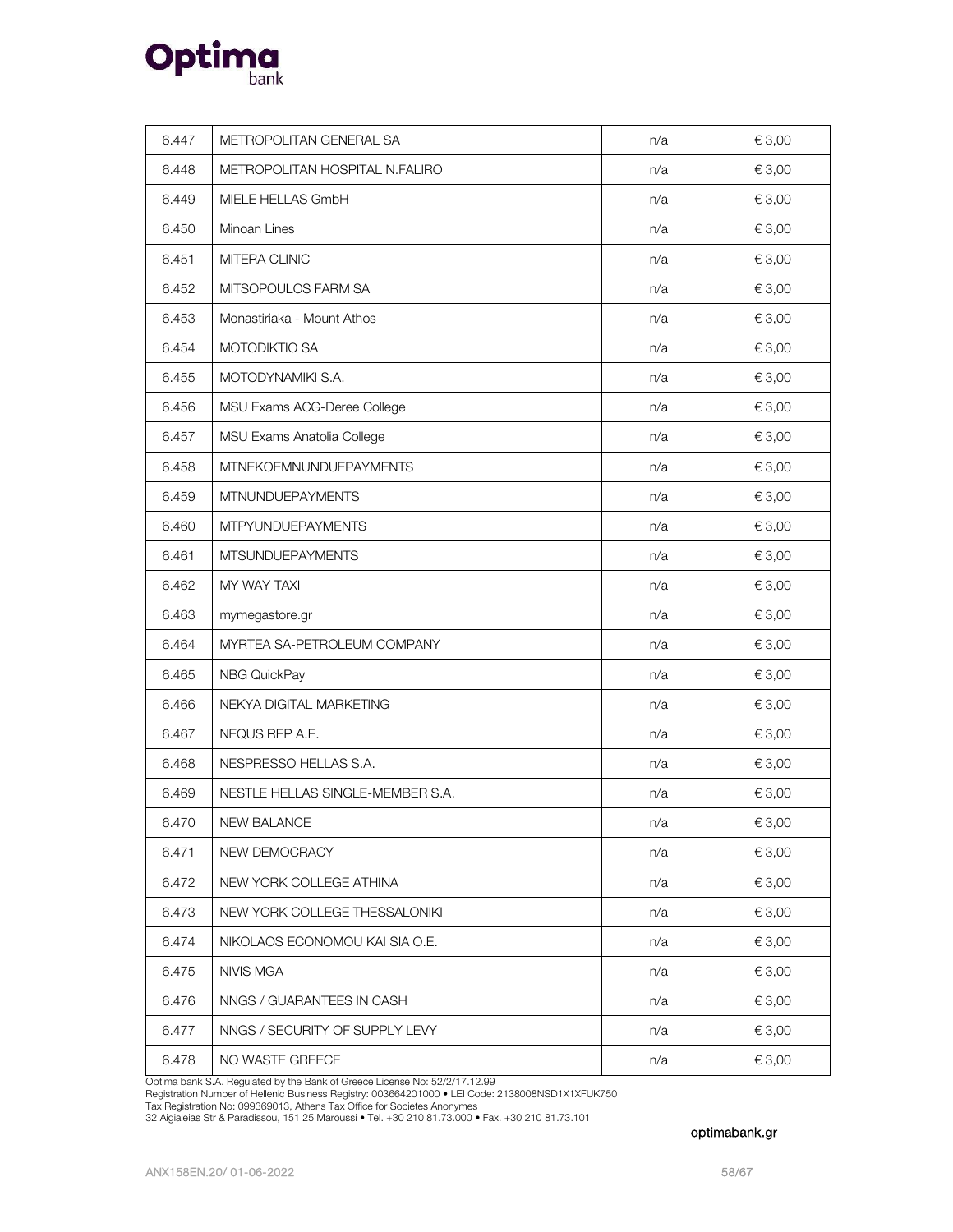| 6.447 | METROPOLITAN GENERAL SA | n/a | € 3,00 |
|---|---|---|---|
| 6.448 | METROPOLITAN HOSPITAL N.FALIRO | n/a | € 3,00 |
| 6.449 | MIELE HELLAS GmbH | n/a | € 3,00 |
| 6.450 | Minoan Lines | n/a | € 3,00 |
| 6.451 | MITERA CLINIC | n/a | € 3,00 |
| 6.452 | MITSOPOULOS FARM SA | n/a | € 3,00 |
| 6.453 | Monastiriaka - Mount Athos | n/a | € 3,00 |
| 6.454 | MOTODIKTIO SA | n/a | € 3,00 |
| 6.455 | MOTODYNAMIKI S.A. | n/a | € 3,00 |
| 6.456 | MSU Exams ACG-Deree College | n/a | € 3,00 |
| 6.457 | MSU Exams Anatolia College | n/a | € 3,00 |
| 6.458 | MTNEKOEMNUNDUEPAYMENTS | n/a | € 3,00 |
| 6.459 | MTNUNDUEPAYMENTS | n/a | € 3,00 |
| 6.460 | MTPYUNDUEPAYMENTS | n/a | € 3,00 |
| 6.461 | MTSUNDUEPAYMENTS | n/a | € 3,00 |
| 6.462 | MY WAY TAXI | n/a | € 3,00 |
| 6.463 | mymegastore.gr | n/a | € 3,00 |
| 6.464 | MYRTEA SA-PETROLEUM COMPANY | n/a | € 3,00 |
| 6.465 | NBG QuickPay | n/a | € 3,00 |
| 6.466 | NEKYA DIGITAL MARKETING | n/a | € 3,00 |
| 6.467 | NEQUS REP A.E. | n/a | € 3,00 |
| 6.468 | NESPRESSO HELLAS S.A. | n/a | € 3,00 |
| 6.469 | NESTLE HELLAS SINGLE-MEMBER S.A. | n/a | € 3,00 |
| 6.470 | NEW BALANCE | n/a | € 3,00 |
| 6.471 | NEW DEMOCRACY | n/a | € 3,00 |
| 6.472 | NEW YORK COLLEGE ATHINA | n/a | € 3,00 |
| 6.473 | NEW YORK COLLEGE THESSALONIKI | n/a | € 3,00 |
| 6.474 | NIKOLAOS ECONOMOU KAI SIA O.E. | n/a | € 3,00 |
| 6.475 | NIVIS MGA | n/a | € 3,00 |
| 6.476 | NNGS / GUARANTEES IN CASH | n/a | € 3,00 |
| 6.477 | NNGS / SECURITY OF SUPPLY LEVY | n/a | € 3,00 |
| 6.478 | NO WASTE GREECE | n/a | € 3,00 |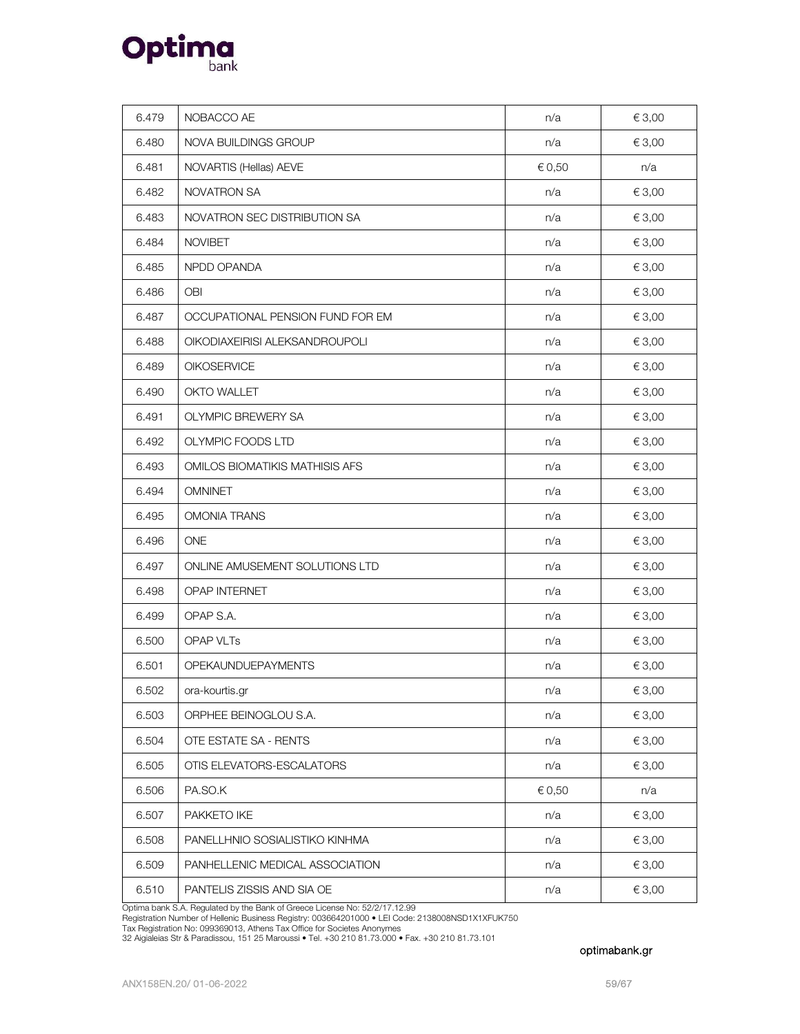| 6.479 | NOBACCO AE | n/a | € 3,00 |
|---|---|---|---|
| 6.480 | NOVA BUILDINGS GROUP | n/a | € 3,00 |
| 6.481 | NOVARTIS (Hellas) AEVE | € 0,50 | n/a |
| 6.482 | NOVATRON SA | n/a | € 3,00 |
| 6.483 | NOVATRON SEC DISTRIBUTION SA | n/a | € 3,00 |
| 6.484 | NOVIBET | n/a | € 3,00 |
| 6.485 | NPDD OPANDA | n/a | € 3,00 |
| 6.486 | OBI | n/a | € 3,00 |
| 6.487 | OCCUPATIONAL PENSION FUND FOR EM | n/a | € 3,00 |
| 6.488 | OIKODIAXEIRISI ALEKSANDROUPOLI | n/a | € 3,00 |
| 6.489 | OIKOSERVICE | n/a | € 3,00 |
| 6.490 | OKTO WALLET | n/a | € 3,00 |
| 6.491 | OLYMPIC BREWERY SA | n/a | € 3,00 |
| 6.492 | OLYMPIC FOODS LTD | n/a | € 3,00 |
| 6.493 | OMILOS BIOMATIKIS MATHISIS AFS | n/a | € 3,00 |
| 6.494 | OMNINET | n/a | € 3,00 |
| 6.495 | OMONIA TRANS | n/a | € 3,00 |
| 6.496 | ONE | n/a | € 3,00 |
| 6.497 | ONLINE AMUSEMENT SOLUTIONS LTD | n/a | € 3,00 |
| 6.498 | OPAP INTERNET | n/a | € 3,00 |
| 6.499 | OPAP S.A. | n/a | € 3,00 |
| 6.500 | OPAP VLTs | n/a | € 3,00 |
| 6.501 | OPEKAUNDUEPAYMENTS | n/a | € 3,00 |
| 6.502 | ora-kourtis.gr | n/a | € 3,00 |
| 6.503 | ORPHEE BEINOGLOU S.A. | n/a | € 3,00 |
| 6.504 | OTE ESTATE SA - RENTS | n/a | € 3,00 |
| 6.505 | OTIS ELEVATORS-ESCALATORS | n/a | € 3,00 |
| 6.506 | PA.SO.K | € 0,50 | n/a |
| 6.507 | PAKKETO IKE | n/a | € 3,00 |
| 6.508 | PANELLHNIO SOSIALISTIKO KINHMA | n/a | € 3,00 |
| 6.509 | PANHELLENIC MEDICAL ASSOCIATION | n/a | € 3,00 |
| 6.510 | PANTELIS ZISSIS AND SIA OE | n/a | € 3,00 |

Optima bank S.A. Regulated by the Bank of Greece License No: 52/2/17.12.99
Registration Number of Hellenic Business Registry: 003664201000 • LEI Code: 2138008NSD1X1XFUK750
Tax Registration No: 099369013, Athens Tax Office for Societes Anonymes
32 Aigialeias Str & Paradissou, 151 25 Maroussi • Tel. +30 210 81.73.000 • Fax. +30 210 81.73.101

optimabank.gr

ANX158EN.20/ 01-06-2022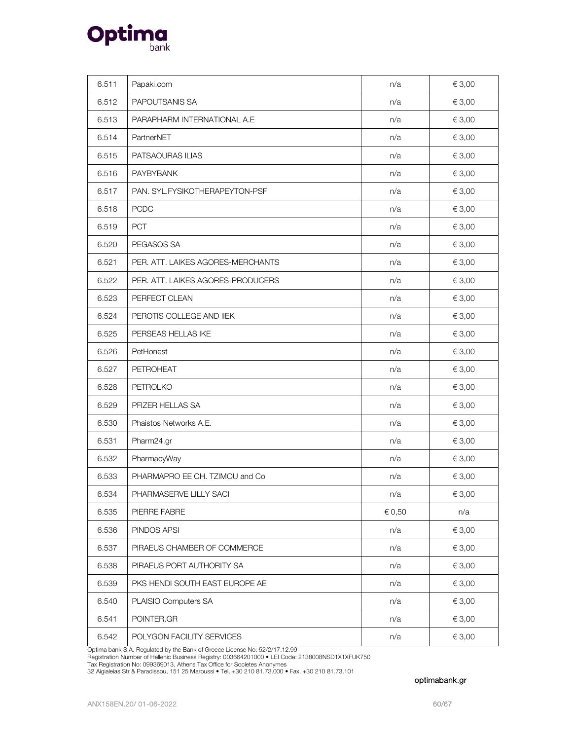| 6.511 | Papaki.com | n/a | € 3,00 |
|---|---|---|---|
| 6.512 | PAPOUTSANIS SA | n/a | € 3,00 |
| 6.513 | PARAPHARM INTERNATIONAL A.E | n/a | € 3,00 |
| 6.514 | PartnerNET | n/a | € 3,00 |
| 6.515 | PATSAOURAS ILIAS | n/a | € 3,00 |
| 6.516 | PAYBYBANK | n/a | € 3,00 |
| 6.517 | PAN. SYL.FYSIKOTHERAPEYTON-PSF | n/a | € 3,00 |
| 6.518 | PCDC | n/a | € 3,00 |
| 6.519 | PCT | n/a | € 3,00 |
| 6.520 | PEGASOS SA | n/a | € 3,00 |
| 6.521 | PER. ATT. LAIKES AGORES-MERCHANTS | n/a | € 3,00 |
| 6.522 | PER. ATT. LAIKES AGORES-PRODUCERS | n/a | € 3,00 |
| 6.523 | PERFECT CLEAN | n/a | € 3,00 |
| 6.524 | PEROTIS COLLEGE AND IIEK | n/a | € 3,00 |
| 6.525 | PERSEAS HELLAS IKE | n/a | € 3,00 |
| 6.526 | PetHonest | n/a | € 3,00 |
| 6.527 | PETROHEAT | n/a | € 3,00 |
| 6.528 | PETROLKO | n/a | € 3,00 |
| 6.529 | PFIZER HELLAS SA | n/a | € 3,00 |
| 6.530 | Phaistos Networks A.E. | n/a | € 3,00 |
| 6.531 | Pharm24.gr | n/a | € 3,00 |
| 6.532 | PharmacyWay | n/a | € 3,00 |
| 6.533 | PHARMAPRO EE CH. TZIMOU and Co | n/a | € 3,00 |
| 6.534 | PHARMASERVE LILLY SACI | n/a | € 3,00 |
| 6.535 | PIERRE FABRE | € 0,50 | n/a |
| 6.536 | PINDOS APSI | n/a | € 3,00 |
| 6.537 | PIRAEUS CHAMBER OF COMMERCE | n/a | € 3,00 |
| 6.538 | PIRAEUS PORT AUTHORITY SA | n/a | € 3,00 |
| 6.539 | PKS HENDI SOUTH EAST EUROPE AE | n/a | € 3,00 |
| 6.540 | PLAISIO Computers SA | n/a | € 3,00 |
| 6.541 | POINTER.GR | n/a | € 3,00 |
| 6.542 | POLYGON FACILITY SERVICES | n/a | € 3,00 |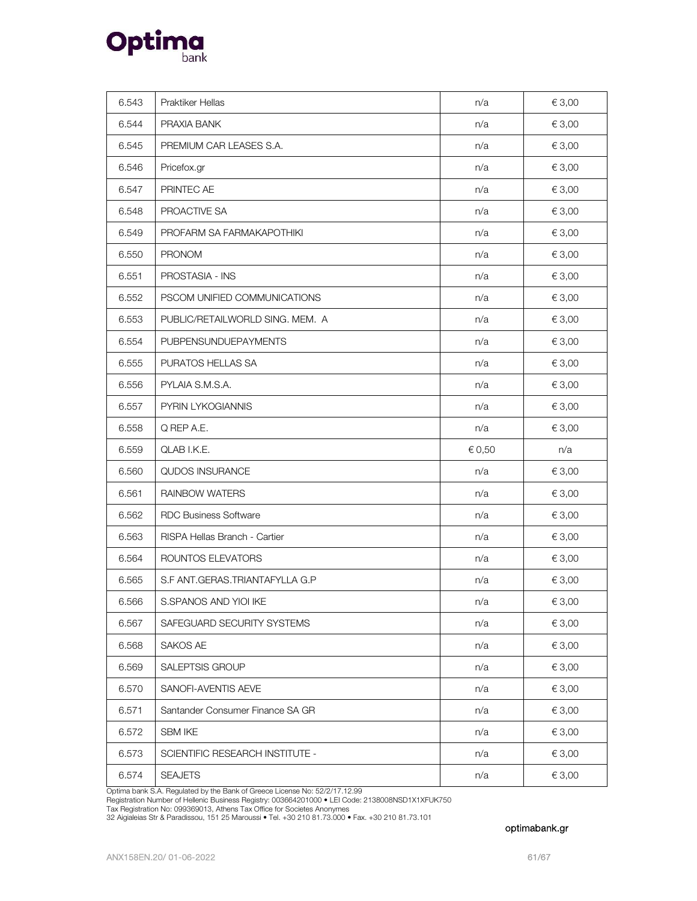| | | | |
|---|---|---|---|
| 6.543 | Praktiker Hellas | n/a | € 3,00 |
| 6.544 | PRAXIA BANK | n/a | € 3,00 |
| 6.545 | PREMIUM CAR LEASES S.A. | n/a | € 3,00 |
| 6.546 | Pricefox.gr | n/a | € 3,00 |
| 6.547 | PRINTEC AE | n/a | € 3,00 |
| 6.548 | PROACTIVE SA | n/a | € 3,00 |
| 6.549 | PROFARM SA FARMAKAPOTHIKI | n/a | € 3,00 |
| 6.550 | PRONOM | n/a | € 3,00 |
| 6.551 | PROSTASIA - INS | n/a | € 3,00 |
| 6.552 | PSCOM UNIFIED COMMUNICATIONS | n/a | € 3,00 |
| 6.553 | PUBLIC/RETAILWORLD SING. MEM. A | n/a | € 3,00 |
| 6.554 | PUBPENSUNDUEPAYMENTS | n/a | € 3,00 |
| 6.555 | PURATOS HELLAS SA | n/a | € 3,00 |
| 6.556 | PYLAIA S.M.S.A. | n/a | € 3,00 |
| 6.557 | PYRIN LYKOGIANNIS | n/a | € 3,00 |
| 6.558 | Q REP A.E. | n/a | € 3,00 |
| 6.559 | QLAB I.K.E. | € 0,50 | n/a |
| 6.560 | QUDOS INSURANCE | n/a | € 3,00 |
| 6.561 | RAINBOW WATERS | n/a | € 3,00 |
| 6.562 | RDC Business Software | n/a | € 3,00 |
| 6.563 | RISPA Hellas Branch - Cartier | n/a | € 3,00 |
| 6.564 | ROUNTOS ELEVATORS | n/a | € 3,00 |
| 6.565 | S.F ANT.GERAS.TRIANTAFYLLA G.P | n/a | € 3,00 |
| 6.566 | S.SPANOS AND YIOI IKE | n/a | € 3,00 |
| 6.567 | SAFEGUARD SECURITY SYSTEMS | n/a | € 3,00 |
| 6.568 | SAKOS AE | n/a | € 3,00 |
| 6.569 | SALEPTSIS GROUP | n/a | € 3,00 |
| 6.570 | SANOFI-AVENTIS AEVE | n/a | € 3,00 |
| 6.571 | Santander Consumer Finance SA GR | n/a | € 3,00 |
| 6.572 | SBM IKE | n/a | € 3,00 |
| 6.573 | SCIENTIFIC RESEARCH INSTITUTE - | n/a | € 3,00 |
| 6.574 | SEAJETS | n/a | € 3,00 |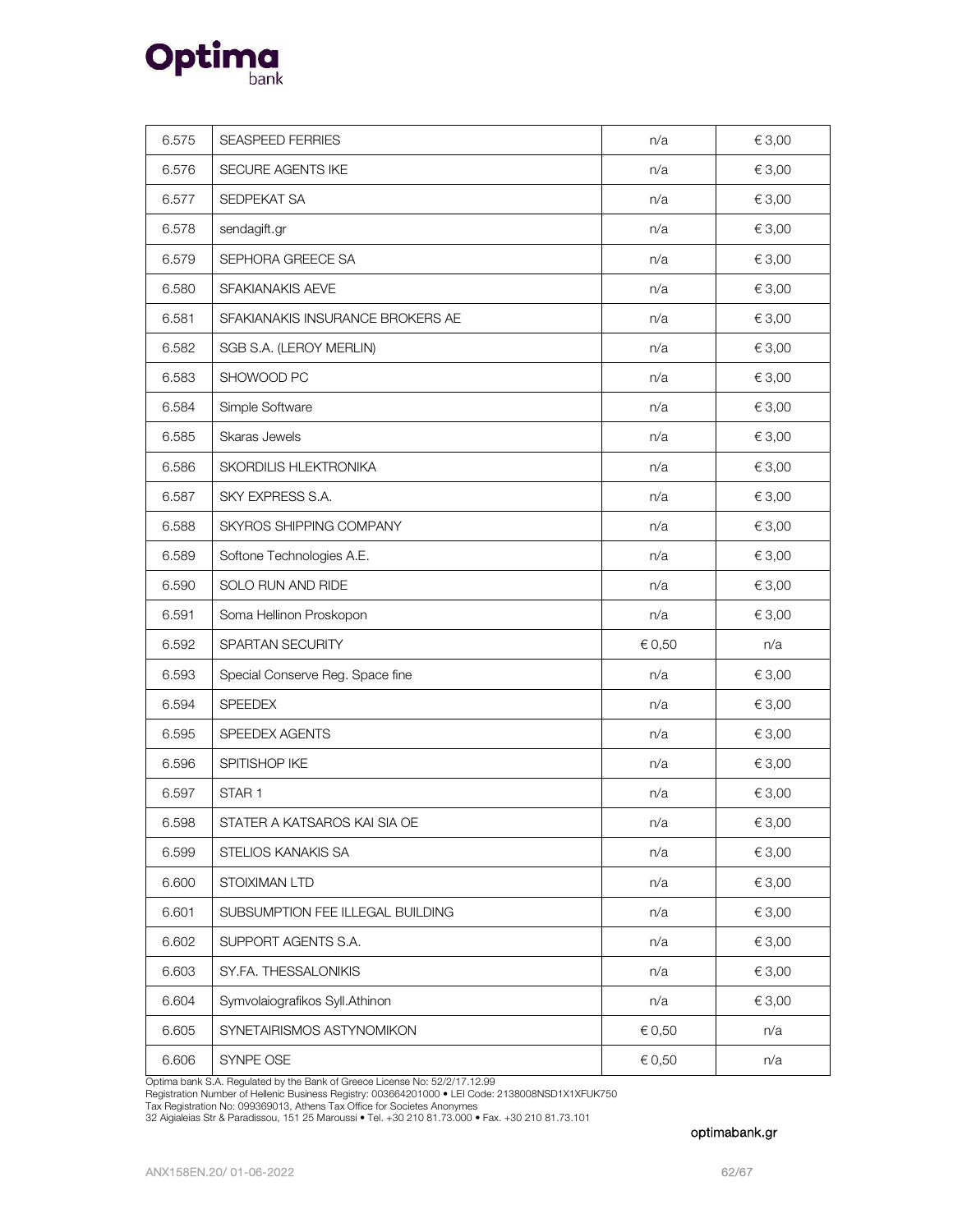| 6.575 | SEASPEED FERRIES | n/a | € 3,00 |
|---|---|---|---|
| 6.576 | SECURE AGENTS IKE | n/a | € 3,00 |
| 6.577 | SEDPEKAT SA | n/a | € 3,00 |
| 6.578 | sendagift.gr | n/a | € 3,00 |
| 6.579 | SEPHORA GREECE SA | n/a | € 3,00 |
| 6.580 | SFAKIANAKIS AEVE | n/a | € 3,00 |
| 6.581 | SFAKIANAKIS INSURANCE BROKERS AE | n/a | € 3,00 |
| 6.582 | SGB S.A. (LEROY MERLIN) | n/a | € 3,00 |
| 6.583 | SHOWOOD PC | n/a | € 3,00 |
| 6.584 | Simple Software | n/a | € 3,00 |
| 6.585 | Skaras Jewels | n/a | € 3,00 |
| 6.586 | SKORDILIS HLEKTRONIKA | n/a | € 3,00 |
| 6.587 | SKY EXPRESS S.A. | n/a | € 3,00 |
| 6.588 | SKYROS SHIPPING COMPANY | n/a | € 3,00 |
| 6.589 | Softone Technologies A.E. | n/a | € 3,00 |
| 6.590 | SOLO RUN AND RIDE | n/a | € 3,00 |
| 6.591 | Soma Hellinon Proskopon | n/a | € 3,00 |
| 6.592 | SPARTAN SECURITY | € 0,50 | n/a |
| 6.593 | Special Conserve Reg. Space fine | n/a | € 3,00 |
| 6.594 | SPEEDEX | n/a | € 3,00 |
| 6.595 | SPEEDEX AGENTS | n/a | € 3,00 |
| 6.596 | SPITISHOP IKE | n/a | € 3,00 |
| 6.597 | STAR 1 | n/a | € 3,00 |
| 6.598 | STATER A KATSAROS KAI SIA OE | n/a | € 3,00 |
| 6.599 | STELIOS KANAKIS SA | n/a | € 3,00 |
| 6.600 | STOIXIMAN LTD | n/a | € 3,00 |
| 6.601 | SUBSUMPTION FEE ILLEGAL BUILDING | n/a | € 3,00 |
| 6.602 | SUPPORT AGENTS S.A. | n/a | € 3,00 |
| 6.603 | SY.FA. THESSALONIKIS | n/a | € 3,00 |
| 6.604 | Symvolaiografikos Syll.Athinon | n/a | € 3,00 |
| 6.605 | SYNETAIRISMOS ASTYNOMIKON | € 0,50 | n/a |
| 6.606 | SYNPE OSE | € 0,50 | n/a |

Optima bank S.A. Regulated by the Bank of Greece License No: 52/2/17.12.99
Registration Number of Hellenic Business Registry: 003664201000 • LEI Code: 2138008NSD1X1XFUK750
Tax Registration No: 099369013, Athens Tax Office for Societes Anonymes
32 Aigialeias Str & Paradissou, 151 25 Maroussi • Tel. +30 210 81.73.000 • Fax. +30 210 81.73.101

optimabank.gr

ANX158EN.20/ 01-06-2022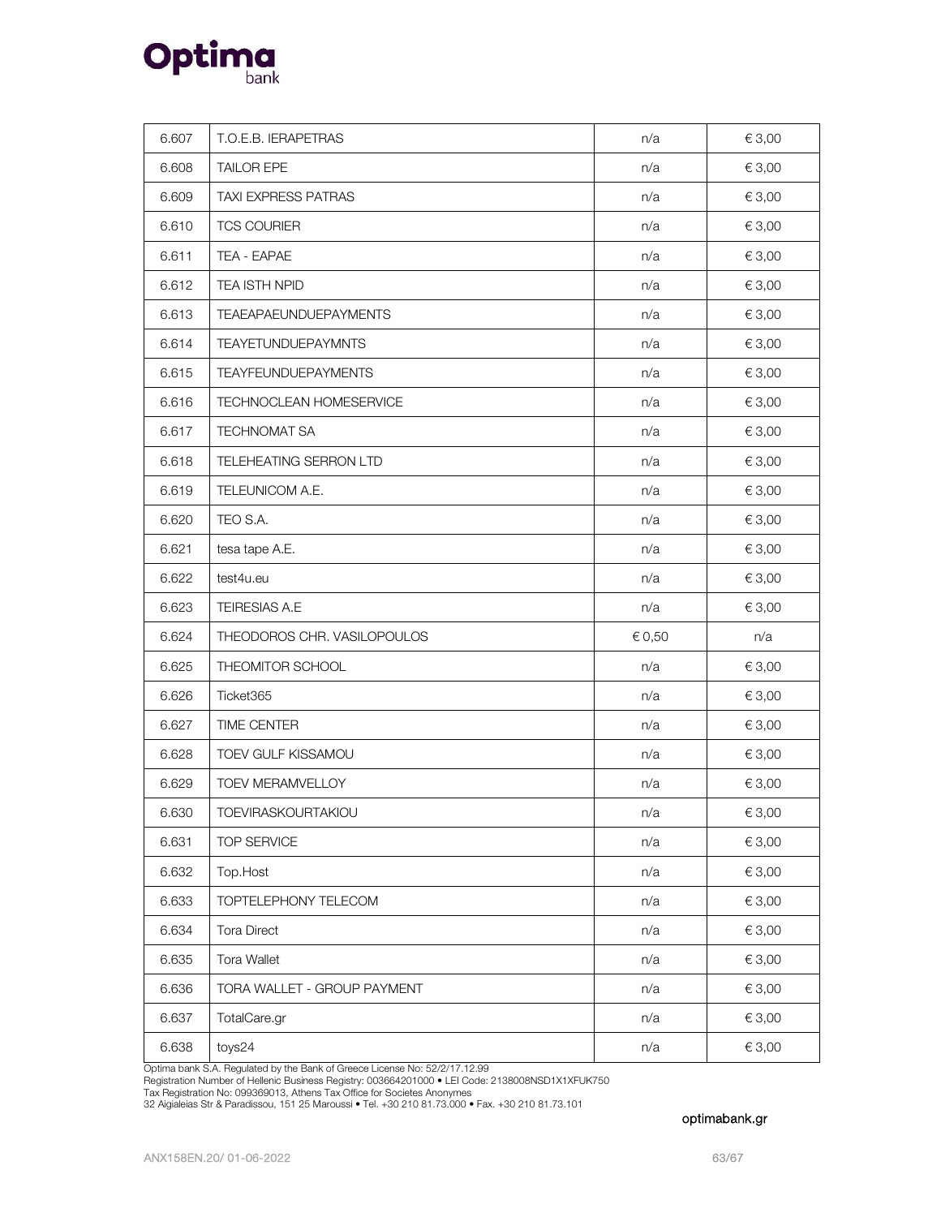| 6.607 | T.O.E.B. IERAPETRAS | n/a | € 3,00 |
|---|---|---|---|
| 6.608 | TAILOR EPE | n/a | € 3,00 |
| 6.609 | TAXI EXPRESS PATRAS | n/a | € 3,00 |
| 6.610 | TCS COURIER | n/a | € 3,00 |
| 6.611 | TEA - EAPAE | n/a | € 3,00 |
| 6.612 | TEA ISTH NPID | n/a | € 3,00 |
| 6.613 | TEAEAPAEUNDUEPAYMENTS | n/a | € 3,00 |
| 6.614 | TEAYETUNDUEPAYMNTS | n/a | € 3,00 |
| 6.615 | TEAYFEUNDUEPAYMENTS | n/a | € 3,00 |
| 6.616 | TECHNOCLEAN HOMESERVICE | n/a | € 3,00 |
| 6.617 | TECHNOMAT SA | n/a | € 3,00 |
| 6.618 | TELEHEATING SERRON LTD | n/a | € 3,00 |
| 6.619 | TELEUNICOM A.E. | n/a | € 3,00 |
| 6.620 | TEO S.A. | n/a | € 3,00 |
| 6.621 | tesa tape A.E. | n/a | € 3,00 |
| 6.622 | test4u.eu | n/a | € 3,00 |
| 6.623 | TEIRESIAS A.E | n/a | € 3,00 |
| 6.624 | THEODOROS CHR. VASILOPOULOS | € 0,50 | n/a |
| 6.625 | THEOMITOR SCHOOL | n/a | € 3,00 |
| 6.626 | Ticket365 | n/a | € 3,00 |
| 6.627 | TIME CENTER | n/a | € 3,00 |
| 6.628 | TOEV GULF KISSAMOU | n/a | € 3,00 |
| 6.629 | TOEV MERAMVELLOY | n/a | € 3,00 |
| 6.630 | TOEVIRASKOURTAKIOU | n/a | € 3,00 |
| 6.631 | TOP SERVICE | n/a | € 3,00 |
| 6.632 | Top.Host | n/a | € 3,00 |
| 6.633 | TOPTELEPHONY TELECOM | n/a | € 3,00 |
| 6.634 | Tora Direct | n/a | € 3,00 |
| 6.635 | Tora Wallet | n/a | € 3,00 |
| 6.636 | TORA WALLET - GROUP PAYMENT | n/a | € 3,00 |
| 6.637 | TotalCare.gr | n/a | € 3,00 |
| 6.638 | toys24 | n/a | € 3,00 |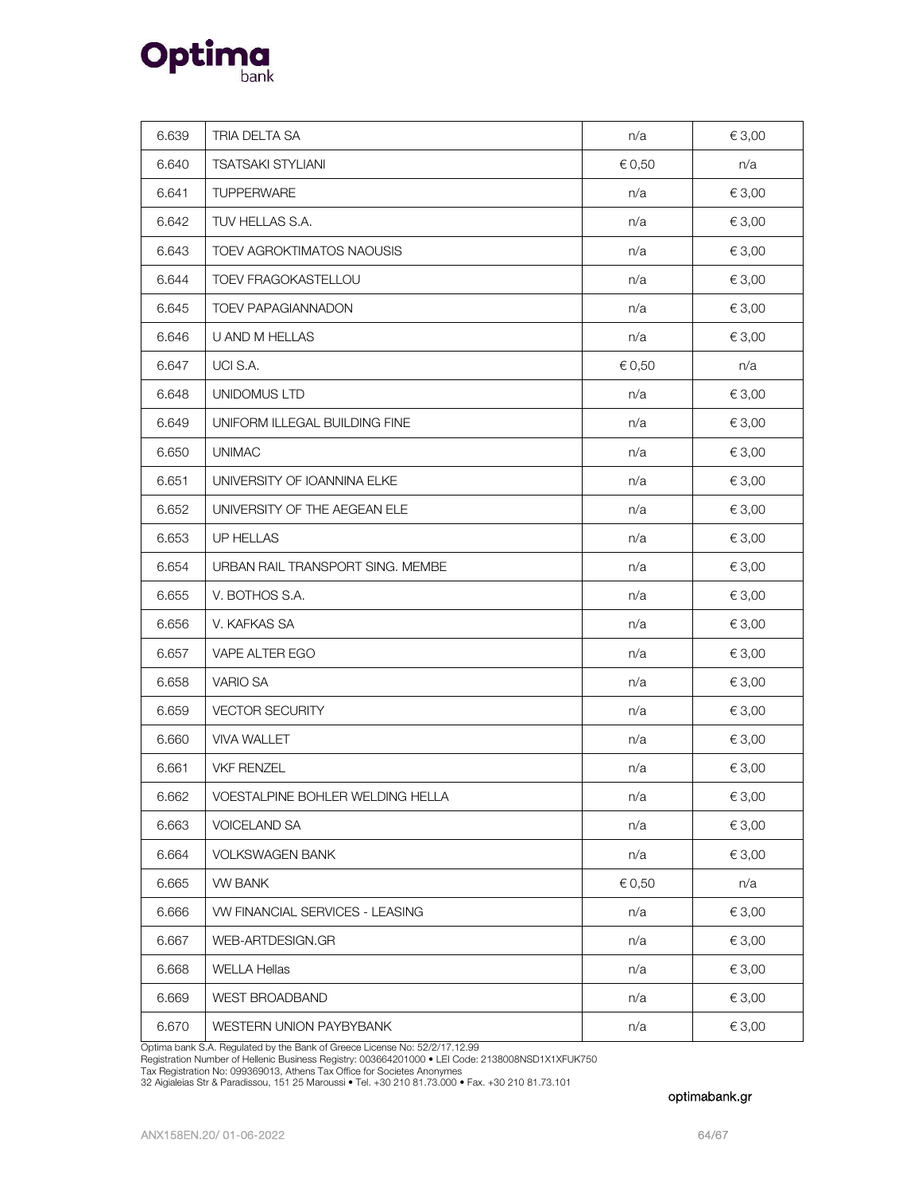| 6.639 | TRIA DELTA SA | n/a | € 3,00 |
|---|---|---|---|
| 6.640 | TSATSAKI STYLIANI | € 0,50 | n/a |
| 6.641 | TUPPERWARE | n/a | € 3,00 |
| 6.642 | TUV HELLAS S.A. | n/a | € 3,00 |
| 6.643 | TOEV AGROKTIMATOS NAOUSIS | n/a | € 3,00 |
| 6.644 | TOEV FRAGOKASTELLOU | n/a | € 3,00 |
| 6.645 | TOEV PAPAGIANNADON | n/a | € 3,00 |
| 6.646 | U AND M HELLAS | n/a | € 3,00 |
| 6.647 | UCI S.A. | € 0,50 | n/a |
| 6.648 | UNIDOMUS LTD | n/a | € 3,00 |
| 6.649 | UNIFORM ILLEGAL BUILDING FINE | n/a | € 3,00 |
| 6.650 | UNIMAC | n/a | € 3,00 |
| 6.651 | UNIVERSITY OF IOANNINA ELKE | n/a | € 3,00 |
| 6.652 | UNIVERSITY OF THE AEGEAN ELE | n/a | € 3,00 |
| 6.653 | UP HELLAS | n/a | € 3,00 |
| 6.654 | URBAN RAIL TRANSPORT SING. MEMBE | n/a | € 3,00 |
| 6.655 | V. BOTHOS S.A. | n/a | € 3,00 |
| 6.656 | V. KAFKAS SA | n/a | € 3,00 |
| 6.657 | VAPE ALTER EGO | n/a | € 3,00 |
| 6.658 | VARIO SA | n/a | € 3,00 |
| 6.659 | VECTOR SECURITY | n/a | € 3,00 |
| 6.660 | VIVA WALLET | n/a | € 3,00 |
| 6.661 | VKF RENZEL | n/a | € 3,00 |
| 6.662 | VOESTALPINE BOHLER WELDING HELLA | n/a | € 3,00 |
| 6.663 | VOICELAND SA | n/a | € 3,00 |
| 6.664 | VOLKSWAGEN BANK | n/a | € 3,00 |
| 6.665 | VW BANK | € 0,50 | n/a |
| 6.666 | VW FINANCIAL SERVICES - LEASING | n/a | € 3,00 |
| 6.667 | WEB-ARTDESIGN.GR | n/a | € 3,00 |
| 6.668 | WELLA Hellas | n/a | € 3,00 |
| 6.669 | WEST BROADBAND | n/a | € 3,00 |
| 6.670 | WESTERN UNION PAYBYBANK | n/a | € 3,00 |

Optima bank S.A. Regulated by the Bank of Greece License No: 52/2/17.12.99
Registration Number of Hellenic Business Registry: 003664201000 • LEI Code: 2138008NSD1X1XFUK750
Tax Registration No: 099369013, Athens Tax Office for Societes Anonymes
32 Aigialeias Str & Paradissou, 151 25 Maroussi • Tel. +30 210 81.73.000 • Fax. +30 210 81.73.101

optimabank.gr

ANX158EN.20/ 01-06-2022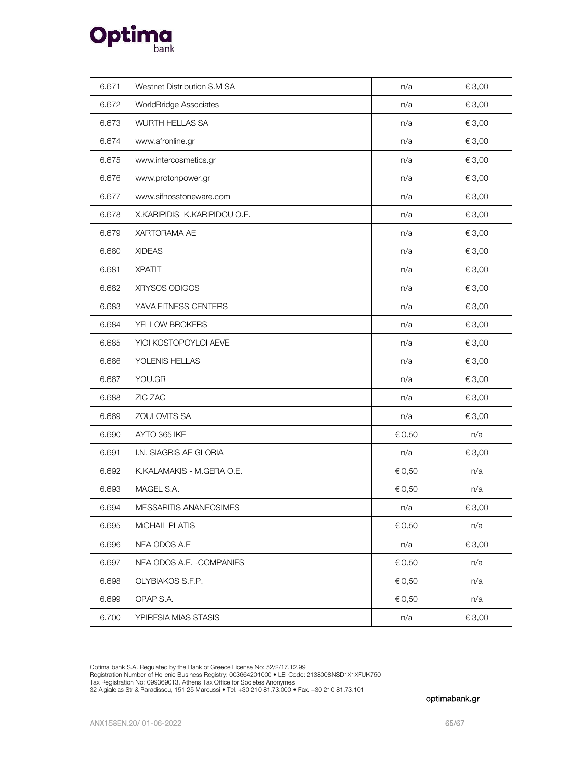| 6.671 | Westnet Distribution S.M SA | n/a | € 3,00 |
|---|---|---|---|
| 6.672 | WorldBridge Associates | n/a | € 3,00 |
| 6.673 | WURTH HELLAS SA | n/a | € 3,00 |
| 6.674 | www.afronline.gr | n/a | € 3,00 |
| 6.675 | www.intercosmetics.gr | n/a | € 3,00 |
| 6.676 | www.protonpower.gr | n/a | € 3,00 |
| 6.677 | www.sifnosstoneware.com | n/a | € 3,00 |
| 6.678 | X.KARIPIDIS K.KARIPIDOU O.E. | n/a | € 3,00 |
| 6.679 | XARTORAMA AE | n/a | € 3,00 |
| 6.680 | XIDEAS | n/a | € 3,00 |
| 6.681 | XPATIT | n/a | € 3,00 |
| 6.682 | XRYSOS ODIGOS | n/a | € 3,00 |
| 6.683 | YAVA FITNESS CENTERS | n/a | € 3,00 |
| 6.684 | YELLOW BROKERS | n/a | € 3,00 |
| 6.685 | YIOI KOSTOPOYLOI AEVE | n/a | € 3,00 |
| 6.686 | YOLENIS HELLAS | n/a | € 3,00 |
| 6.687 | YOU.GR | n/a | € 3,00 |
| 6.688 | ZIC ZAC | n/a | € 3,00 |
| 6.689 | ZOULOVITS SA | n/a | € 3,00 |
| 6.690 | AYTO 365 IKE | € 0,50 | n/a |
| 6.691 | I.N. SIAGRIS AE GLORIA | n/a | € 3,00 |
| 6.692 | K.KALAMAKIS - M.GERA O.E. | € 0,50 | n/a |
| 6.693 | MAGEL S.A. | € 0,50 | n/a |
| 6.694 | MESSARITIS ANANEOSIMES | n/a | € 3,00 |
| 6.695 | MiCHAIL PLATIS | € 0,50 | n/a |
| 6.696 | NEA ODOS A.E | n/a | € 3,00 |
| 6.697 | NEA ODOS A.E. -COMPANIES | € 0,50 | n/a |
| 6.698 | OLYBIAKOS S.F.P. | € 0,50 | n/a |
| 6.699 | OPAP S.A. | € 0,50 | n/a |
| 6.700 | YPIRESIA MIAS STASIS | n/a | € 3,00 |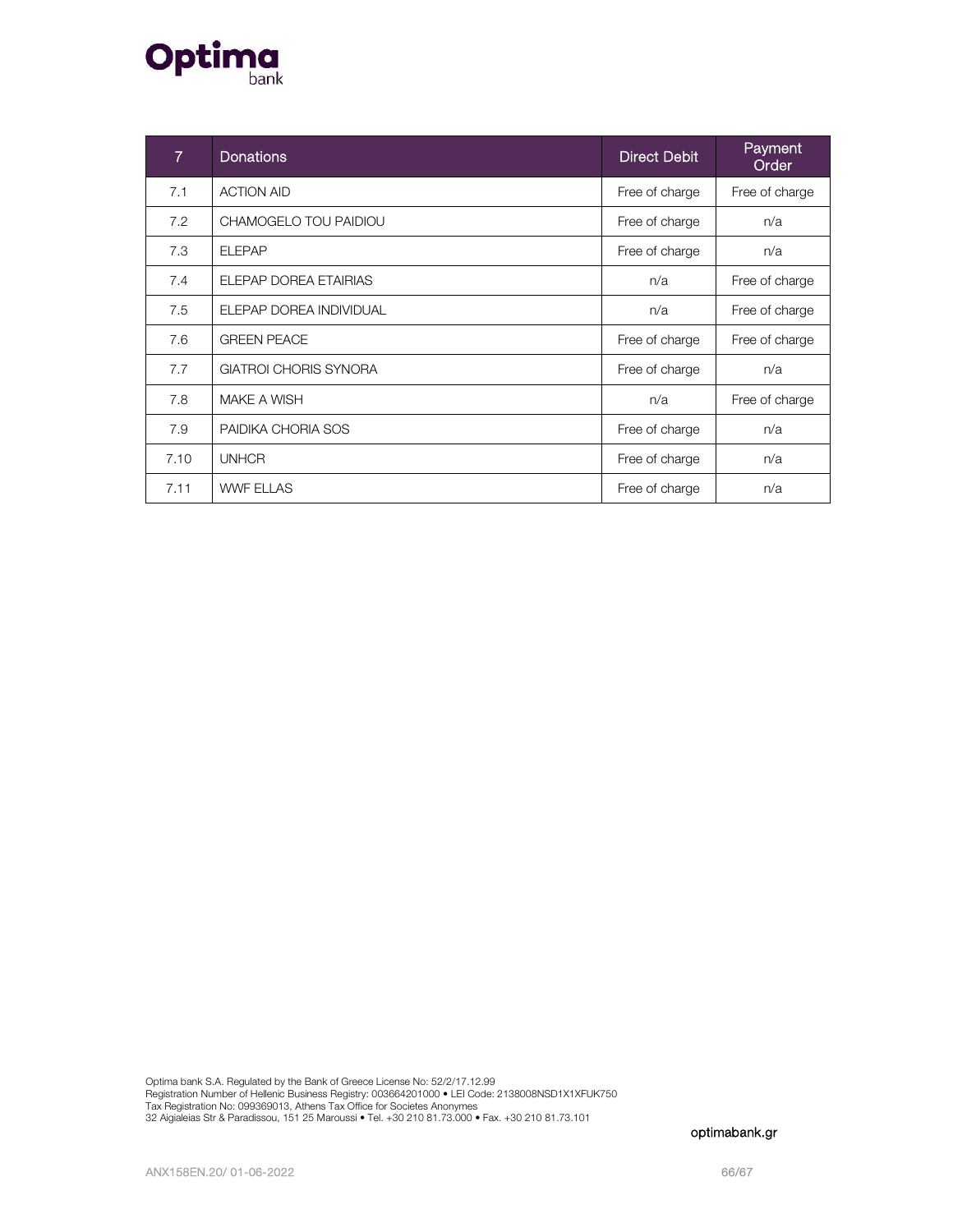| 7 | Donations | Direct Debit | Payment Order |
|---|---|---|---|
| 7.1 | ACTION AID | Free of charge | Free of charge |
| 7.2 | CHAMOGELO TOU PAIDIOU | Free of charge | n/a |
| 7.3 | ELEPAP | Free of charge | n/a |
| 7.4 | ELEPAP DOREA ETAIRIAS | n/a | Free of charge |
| 7.5 | ELEPAP DOREA INDIVIDUAL | n/a | Free of charge |
| 7.6 | GREEN PEACE | Free of charge | Free of charge |
| 7.7 | GIATROI CHORIS SYNORA | Free of charge | n/a |
| 7.8 | MAKE A WISH | n/a | Free of charge |
| 7.9 | PAIDIKA CHORIA SOS | Free of charge | n/a |
| 7.10 | UNHCR | Free of charge | n/a |
| 7.11 | WWF ELLAS | Free of charge | n/a |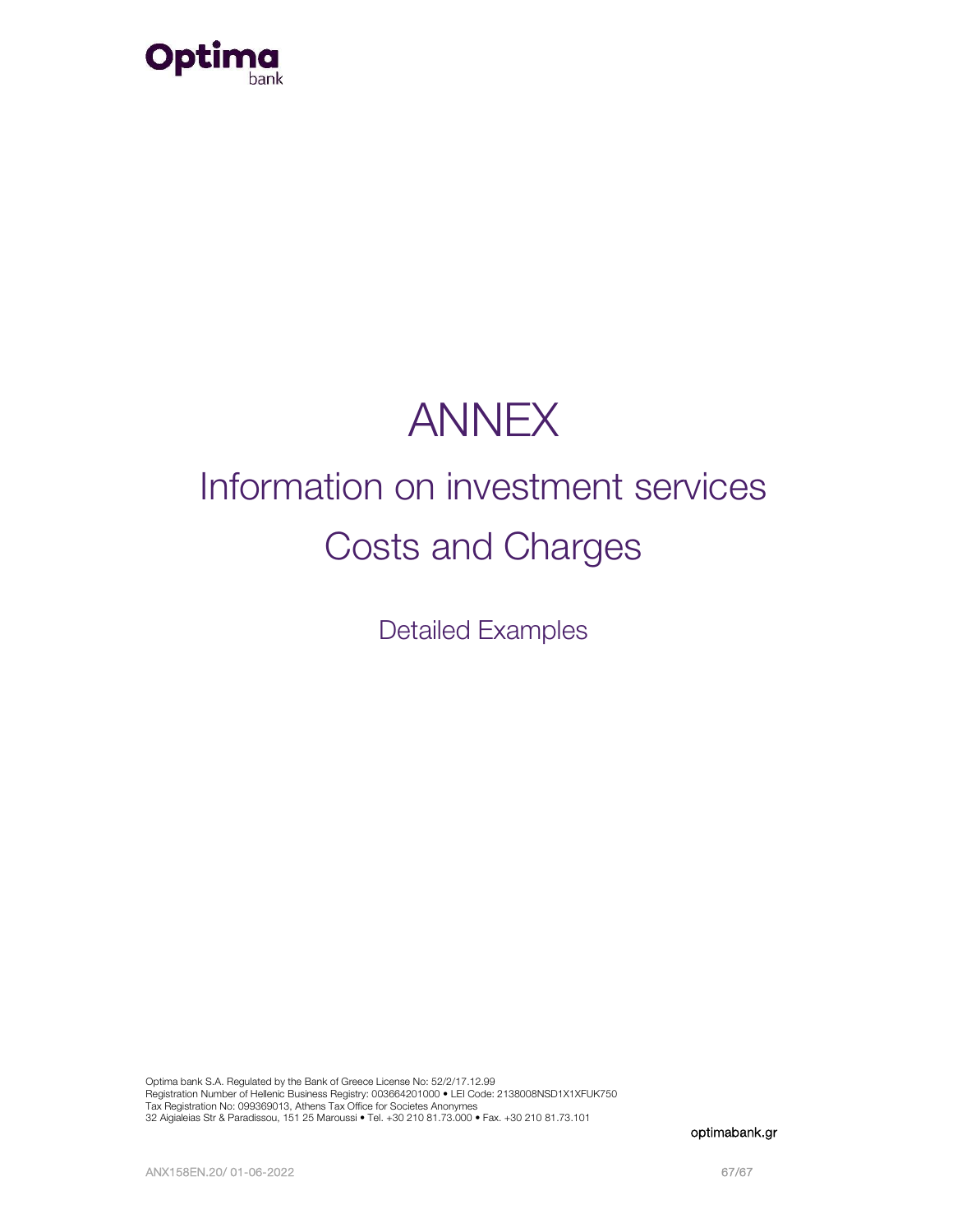# ANNEX

## Information on investment services

## Costs and Charges

### Detailed Examples

Optima bank S.A. Regulated by the Bank of Greece License No: 52/2/17.12.99
Registration Number of Hellenic Business Registry: 003664201000 • LEI Code: 2138008NSD1X1XFUK750
Tax Registration No: 099369013, Athens Tax Office for Societes Anonymes
32 Aigialeias Str & Paradissou, 151 25 Maroussi • Tel. +30 210 81.73.000 • Fax. +30 210 81.73.101

optimabank.gr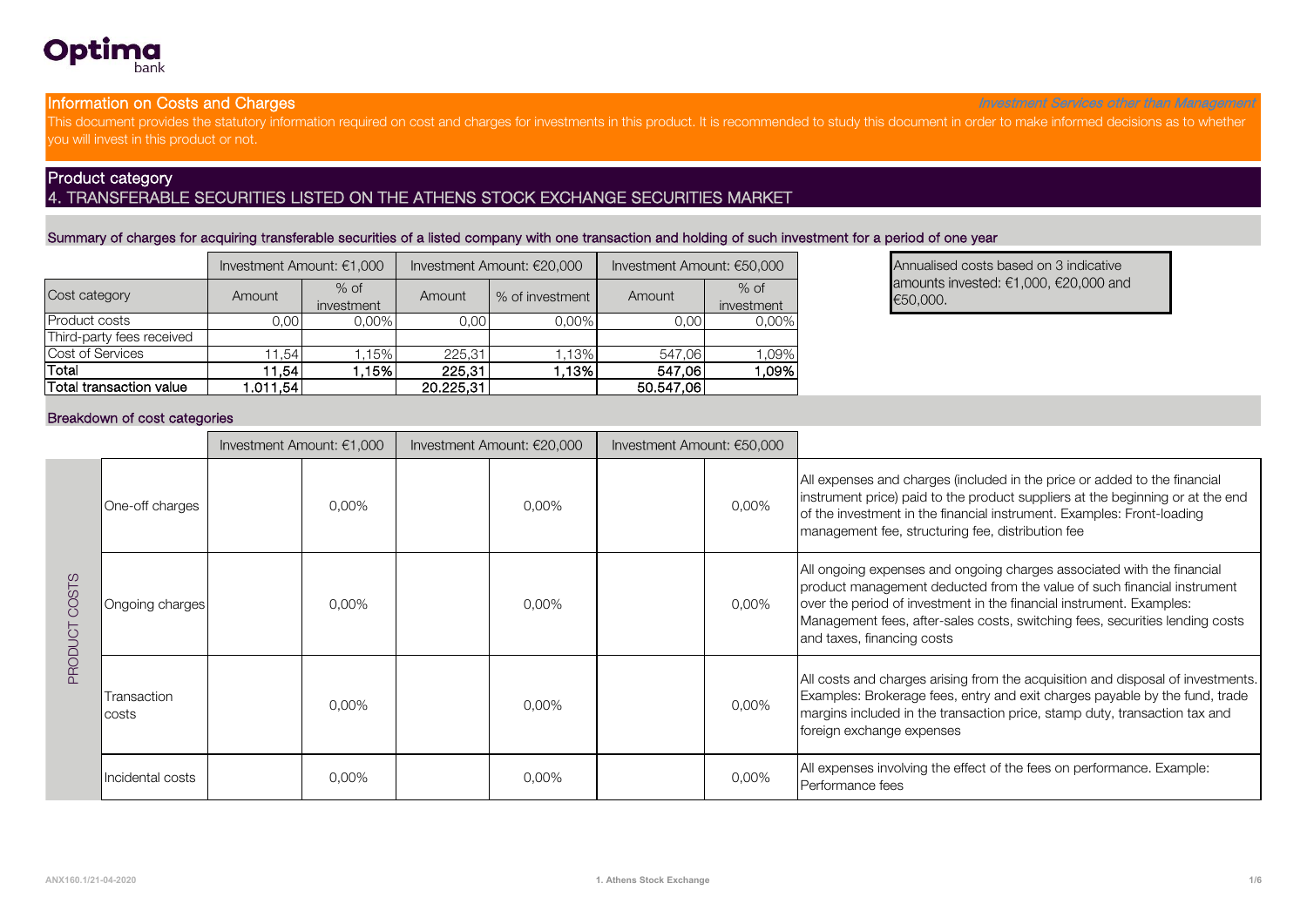Optima bank

## Information on Costs and Charges

*Investment Services other than Management*

This document provides the statutory information required on cost and charges for investments in this product. It is recommended to study this document in order to make informed decisions as to whether you will invest in this product or not.

## Product category

### 4. TRANSFERABLE SECURITIES LISTED ON THE ATHENS STOCK EXCHANGE SECURITIES MARKET

### Summary of charges for acquiring transferable securities of a listed company with one transaction and holding of such investment for a period of one year

| | Investment Amount: €1,000 | | Investment Amount: €20,000 | | Investment Amount: €50,000 | |
|---|---|---|---|---|---|---|
| Cost category | Amount | % of investment | Amount | % of investment | Amount | % of investment |
| Product costs | 0,00 | 0,00% | 0,00 | 0,00% | 0,00 | 0,00% |
| Third-party fees received | | | | | | |
| Cost of Services | 11,54 | 1,15% | 225,31 | 1,13% | 547,06 | 1,09% |
| **Total** | **11,54** | **1,15%** | **225,31** | **1,13%** | **547,06** | **1,09%** |
| **Total transaction value** | **1.011,54** | | **20.225,31** | | **50.547,06** | |

Annualised costs based on 3 indicative amounts invested: €1,000, €20,000 and €50,000.

### Breakdown of cost categories

| | | Investment Amount: €1,000 | | Investment Amount: €20,000 | | Investment Amount: €50,000 | | |
|---|---|---|---|---|---|---|---|---|
| PRODUCT COSTS | One-off charges | | 0,00% | | 0,00% | | 0,00% | All expenses and charges (included in the price or added to the financial instrument price) paid to the product suppliers at the beginning or at the end of the investment in the financial instrument. Examples: Front-loading management fee, structuring fee, distribution fee |
| | Ongoing charges | | 0,00% | | 0,00% | | 0,00% | All ongoing expenses and ongoing charges associated with the financial product management deducted from the value of such financial instrument over the period of investment in the financial instrument. Examples: Management fees, after-sales costs, switching fees, securities lending costs and taxes, financing costs |
| | Transaction costs | | 0,00% | | 0,00% | | 0,00% | All costs and charges arising from the acquisition and disposal of investments. Examples: Brokerage fees, entry and exit charges payable by the fund, trade margins included in the transaction price, stamp duty, transaction tax and foreign exchange expenses |
| | Incidental costs | | 0,00% | | 0,00% | | 0,00% | All expenses involving the effect of the fees on performance. Example: Performance fees |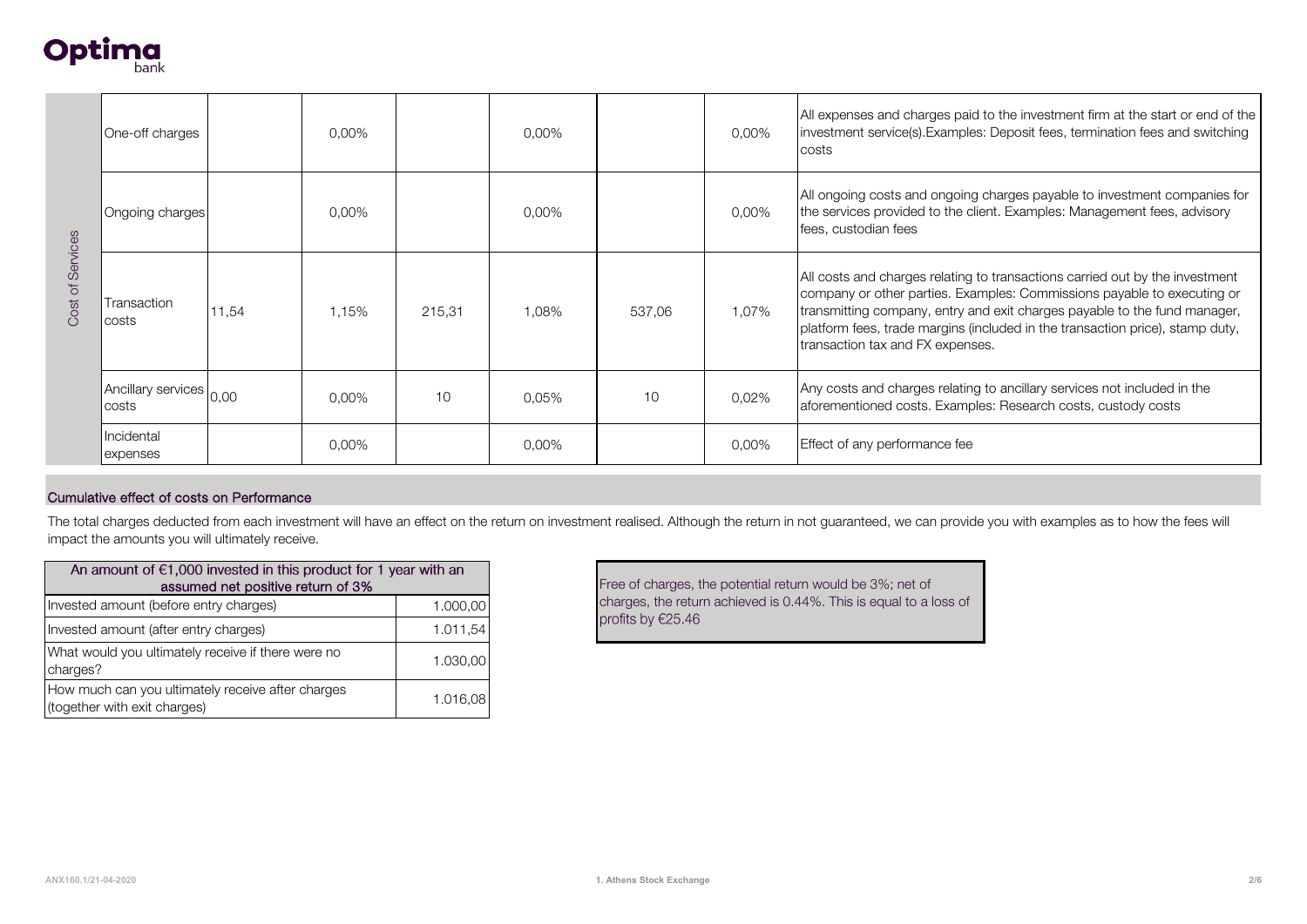Optima bank

| Cost of Services | | | | | | | | |
|---|---|---|---|---|---|---|---|---|
| | One-off charges | | 0,00% | | 0,00% | | 0,00% | All expenses and charges paid to the investment firm at the start or end of the investment service(s).Examples: Deposit fees, termination fees and switching costs |
| | Ongoing charges | | 0,00% | | 0,00% | | 0,00% | All ongoing costs and ongoing charges payable to investment companies for the services provided to the client. Examples: Management fees, advisory fees, custodian fees |
| | Transaction costs | 11,54 | 1,15% | 215,31 | 1,08% | 537,06 | 1,07% | All costs and charges relating to transactions carried out by the investment company or other parties. Examples: Commissions payable to executing or transmitting company, entry and exit charges payable to the fund manager, platform fees, trade margins (included in the transaction price), stamp duty, transaction tax and FX expenses. |
| | Ancillary services costs | 0,00 | 0,00% | 10 | 0,05% | 10 | 0,02% | Any costs and charges relating to ancillary services not included in the aforementioned costs. Examples: Research costs, custody costs |
| | Incidental expenses | | 0,00% | | 0,00% | | 0,00% | Effect of any performance fee |

## Cumulative effect of costs on Performance

The total charges deducted from each investment will have an effect on the return on investment realised. Although the return in not guaranteed, we can provide you with examples as to how the fees will impact the amounts you will ultimately receive.

| An amount of €1,000 invested in this product for 1 year with an assumed net positive return of 3% | |
|---|---|
| Invested amount (before entry charges) | 1.000,00 |
| Invested amount (after entry charges) | 1.011,54 |
| What would you ultimately receive if there were no charges? | 1.030,00 |
| How much can you ultimately receive after charges (together with exit charges) | 1.016,08 |

Free of charges, the potential return would be 3%; net of charges, the return achieved is 0.44%. This is equal to a loss of profits by €25.46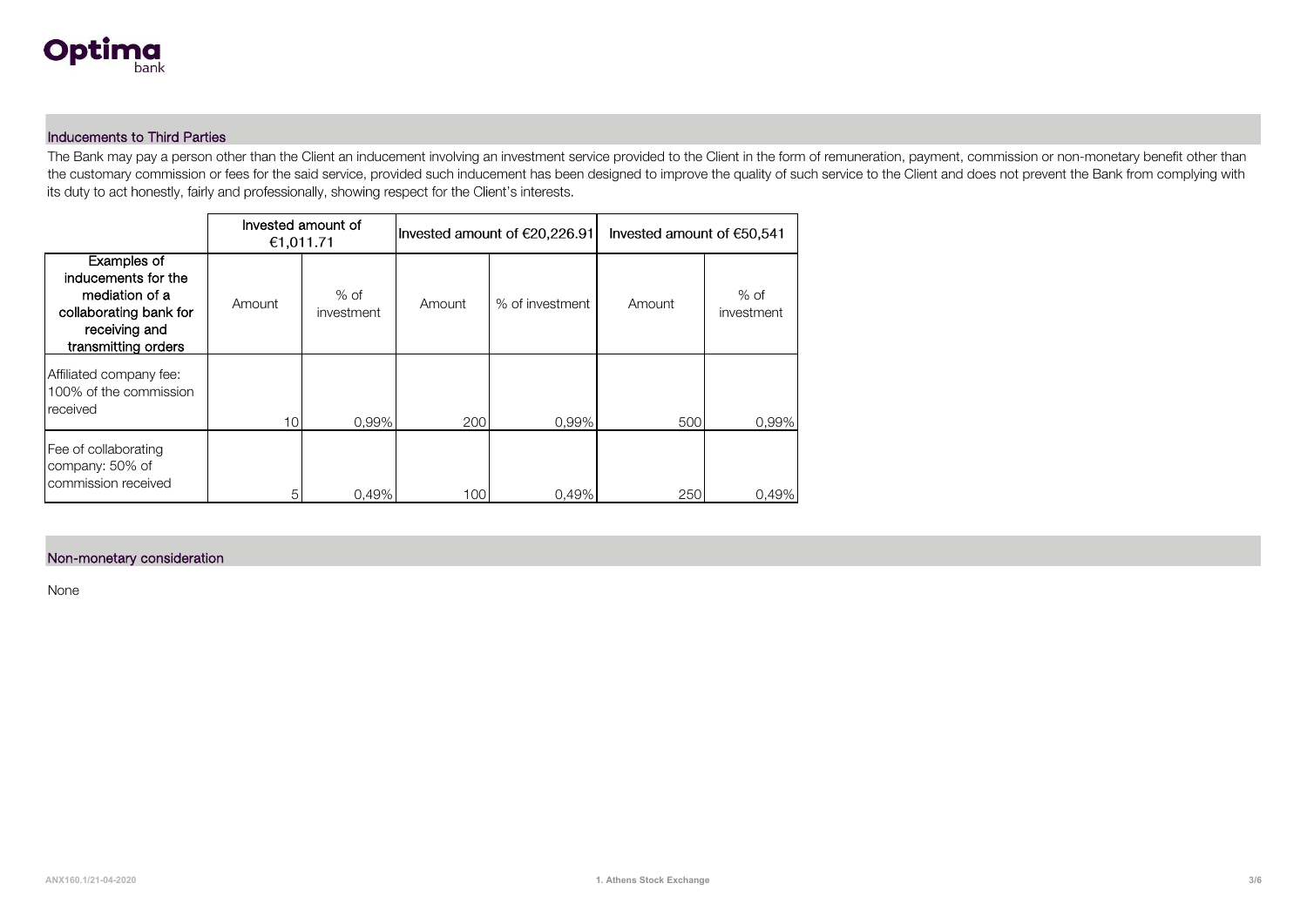## Inducements to Third Parties

The Bank may pay a person other than the Client an inducement involving an investment service provided to the Client in the form of remuneration, payment, commission or non-monetary benefit other than the customary commission or fees for the said service, provided such inducement has been designed to improve the quality of such service to the Client and does not prevent the Bank from complying with its duty to act honestly, fairly and professionally, showing respect for the Client's interests.

| | Invested amount of €1,011.71 | | Invested amount of €20,226.91 | | Invested amount of €50,541 | |
|---|---|---|---|---|---|---|
| **Examples of inducements for the mediation of a collaborating bank for receiving and transmitting orders** | Amount | % of investment | Amount | % of investment | Amount | % of investment |
| Affiliated company fee: 100% of the commission received | 10 | 0,99% | 200 | 0,99% | 500 | 0,99% |
| Fee of collaborating company: 50% of commission received | 5 | 0,49% | 100 | 0,49% | 250 | 0,49% |

## Non-monetary consideration

None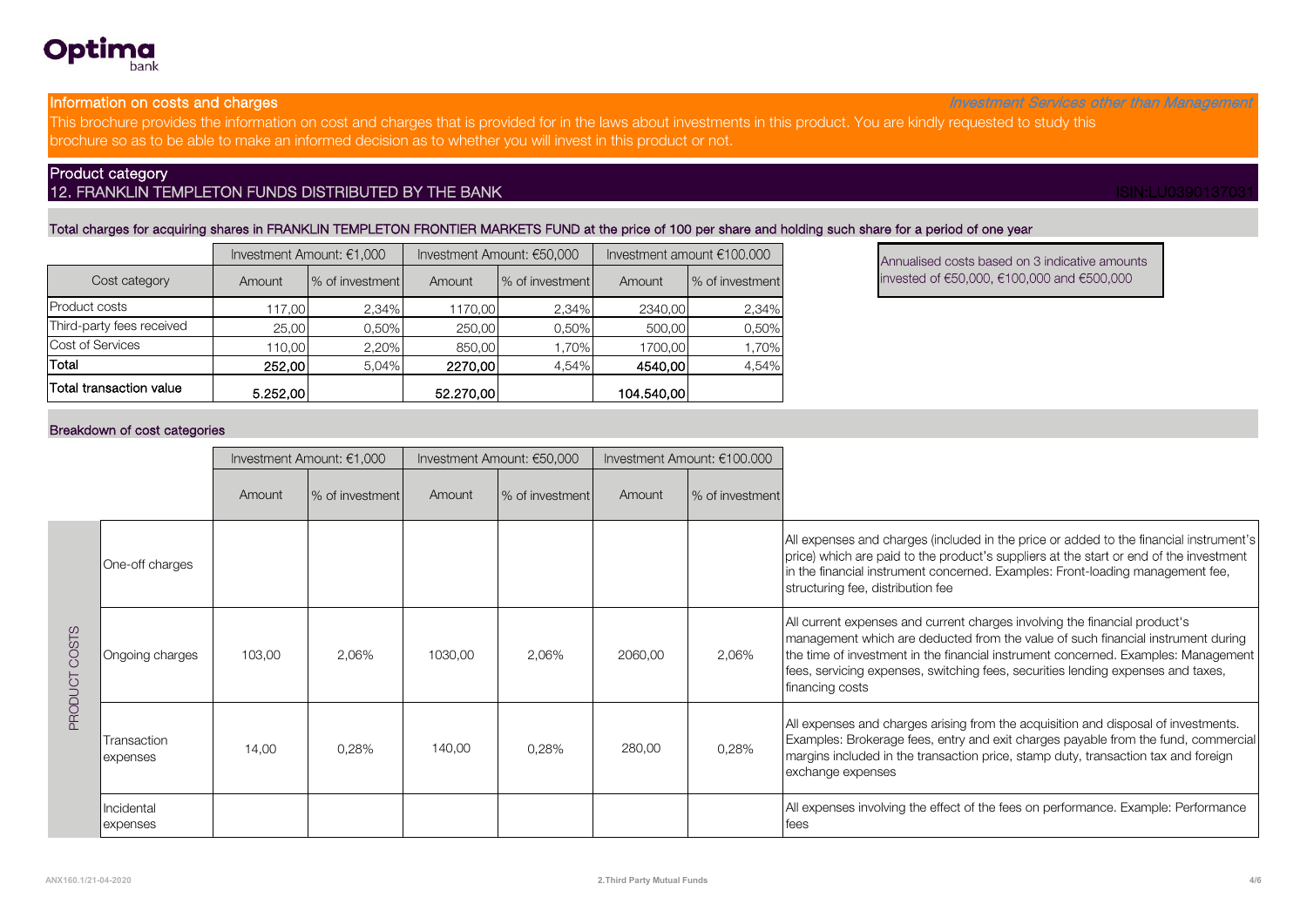Optima bank

## Information on costs and charges

*Investment Services other than Management*

This brochure provides the information on cost and charges that is provided for in the laws about investments in this product. You are kindly requested to study this brochure so as to be able to make an informed decision as to whether you will invest in this product or not.

## Product category

### 12. FRANKLIN TEMPLETON FUNDS DISTRIBUTED BY THE BANK

ISIN:LU0390137031

### Total charges for acquiring shares in FRANKLIN TEMPLETON FRONTIER MARKETS FUND at the price of 100 per share and holding such share for a period of one year

| | Investment Amount: €1,000 | | Investment Amount: €50,000 | | Investment amount €100.000 | |
|---|---|---|---|---|---|---|
| Cost category | Amount | % of investment | Amount | % of investment | Amount | % of investment |
| Product costs | 117,00 | 2,34% | 1170,00 | 2,34% | 2340,00 | 2,34% |
| Third-party fees received | 25,00 | 0,50% | 250,00 | 0,50% | 500,00 | 0,50% |
| Cost of Services | 110,00 | 2,20% | 850,00 | 1,70% | 1700,00 | 1,70% |
| **Total** | **252,00** | 5,04% | **2270,00** | 4,54% | **4540,00** | 4,54% |
| **Total transaction value** | **5.252,00** | | **52.270,00** | | **104.540,00** | |

Annualised costs based on 3 indicative amounts invested of €50,000, €100,000 and €500,000

### Breakdown of cost categories

| | | Investment Amount: €1,000 | | Investment Amount: €50,000 | | Investment Amount: €100.000 | | |
|---|---|---|---|---|---|---|---|---|
| | | Amount | % of investment | Amount | % of investment | Amount | % of investment | |
| PRODUCT COSTS | One-off charges | | | | | | | All expenses and charges (included in the price or added to the financial instrument's price) which are paid to the product's suppliers at the start or end of the investment in the financial instrument concerned. Examples: Front-loading management fee, structuring fee, distribution fee |
| | Ongoing charges | 103,00 | 2,06% | 1030,00 | 2,06% | 2060,00 | 2,06% | All current expenses and current charges involving the financial product's management which are deducted from the value of such financial instrument during the time of investment in the financial instrument concerned. Examples: Management fees, servicing expenses, switching fees, securities lending expenses and taxes, financing costs |
| | Transaction expenses | 14,00 | 0,28% | 140,00 | 0,28% | 280,00 | 0,28% | All expenses and charges arising from the acquisition and disposal of investments. Examples: Brokerage fees, entry and exit charges payable from the fund, commercial margins included in the transaction price, stamp duty, transaction tax and foreign exchange expenses |
| | Incidental expenses | | | | | | | All expenses involving the effect of the fees on performance. Example: Performance fees |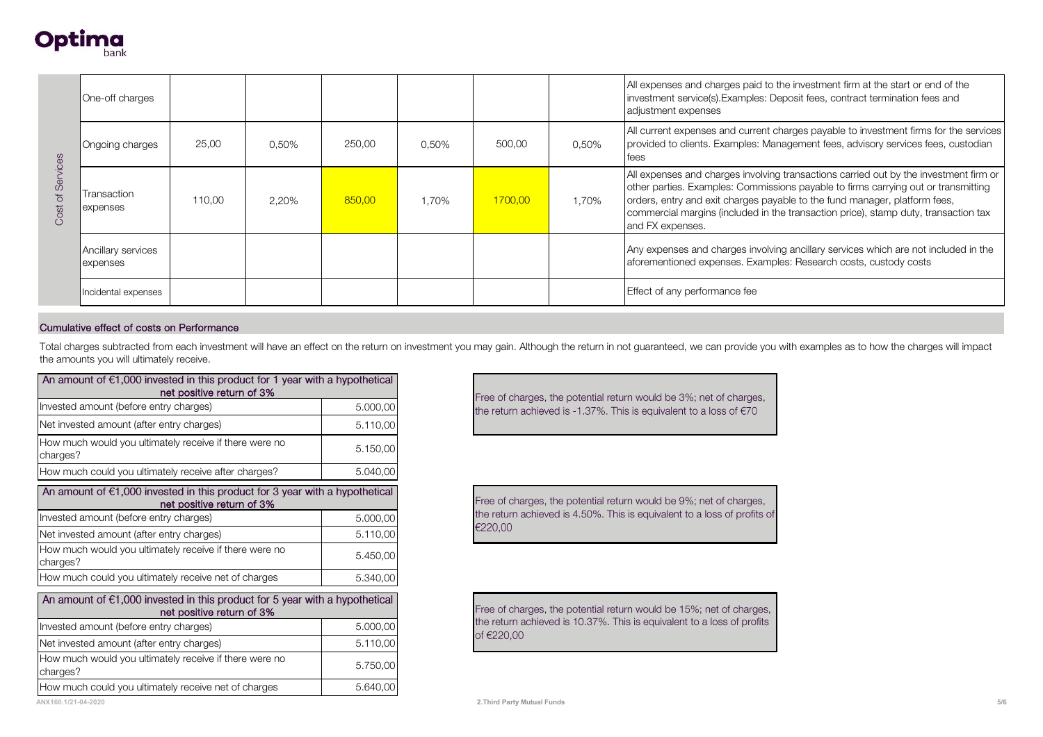| Cost of Services | | | | | | | | |
|---|---|---|---|---|---|---|---|---|
| One-off charges | | | | | | | | All expenses and charges paid to the investment firm at the start or end of the investment service(s).Examples: Deposit fees, contract termination fees and adjustment expenses |
| Ongoing charges | 25,00 | 0,50% | 250,00 | 0,50% | 500,00 | 0,50% | | All current expenses and current charges payable to investment firms for the services provided to clients. Examples: Management fees, advisory services fees, custodian fees |
| Transaction expenses | 110,00 | 2,20% | 850,00 | 1,70% | 1700,00 | 1,70% | | All expenses and charges involving transactions carried out by the investment firm or other parties. Examples: Commissions payable to firms carrying out or transmitting orders, entry and exit charges payable to the fund manager, platform fees, commercial margins (included in the transaction price), stamp duty, transaction tax and FX expenses. |
| Ancillary services expenses | | | | | | | | Any expenses and charges involving ancillary services which are not included in the aforementioned expenses. Examples: Research costs, custody costs |
| Incidental expenses | | | | | | | | Effect of any performance fee |

## Cumulative effect of costs on Performance

Total charges subtracted from each investment will have an effect on the return on investment you may gain. Although the return in not guaranteed, we can provide you with examples as to how the charges will impact the amounts you will ultimately receive.

| An amount of €1,000 invested in this product for 1 year with a hypothetical net positive return of 3% | |
|---|---|
| Invested amount (before entry charges) | 5.000,00 |
| Net invested amount (after entry charges) | 5.110,00 |
| How much would you ultimately receive if there were no charges? | 5.150,00 |
| How much could you ultimately receive after charges? | 5.040,00 |

Free of charges, the potential return would be 3%; net of charges, the return achieved is -1.37%. This is equivalent to a loss of €70

| An amount of €1,000 invested in this product for 3 year with a hypothetical net positive return of 3% | |
|---|---|
| Invested amount (before entry charges) | 5.000,00 |
| Net invested amount (after entry charges) | 5.110,00 |
| How much would you ultimately receive if there were no charges? | 5.450,00 |
| How much could you ultimately receive net of charges | 5.340,00 |

Free of charges, the potential return would be 9%; net of charges, the return achieved is 4.50%. This is equivalent to a loss of profits of €220,00

| An amount of €1,000 invested in this product for 5 year with a hypothetical net positive return of 3% | |
|---|---|
| Invested amount (before entry charges) | 5.000,00 |
| Net invested amount (after entry charges) | 5.110,00 |
| How much would you ultimately receive if there were no charges? | 5.750,00 |
| How much could you ultimately receive net of charges | 5.640,00 |

Free of charges, the potential return would be 15%; net of charges, the return achieved is 10.37%. This is equivalent to a loss of profits of €220,00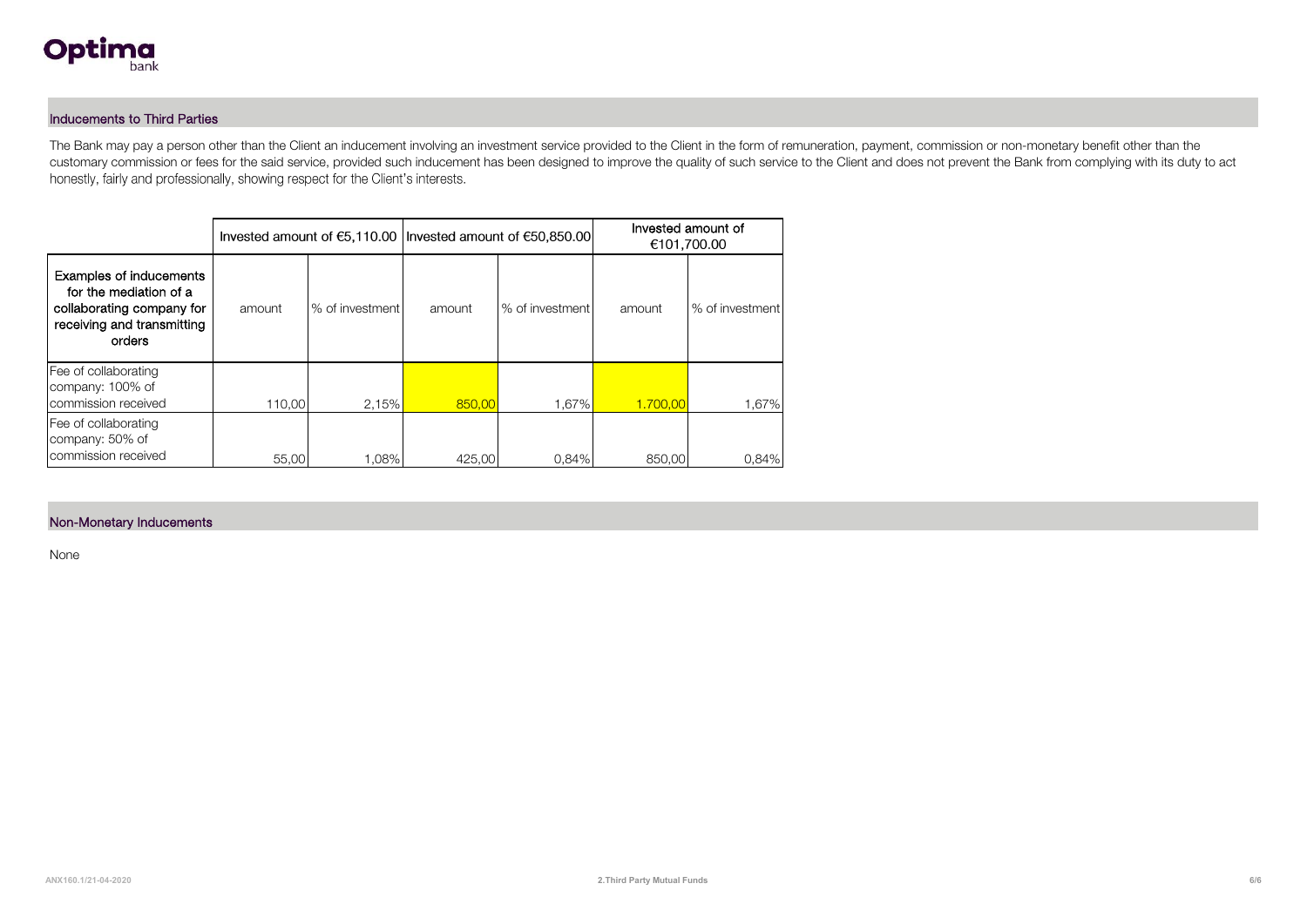## Inducements to Third Parties

The Bank may pay a person other than the Client an inducement involving an investment service provided to the Client in the form of remuneration, payment, commission or non-monetary benefit other than the customary commission or fees for the said service, provided such inducement has been designed to improve the quality of such service to the Client and does not prevent the Bank from complying with its duty to act honestly, fairly and professionally, showing respect for the Client's interests.

| | Invested amount of €5,110.00 | | Invested amount of €50,850.00 | | Invested amount of €101,700.00 | |
|---|---|---|---|---|---|---|
| **Examples of inducements for the mediation of a collaborating company for receiving and transmitting orders** | amount | % of investment | amount | % of investment | amount | % of investment |
| Fee of collaborating company: 100% of commission received | 110,00 | 2,15% | 850,00 | 1,67% | 1.700,00 | 1,67% |
| Fee of collaborating company: 50% of commission received | 55,00 | 1,08% | 425,00 | 0,84% | 850,00 | 0,84% |

## Non-Monetary Inducements

None